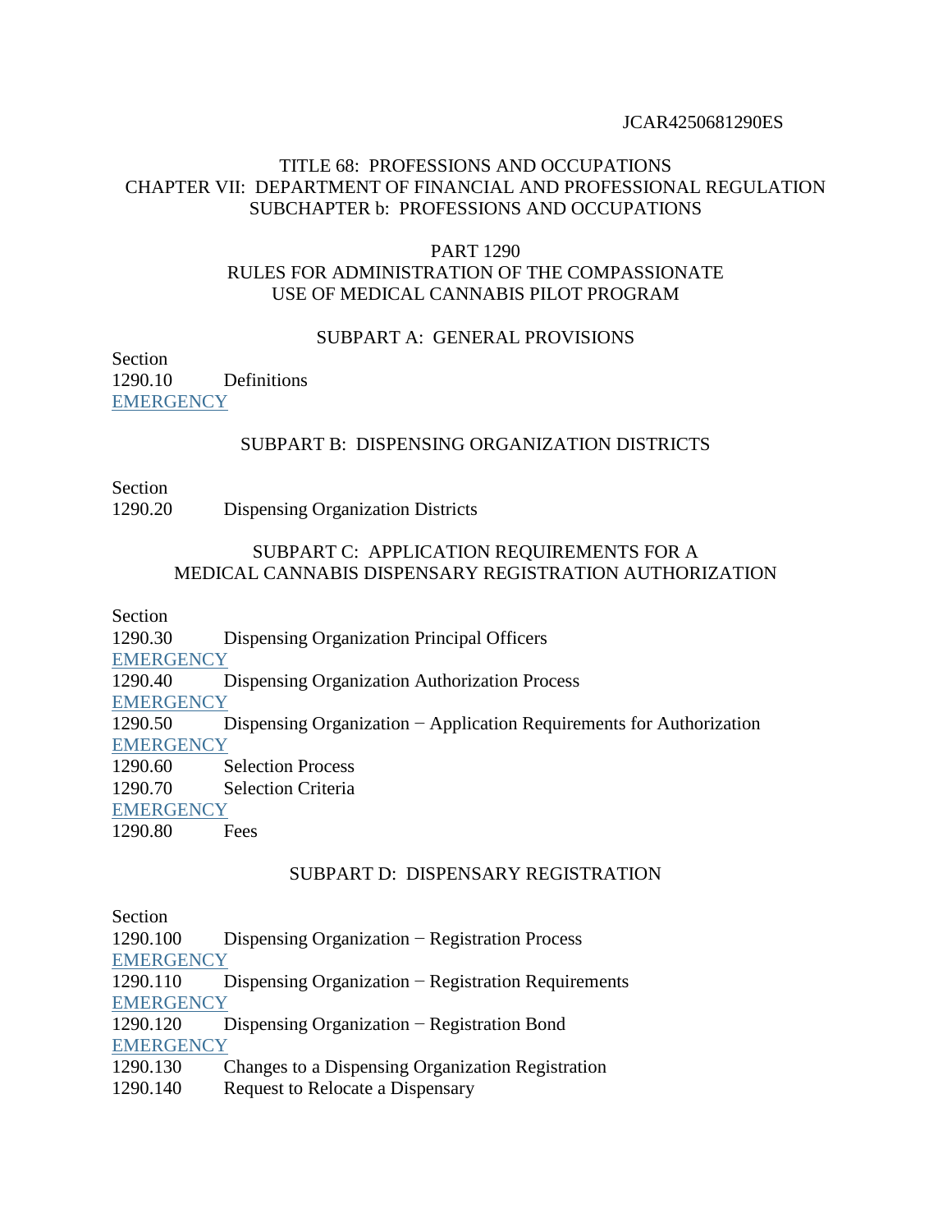JCAR4250681290ES

TITLE 68: PROFESSIONS AND OCCUPATIONS
CHAPTER VII: DEPARTMENT OF FINANCIAL AND PROFESSIONAL REGULATION
SUBCHAPTER b: PROFESSIONS AND OCCUPATIONS

# PART 1290
# RULES FOR ADMINISTRATION OF THE COMPASSIONATE USE OF MEDICAL CANNABIS PILOT PROGRAM

## SUBPART A: GENERAL PROVISIONS

Section
1290.10 Definitions
EMERGENCY

## SUBPART B: DISPENSING ORGANIZATION DISTRICTS

Section
1290.20 Dispensing Organization Districts

## SUBPART C: APPLICATION REQUIREMENTS FOR A MEDICAL CANNABIS DISPENSARY REGISTRATION AUTHORIZATION

Section
1290.30 Dispensing Organization Principal Officers
EMERGENCY
1290.40 Dispensing Organization Authorization Process
EMERGENCY
1290.50 Dispensing Organization − Application Requirements for Authorization
EMERGENCY
1290.60 Selection Process
1290.70 Selection Criteria
EMERGENCY
1290.80 Fees

## SUBPART D: DISPENSARY REGISTRATION

Section
1290.100 Dispensing Organization − Registration Process
EMERGENCY
1290.110 Dispensing Organization − Registration Requirements
EMERGENCY
1290.120 Dispensing Organization − Registration Bond
EMERGENCY
1290.130 Changes to a Dispensing Organization Registration
1290.140 Request to Relocate a Dispensary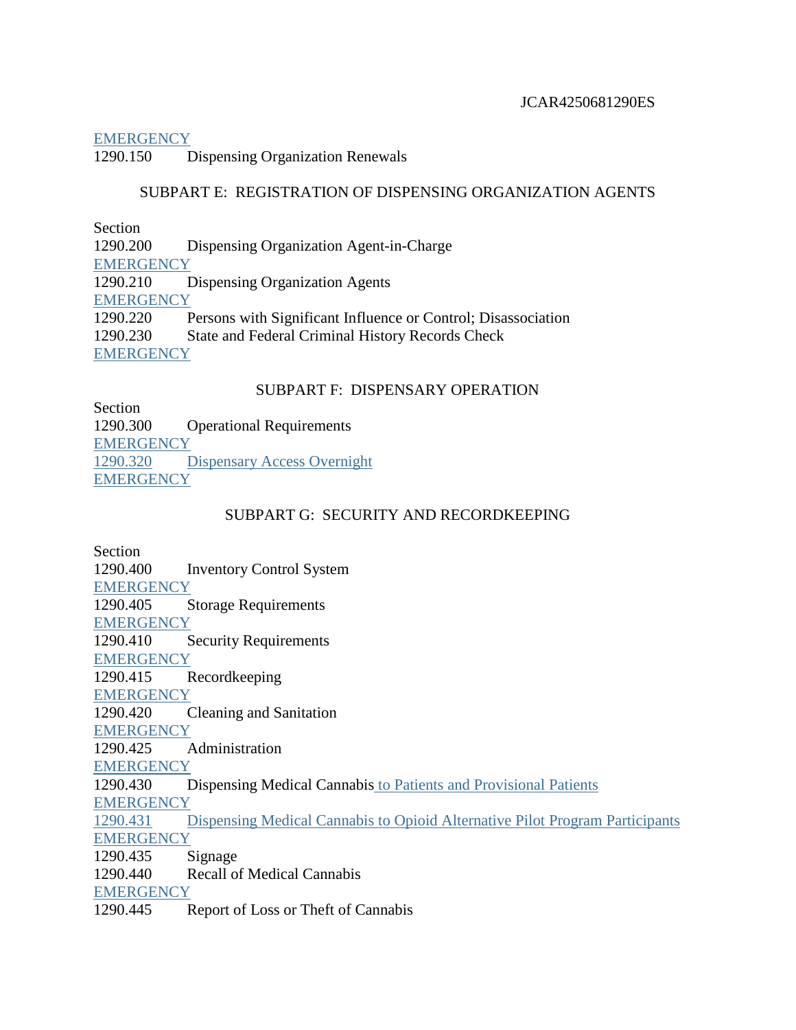EMERGENCY

1290.150 Dispensing Organization Renewals

SUBPART E: REGISTRATION OF DISPENSING ORGANIZATION AGENTS

Section

1290.200 Dispensing Organization Agent-in-Charge

EMERGENCY

1290.210 Dispensing Organization Agents

EMERGENCY

1290.220 Persons with Significant Influence or Control; Disassociation

1290.230 State and Federal Criminal History Records Check

EMERGENCY

SUBPART F: DISPENSARY OPERATION

Section

1290.300 Operational Requirements

EMERGENCY

1290.320 Dispensary Access Overnight

EMERGENCY

SUBPART G: SECURITY AND RECORDKEEPING

Section

1290.400 Inventory Control System

EMERGENCY

1290.405 Storage Requirements

EMERGENCY

1290.410 Security Requirements

EMERGENCY

1290.415 Recordkeeping

EMERGENCY

1290.420 Cleaning and Sanitation

EMERGENCY

1290.425 Administration

EMERGENCY

1290.430 Dispensing Medical Cannabis to Patients and Provisional Patients

EMERGENCY

1290.431 Dispensing Medical Cannabis to Opioid Alternative Pilot Program Participants

EMERGENCY

1290.435 Signage

1290.440 Recall of Medical Cannabis

EMERGENCY

1290.445 Report of Loss or Theft of Cannabis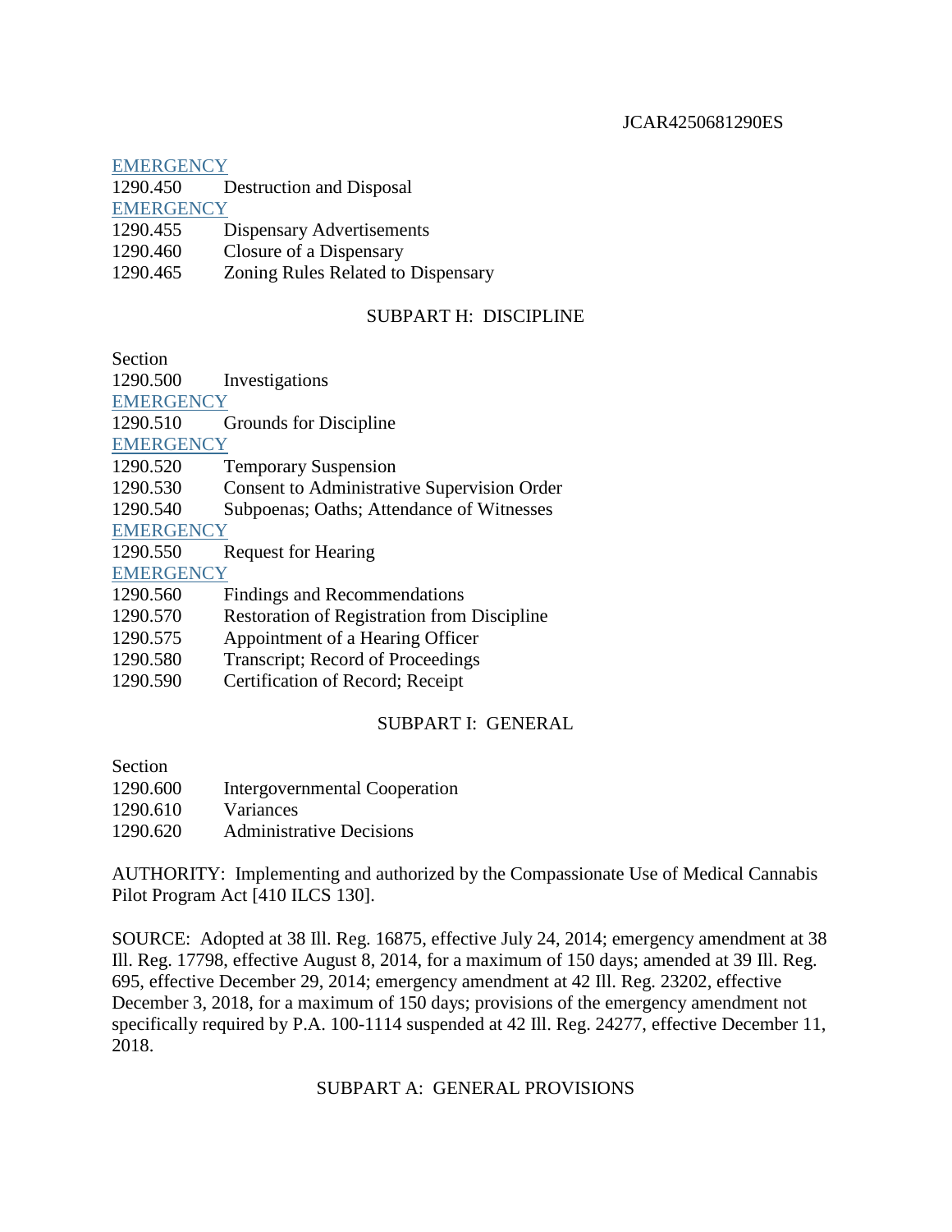EMERGENCY
1290.450 Destruction and Disposal
EMERGENCY
1290.455 Dispensary Advertisements
1290.460 Closure of a Dispensary
1290.465 Zoning Rules Related to Dispensary

SUBPART H: DISCIPLINE

Section
1290.500 Investigations
EMERGENCY
1290.510 Grounds for Discipline
EMERGENCY
1290.520 Temporary Suspension
1290.530 Consent to Administrative Supervision Order
1290.540 Subpoenas; Oaths; Attendance of Witnesses
EMERGENCY
1290.550 Request for Hearing
EMERGENCY
1290.560 Findings and Recommendations
1290.570 Restoration of Registration from Discipline
1290.575 Appointment of a Hearing Officer
1290.580 Transcript; Record of Proceedings
1290.590 Certification of Record; Receipt

SUBPART I: GENERAL

Section
1290.600 Intergovernmental Cooperation
1290.610 Variances
1290.620 Administrative Decisions

AUTHORITY: Implementing and authorized by the Compassionate Use of Medical Cannabis Pilot Program Act [410 ILCS 130].

SOURCE: Adopted at 38 Ill. Reg. 16875, effective July 24, 2014; emergency amendment at 38 Ill. Reg. 17798, effective August 8, 2014, for a maximum of 150 days; amended at 39 Ill. Reg. 695, effective December 29, 2014; emergency amendment at 42 Ill. Reg. 23202, effective December 3, 2018, for a maximum of 150 days; provisions of the emergency amendment not specifically required by P.A. 100-1114 suspended at 42 Ill. Reg. 24277, effective December 11, 2018.

SUBPART A: GENERAL PROVISIONS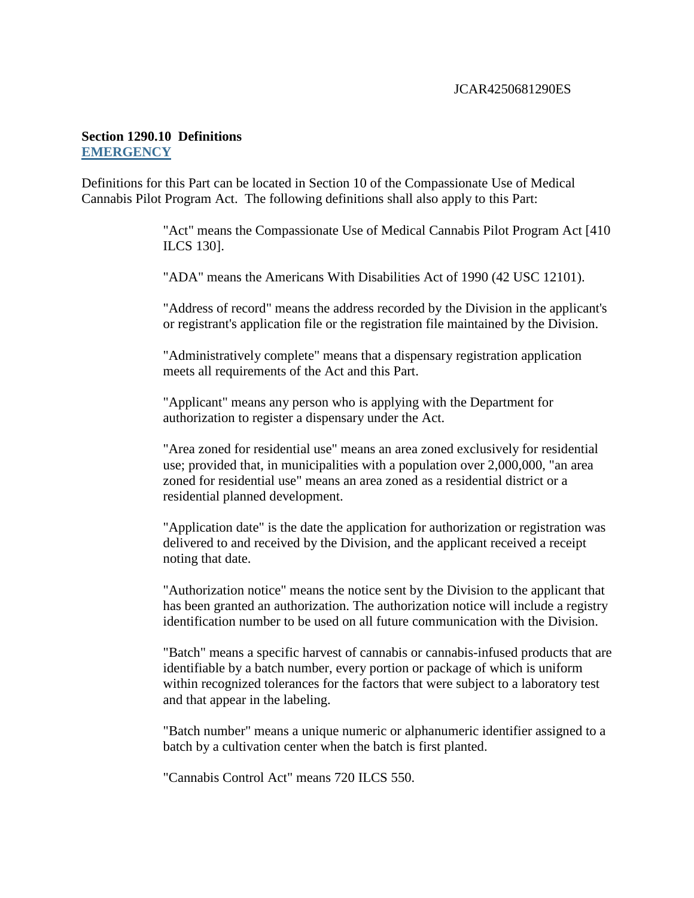**Section 1290.10 Definitions**
**EMERGENCY**

Definitions for this Part can be located in Section 10 of the Compassionate Use of Medical Cannabis Pilot Program Act. The following definitions shall also apply to this Part:

"Act" means the Compassionate Use of Medical Cannabis Pilot Program Act [410 ILCS 130].

"ADA" means the Americans With Disabilities Act of 1990 (42 USC 12101).

"Address of record" means the address recorded by the Division in the applicant's or registrant's application file or the registration file maintained by the Division.

"Administratively complete" means that a dispensary registration application meets all requirements of the Act and this Part.

"Applicant" means any person who is applying with the Department for authorization to register a dispensary under the Act.

"Area zoned for residential use" means an area zoned exclusively for residential use; provided that, in municipalities with a population over 2,000,000, "an area zoned for residential use" means an area zoned as a residential district or a residential planned development.

"Application date" is the date the application for authorization or registration was delivered to and received by the Division, and the applicant received a receipt noting that date.

"Authorization notice" means the notice sent by the Division to the applicant that has been granted an authorization. The authorization notice will include a registry identification number to be used on all future communication with the Division.

"Batch" means a specific harvest of cannabis or cannabis-infused products that are identifiable by a batch number, every portion or package of which is uniform within recognized tolerances for the factors that were subject to a laboratory test and that appear in the labeling.

"Batch number" means a unique numeric or alphanumeric identifier assigned to a batch by a cultivation center when the batch is first planted.

"Cannabis Control Act" means 720 ILCS 550.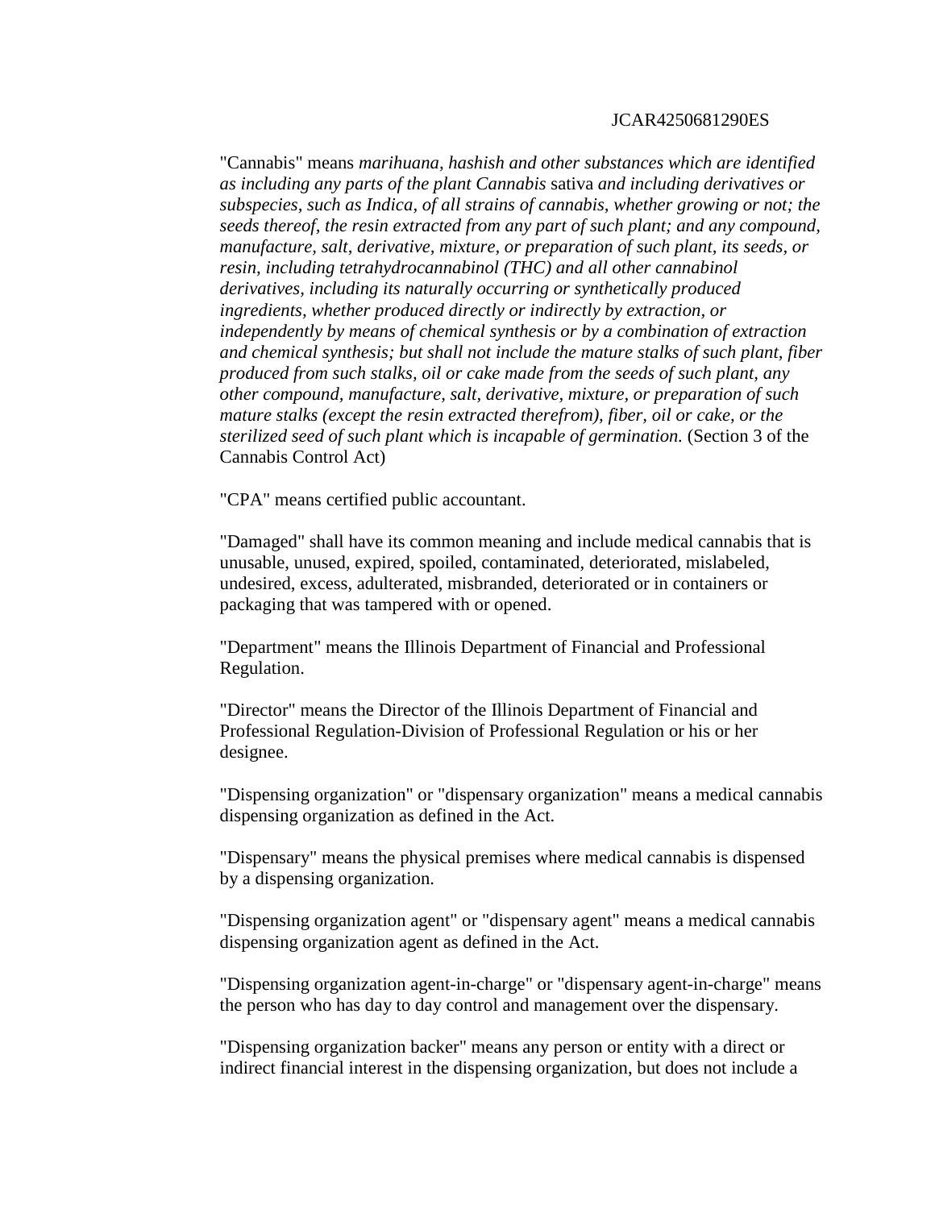"Cannabis" means *marihuana, hashish and other substances which are identified as including any parts of the plant Cannabis* sativa *and including derivatives or subspecies, such as Indica, of all strains of cannabis, whether growing or not; the seeds thereof, the resin extracted from any part of such plant; and any compound, manufacture, salt, derivative, mixture, or preparation of such plant, its seeds, or resin, including tetrahydrocannabinol (THC) and all other cannabinol derivatives, including its naturally occurring or synthetically produced ingredients, whether produced directly or indirectly by extraction, or independently by means of chemical synthesis or by a combination of extraction and chemical synthesis; but shall not include the mature stalks of such plant, fiber produced from such stalks, oil or cake made from the seeds of such plant, any other compound, manufacture, salt, derivative, mixture, or preparation of such mature stalks (except the resin extracted therefrom), fiber, oil or cake, or the sterilized seed of such plant which is incapable of germination.* (Section 3 of the Cannabis Control Act)

"CPA" means certified public accountant.

"Damaged" shall have its common meaning and include medical cannabis that is unusable, unused, expired, spoiled, contaminated, deteriorated, mislabeled, undesired, excess, adulterated, misbranded, deteriorated or in containers or packaging that was tampered with or opened.

"Department" means the Illinois Department of Financial and Professional Regulation.

"Director" means the Director of the Illinois Department of Financial and Professional Regulation-Division of Professional Regulation or his or her designee.

"Dispensing organization" or "dispensary organization" means a medical cannabis dispensing organization as defined in the Act.

"Dispensary" means the physical premises where medical cannabis is dispensed by a dispensing organization.

"Dispensing organization agent" or "dispensary agent" means a medical cannabis dispensing organization agent as defined in the Act.

"Dispensing organization agent-in-charge" or "dispensary agent-in-charge" means the person who has day to day control and management over the dispensary.

"Dispensing organization backer" means any person or entity with a direct or indirect financial interest in the dispensing organization, but does not include a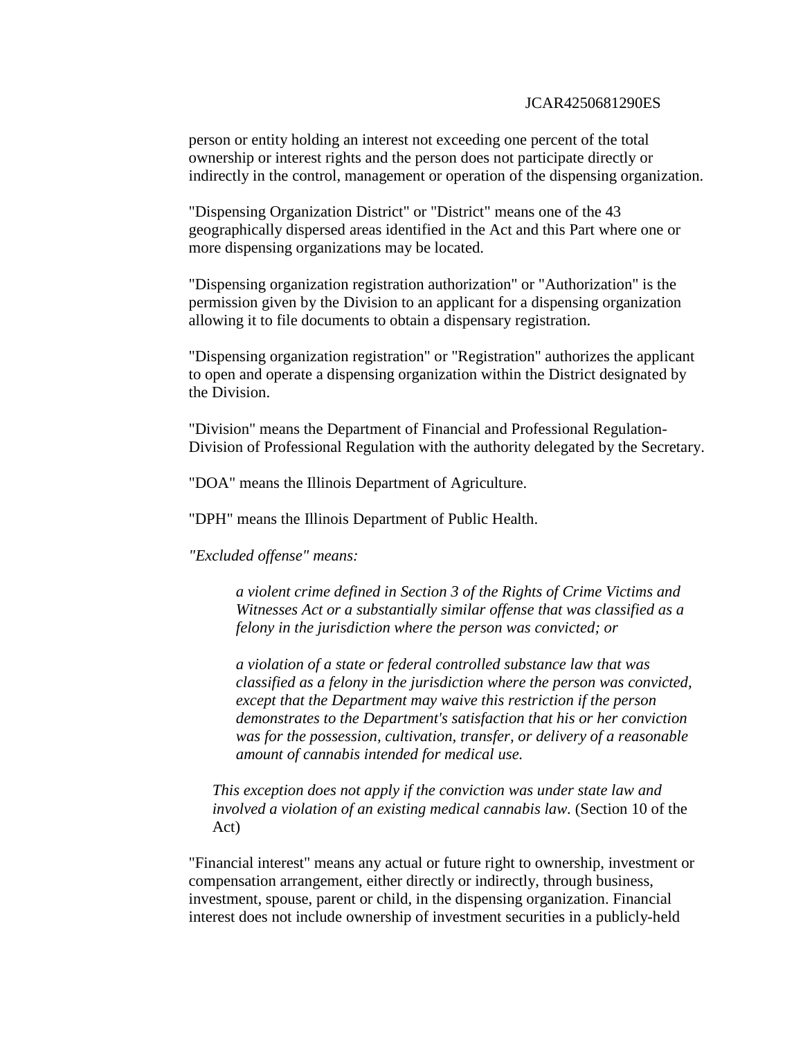person or entity holding an interest not exceeding one percent of the total ownership or interest rights and the person does not participate directly or indirectly in the control, management or operation of the dispensing organization.

"Dispensing Organization District" or "District" means one of the 43 geographically dispersed areas identified in the Act and this Part where one or more dispensing organizations may be located.

"Dispensing organization registration authorization" or "Authorization" is the permission given by the Division to an applicant for a dispensing organization allowing it to file documents to obtain a dispensary registration.

"Dispensing organization registration" or "Registration" authorizes the applicant to open and operate a dispensing organization within the District designated by the Division.

"Division" means the Department of Financial and Professional Regulation-Division of Professional Regulation with the authority delegated by the Secretary.

"DOA" means the Illinois Department of Agriculture.

"DPH" means the Illinois Department of Public Health.

*"Excluded offense" means:*

> *a violent crime defined in Section 3 of the Rights of Crime Victims and Witnesses Act or a substantially similar offense that was classified as a felony in the jurisdiction where the person was convicted; or*
>
> *a violation of a state or federal controlled substance law that was classified as a felony in the jurisdiction where the person was convicted, except that the Department may waive this restriction if the person demonstrates to the Department's satisfaction that his or her conviction was for the possession, cultivation, transfer, or delivery of a reasonable amount of cannabis intended for medical use.*

*This exception does not apply if the conviction was under state law and involved a violation of an existing medical cannabis law.* (Section 10 of the Act)

"Financial interest" means any actual or future right to ownership, investment or compensation arrangement, either directly or indirectly, through business, investment, spouse, parent or child, in the dispensing organization. Financial interest does not include ownership of investment securities in a publicly-held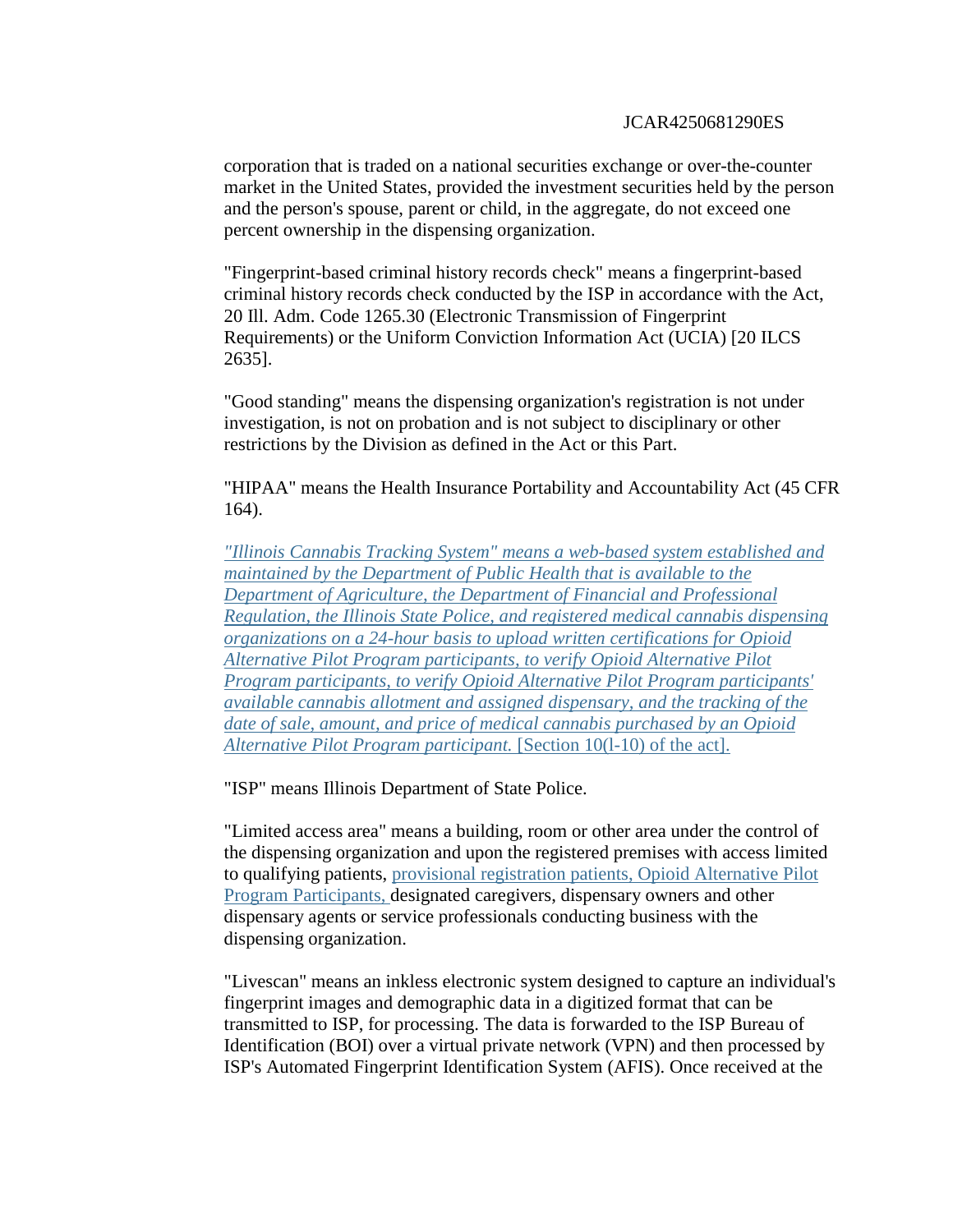corporation that is traded on a national securities exchange or over-the-counter market in the United States, provided the investment securities held by the person and the person's spouse, parent or child, in the aggregate, do not exceed one percent ownership in the dispensing organization.

"Fingerprint-based criminal history records check" means a fingerprint-based criminal history records check conducted by the ISP in accordance with the Act, 20 Ill. Adm. Code 1265.30 (Electronic Transmission of Fingerprint Requirements) or the Uniform Conviction Information Act (UCIA) [20 ILCS 2635].

"Good standing" means the dispensing organization's registration is not under investigation, is not on probation and is not subject to disciplinary or other restrictions by the Division as defined in the Act or this Part.

"HIPAA" means the Health Insurance Portability and Accountability Act (45 CFR 164).

*"Illinois Cannabis Tracking System" means a web-based system established and maintained by the Department of Public Health that is available to the Department of Agriculture, the Department of Financial and Professional Regulation, the Illinois State Police, and registered medical cannabis dispensing organizations on a 24-hour basis to upload written certifications for Opioid Alternative Pilot Program participants, to verify Opioid Alternative Pilot Program participants, to verify Opioid Alternative Pilot Program participants' available cannabis allotment and assigned dispensary, and the tracking of the date of sale, amount, and price of medical cannabis purchased by an Opioid Alternative Pilot Program participant.* [Section 10(l-10) of the act].

"ISP" means Illinois Department of State Police.

"Limited access area" means a building, room or other area under the control of the dispensing organization and upon the registered premises with access limited to qualifying patients, provisional registration patients, Opioid Alternative Pilot Program Participants, designated caregivers, dispensary owners and other dispensary agents or service professionals conducting business with the dispensing organization.

"Livescan" means an inkless electronic system designed to capture an individual's fingerprint images and demographic data in a digitized format that can be transmitted to ISP, for processing. The data is forwarded to the ISP Bureau of Identification (BOI) over a virtual private network (VPN) and then processed by ISP's Automated Fingerprint Identification System (AFIS). Once received at the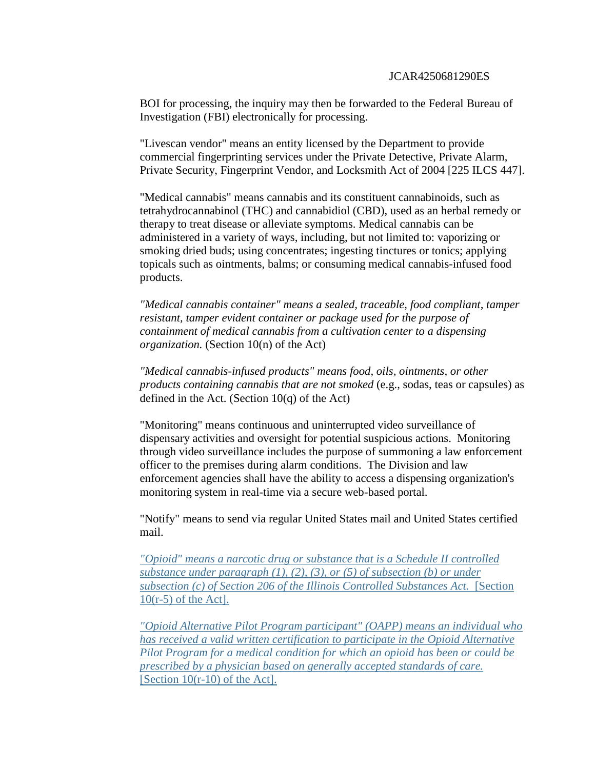BOI for processing, the inquiry may then be forwarded to the Federal Bureau of Investigation (FBI) electronically for processing.

"Livescan vendor" means an entity licensed by the Department to provide commercial fingerprinting services under the Private Detective, Private Alarm, Private Security, Fingerprint Vendor, and Locksmith Act of 2004 [225 ILCS 447].

"Medical cannabis" means cannabis and its constituent cannabinoids, such as tetrahydrocannabinol (THC) and cannabidiol (CBD), used as an herbal remedy or therapy to treat disease or alleviate symptoms. Medical cannabis can be administered in a variety of ways, including, but not limited to: vaporizing or smoking dried buds; using concentrates; ingesting tinctures or tonics; applying topicals such as ointments, balms; or consuming medical cannabis-infused food products.

*"Medical cannabis container" means a sealed, traceable, food compliant, tamper resistant, tamper evident container or package used for the purpose of containment of medical cannabis from a cultivation center to a dispensing organization.* (Section 10(n) of the Act)

*"Medical cannabis-infused products" means food, oils, ointments, or other products containing cannabis that are not smoked* (e.g., sodas, teas or capsules) as defined in the Act. (Section 10(q) of the Act)

"Monitoring" means continuous and uninterrupted video surveillance of dispensary activities and oversight for potential suspicious actions. Monitoring through video surveillance includes the purpose of summoning a law enforcement officer to the premises during alarm conditions. The Division and law enforcement agencies shall have the ability to access a dispensing organization's monitoring system in real-time via a secure web-based portal.

"Notify" means to send via regular United States mail and United States certified mail.

*"Opioid" means a narcotic drug or substance that is a Schedule II controlled substance under paragraph (1), (2), (3), or (5) of subsection (b) or under subsection (c) of Section 206 of the Illinois Controlled Substances Act.* [Section 10(r-5) of the Act].

*"Opioid Alternative Pilot Program participant" (OAPP) means an individual who has received a valid written certification to participate in the Opioid Alternative Pilot Program for a medical condition for which an opioid has been or could be prescribed by a physician based on generally accepted standards of care.* [Section 10(r-10) of the Act].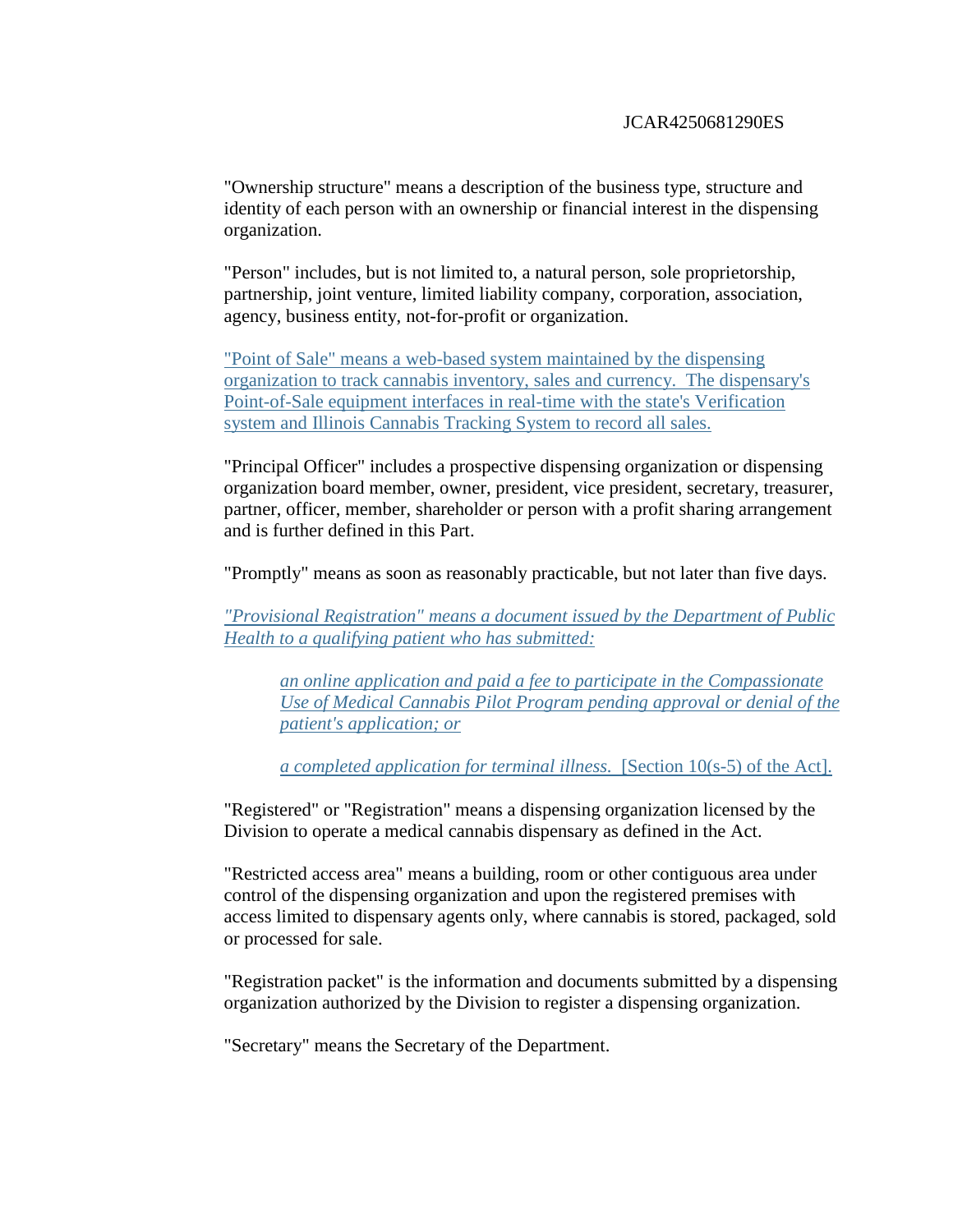"Ownership structure" means a description of the business type, structure and identity of each person with an ownership or financial interest in the dispensing organization.

"Person" includes, but is not limited to, a natural person, sole proprietorship, partnership, joint venture, limited liability company, corporation, association, agency, business entity, not-for-profit or organization.

<u>"Point of Sale" means a web-based system maintained by the dispensing organization to track cannabis inventory, sales and currency. The dispensary's Point-of-Sale equipment interfaces in real-time with the state's Verification system and Illinois Cannabis Tracking System to record all sales.</u>

"Principal Officer" includes a prospective dispensing organization or dispensing organization board member, owner, president, vice president, secretary, treasurer, partner, officer, member, shareholder or person with a profit sharing arrangement and is further defined in this Part.

"Promptly" means as soon as reasonably practicable, but not later than five days.

<u>*"Provisional Registration" means a document issued by the Department of Public Health to a qualifying patient who has submitted:*</u>

> <u>*an online application and paid a fee to participate in the Compassionate Use of Medical Cannabis Pilot Program pending approval or denial of the patient's application; or*</u>
>
> <u>*a completed application for terminal illness.* [Section 10(s-5) of the Act].</u>

"Registered" or "Registration" means a dispensing organization licensed by the Division to operate a medical cannabis dispensary as defined in the Act.

"Restricted access area" means a building, room or other contiguous area under control of the dispensing organization and upon the registered premises with access limited to dispensary agents only, where cannabis is stored, packaged, sold or processed for sale.

"Registration packet" is the information and documents submitted by a dispensing organization authorized by the Division to register a dispensing organization.

"Secretary" means the Secretary of the Department.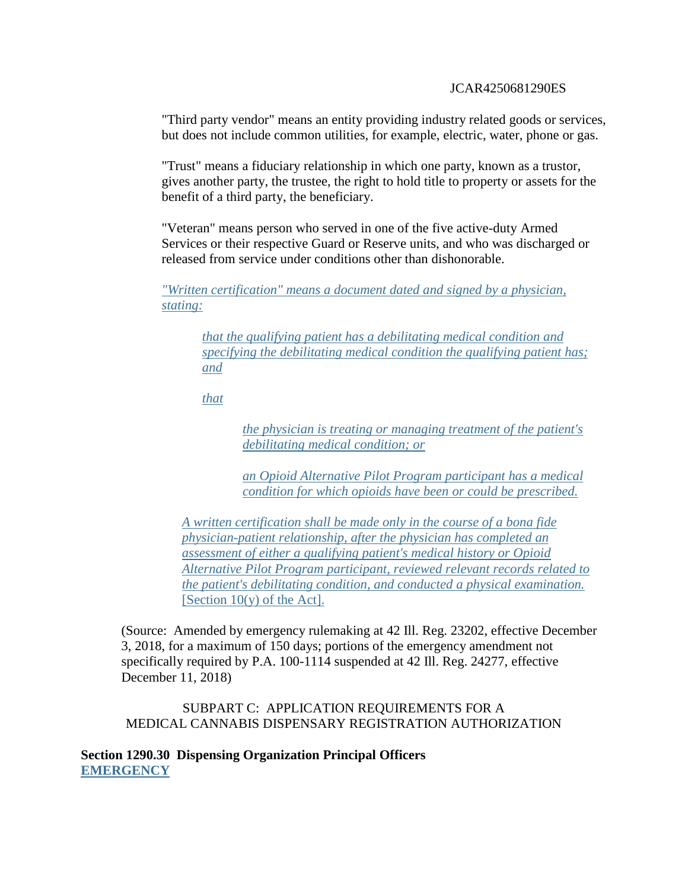"Third party vendor" means an entity providing industry related goods or services, but does not include common utilities, for example, electric, water, phone or gas.

"Trust" means a fiduciary relationship in which one party, known as a trustor, gives another party, the trustee, the right to hold title to property or assets for the benefit of a third party, the beneficiary.

"Veteran" means person who served in one of the five active-duty Armed Services or their respective Guard or Reserve units, and who was discharged or released from service under conditions other than dishonorable.

<u>*"Written certification" means a document dated and signed by a physician, stating:*</u>

> <u>*that the qualifying patient has a debilitating medical condition and specifying the debilitating medical condition the qualifying patient has; and*</u>
>
> <u>*that*</u>
>
> > <u>*the physician is treating or managing treatment of the patient's debilitating medical condition; or*</u>
> >
> > <u>*an Opioid Alternative Pilot Program participant has a medical condition for which opioids have been or could be prescribed.*</u>

<u>*A written certification shall be made only in the course of a bona fide physician-patient relationship, after the physician has completed an assessment of either a qualifying patient's medical history or Opioid Alternative Pilot Program participant, reviewed relevant records related to the patient's debilitating condition, and conducted a physical examination.*</u> <u>[Section 10(y) of the Act].</u>

(Source: Amended by emergency rulemaking at 42 Ill. Reg. 23202, effective December 3, 2018, for a maximum of 150 days; portions of the emergency amendment not specifically required by P.A. 100-1114 suspended at 42 Ill. Reg. 24277, effective December 11, 2018)

SUBPART C: APPLICATION REQUIREMENTS FOR A MEDICAL CANNABIS DISPENSARY REGISTRATION AUTHORIZATION

**Section 1290.30 Dispensing Organization Principal Officers**
**<u>EMERGENCY</u>**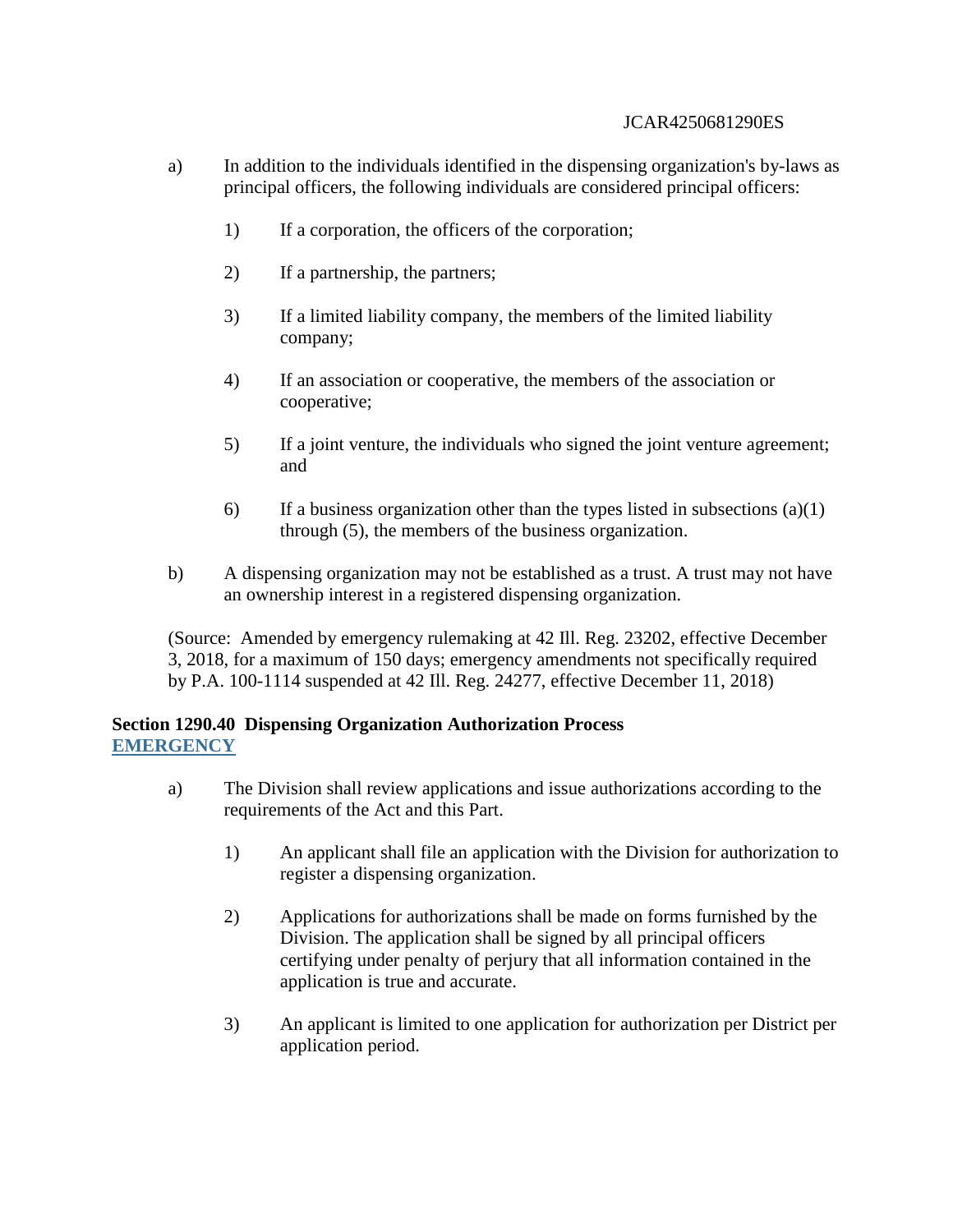a) In addition to the individuals identified in the dispensing organization's by-laws as principal officers, the following individuals are considered principal officers:

1) If a corporation, the officers of the corporation;

2) If a partnership, the partners;

3) If a limited liability company, the members of the limited liability company;

4) If an association or cooperative, the members of the association or cooperative;

5) If a joint venture, the individuals who signed the joint venture agreement; and

6) If a business organization other than the types listed in subsections (a)(1) through (5), the members of the business organization.

b) A dispensing organization may not be established as a trust. A trust may not have an ownership interest in a registered dispensing organization.

(Source: Amended by emergency rulemaking at 42 Ill. Reg. 23202, effective December 3, 2018, for a maximum of 150 days; emergency amendments not specifically required by P.A. 100-1114 suspended at 42 Ill. Reg. 24277, effective December 11, 2018)

**Section 1290.40 Dispensing Organization Authorization Process**
**EMERGENCY**

a) The Division shall review applications and issue authorizations according to the requirements of the Act and this Part.

1) An applicant shall file an application with the Division for authorization to register a dispensing organization.

2) Applications for authorizations shall be made on forms furnished by the Division. The application shall be signed by all principal officers certifying under penalty of perjury that all information contained in the application is true and accurate.

3) An applicant is limited to one application for authorization per District per application period.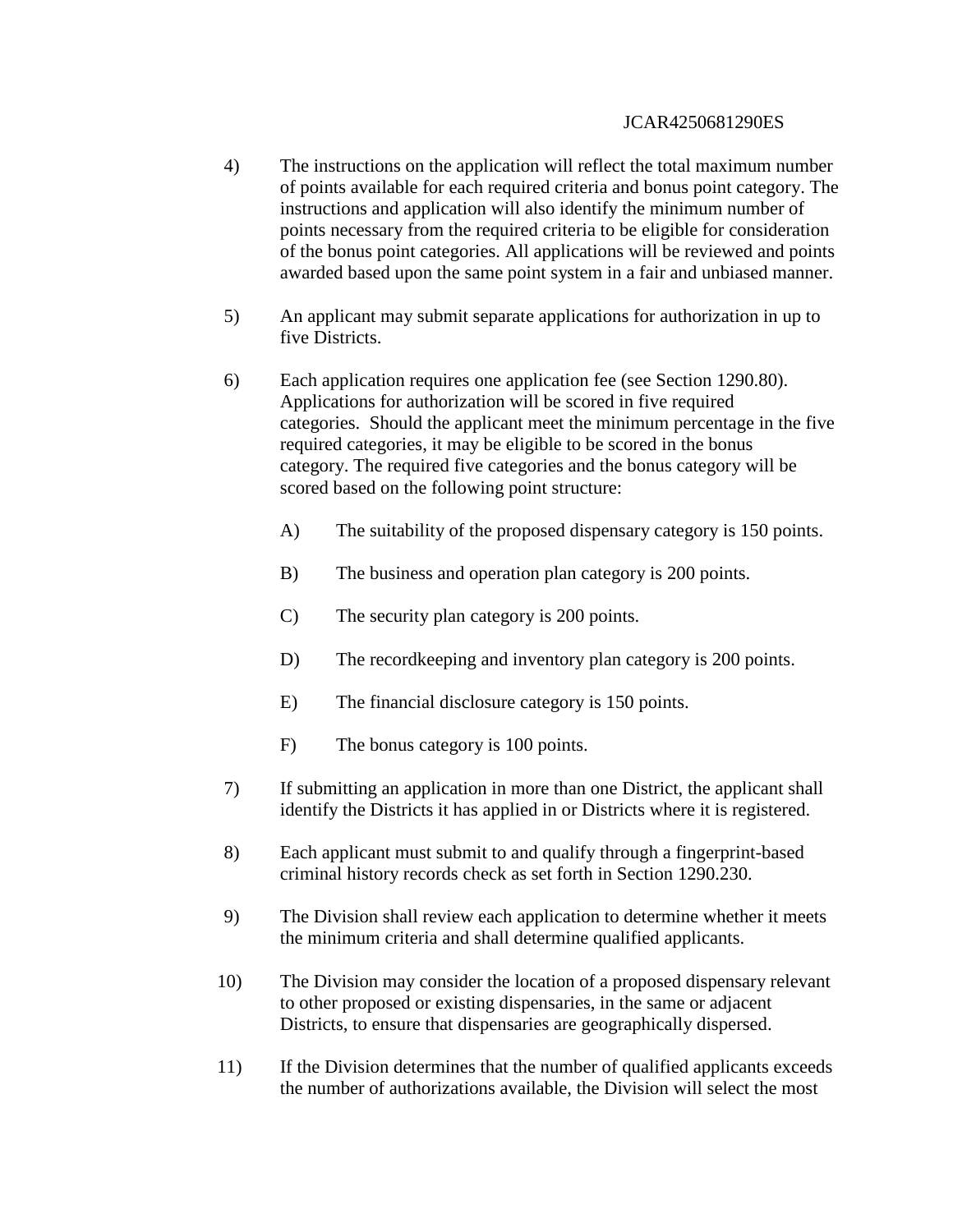4) The instructions on the application will reflect the total maximum number of points available for each required criteria and bonus point category. The instructions and application will also identify the minimum number of points necessary from the required criteria to be eligible for consideration of the bonus point categories. All applications will be reviewed and points awarded based upon the same point system in a fair and unbiased manner.

5) An applicant may submit separate applications for authorization in up to five Districts.

6) Each application requires one application fee (see Section 1290.80). Applications for authorization will be scored in five required categories. Should the applicant meet the minimum percentage in the five required categories, it may be eligible to be scored in the bonus category. The required five categories and the bonus category will be scored based on the following point structure:

   A) The suitability of the proposed dispensary category is 150 points.

   B) The business and operation plan category is 200 points.

   C) The security plan category is 200 points.

   D) The recordkeeping and inventory plan category is 200 points.

   E) The financial disclosure category is 150 points.

   F) The bonus category is 100 points.

7) If submitting an application in more than one District, the applicant shall identify the Districts it has applied in or Districts where it is registered.

8) Each applicant must submit to and qualify through a fingerprint-based criminal history records check as set forth in Section 1290.230.

9) The Division shall review each application to determine whether it meets the minimum criteria and shall determine qualified applicants.

10) The Division may consider the location of a proposed dispensary relevant to other proposed or existing dispensaries, in the same or adjacent Districts, to ensure that dispensaries are geographically dispersed.

11) If the Division determines that the number of qualified applicants exceeds the number of authorizations available, the Division will select the most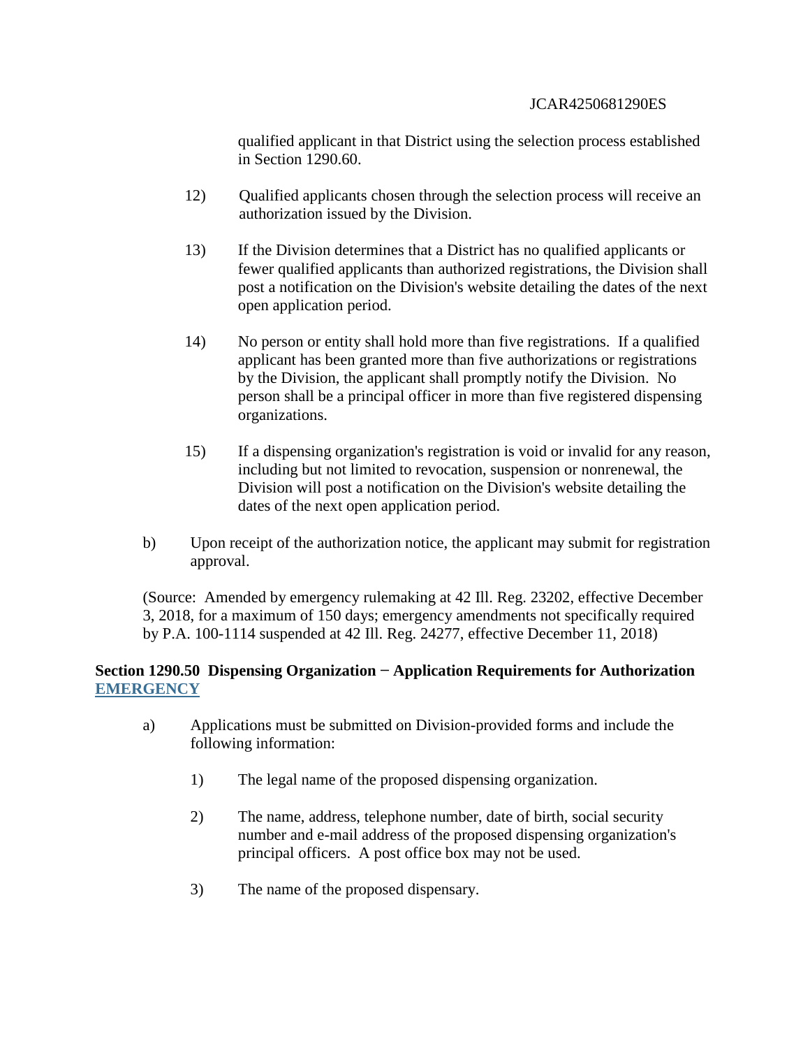qualified applicant in that District using the selection process established in Section 1290.60.

12) Qualified applicants chosen through the selection process will receive an authorization issued by the Division.

13) If the Division determines that a District has no qualified applicants or fewer qualified applicants than authorized registrations, the Division shall post a notification on the Division's website detailing the dates of the next open application period.

14) No person or entity shall hold more than five registrations. If a qualified applicant has been granted more than five authorizations or registrations by the Division, the applicant shall promptly notify the Division. No person shall be a principal officer in more than five registered dispensing organizations.

15) If a dispensing organization's registration is void or invalid for any reason, including but not limited to revocation, suspension or nonrenewal, the Division will post a notification on the Division's website detailing the dates of the next open application period.

b) Upon receipt of the authorization notice, the applicant may submit for registration approval.

(Source: Amended by emergency rulemaking at 42 Ill. Reg. 23202, effective December 3, 2018, for a maximum of 150 days; emergency amendments not specifically required by P.A. 100-1114 suspended at 42 Ill. Reg. 24277, effective December 11, 2018)

**Section 1290.50 Dispensing Organization − Application Requirements for Authorization EMERGENCY**

a) Applications must be submitted on Division-provided forms and include the following information:

1) The legal name of the proposed dispensing organization.

2) The name, address, telephone number, date of birth, social security number and e-mail address of the proposed dispensing organization's principal officers. A post office box may not be used.

3) The name of the proposed dispensary.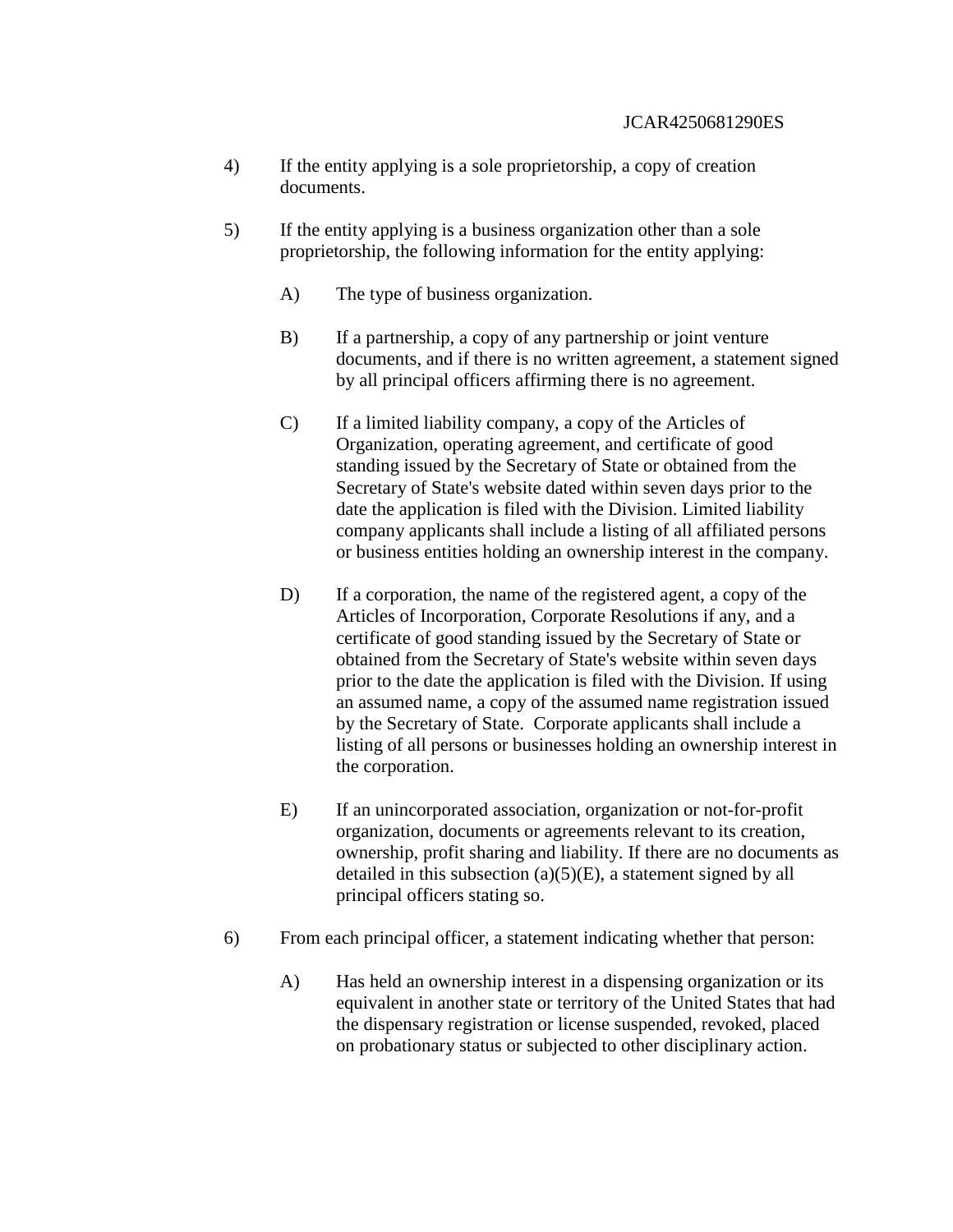4) If the entity applying is a sole proprietorship, a copy of creation documents.

5) If the entity applying is a business organization other than a sole proprietorship, the following information for the entity applying:

   A) The type of business organization.

   B) If a partnership, a copy of any partnership or joint venture documents, and if there is no written agreement, a statement signed by all principal officers affirming there is no agreement.

   C) If a limited liability company, a copy of the Articles of Organization, operating agreement, and certificate of good standing issued by the Secretary of State or obtained from the Secretary of State's website dated within seven days prior to the date the application is filed with the Division. Limited liability company applicants shall include a listing of all affiliated persons or business entities holding an ownership interest in the company.

   D) If a corporation, the name of the registered agent, a copy of the Articles of Incorporation, Corporate Resolutions if any, and a certificate of good standing issued by the Secretary of State or obtained from the Secretary of State's website within seven days prior to the date the application is filed with the Division. If using an assumed name, a copy of the assumed name registration issued by the Secretary of State. Corporate applicants shall include a listing of all persons or businesses holding an ownership interest in the corporation.

   E) If an unincorporated association, organization or not-for-profit organization, documents or agreements relevant to its creation, ownership, profit sharing and liability. If there are no documents as detailed in this subsection (a)(5)(E), a statement signed by all principal officers stating so.

6) From each principal officer, a statement indicating whether that person:

   A) Has held an ownership interest in a dispensing organization or its equivalent in another state or territory of the United States that had the dispensary registration or license suspended, revoked, placed on probationary status or subjected to other disciplinary action.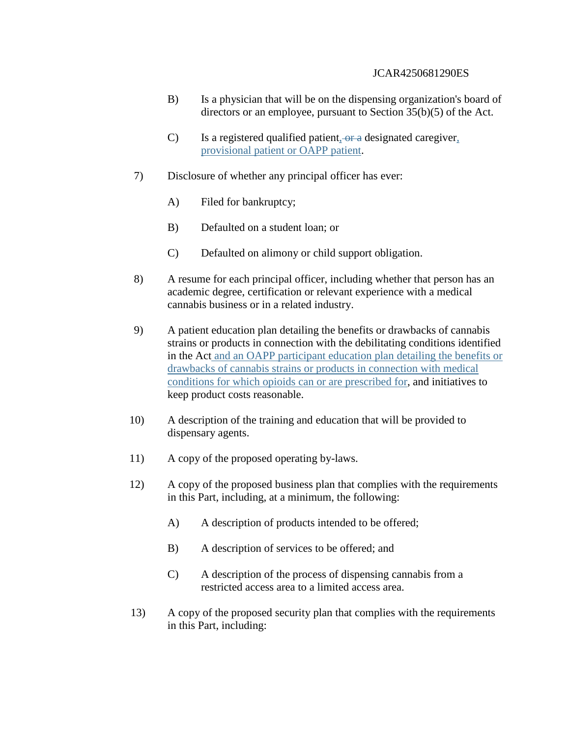B) Is a physician that will be on the dispensing organization's board of directors or an employee, pursuant to Section 35(b)(5) of the Act.

C) Is a registered qualified patient, ~~or a~~ designated caregiver, provisional patient or OAPP patient.

7) Disclosure of whether any principal officer has ever:

A) Filed for bankruptcy;

B) Defaulted on a student loan; or

C) Defaulted on alimony or child support obligation.

8) A resume for each principal officer, including whether that person has an academic degree, certification or relevant experience with a medical cannabis business or in a related industry.

9) A patient education plan detailing the benefits or drawbacks of cannabis strains or products in connection with the debilitating conditions identified in the Act and an OAPP participant education plan detailing the benefits or drawbacks of cannabis strains or products in connection with medical conditions for which opioids can or are prescribed for, and initiatives to keep product costs reasonable.

10) A description of the training and education that will be provided to dispensary agents.

11) A copy of the proposed operating by-laws.

12) A copy of the proposed business plan that complies with the requirements in this Part, including, at a minimum, the following:

A) A description of products intended to be offered;

B) A description of services to be offered; and

C) A description of the process of dispensing cannabis from a restricted access area to a limited access area.

13) A copy of the proposed security plan that complies with the requirements in this Part, including: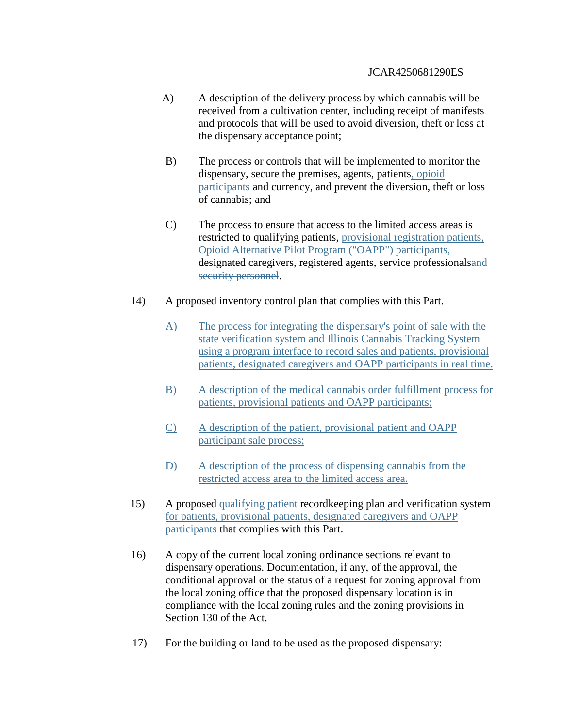A) A description of the delivery process by which cannabis will be received from a cultivation center, including receipt of manifests and protocols that will be used to avoid diversion, theft or loss at the dispensary acceptance point;

B) The process or controls that will be implemented to monitor the dispensary, secure the premises, agents, patients, opioid participants and currency, and prevent the diversion, theft or loss of cannabis; and

C) The process to ensure that access to the limited access areas is restricted to qualifying patients, provisional registration patients, Opioid Alternative Pilot Program ("OAPP") participants, designated caregivers, registered agents, service professionals~~and security personnel~~.

14) A proposed inventory control plan that complies with this Part.

A) The process for integrating the dispensary's point of sale with the state verification system and Illinois Cannabis Tracking System using a program interface to record sales and patients, provisional patients, designated caregivers and OAPP participants in real time.

B) A description of the medical cannabis order fulfillment process for patients, provisional patients and OAPP participants;

C) A description of the patient, provisional patient and OAPP participant sale process;

D) A description of the process of dispensing cannabis from the restricted access area to the limited access area.

15) A proposed ~~qualifying patient~~ recordkeeping plan and verification system for patients, provisional patients, designated caregivers and OAPP participants that complies with this Part.

16) A copy of the current local zoning ordinance sections relevant to dispensary operations. Documentation, if any, of the approval, the conditional approval or the status of a request for zoning approval from the local zoning office that the proposed dispensary location is in compliance with the local zoning rules and the zoning provisions in Section 130 of the Act.

17) For the building or land to be used as the proposed dispensary: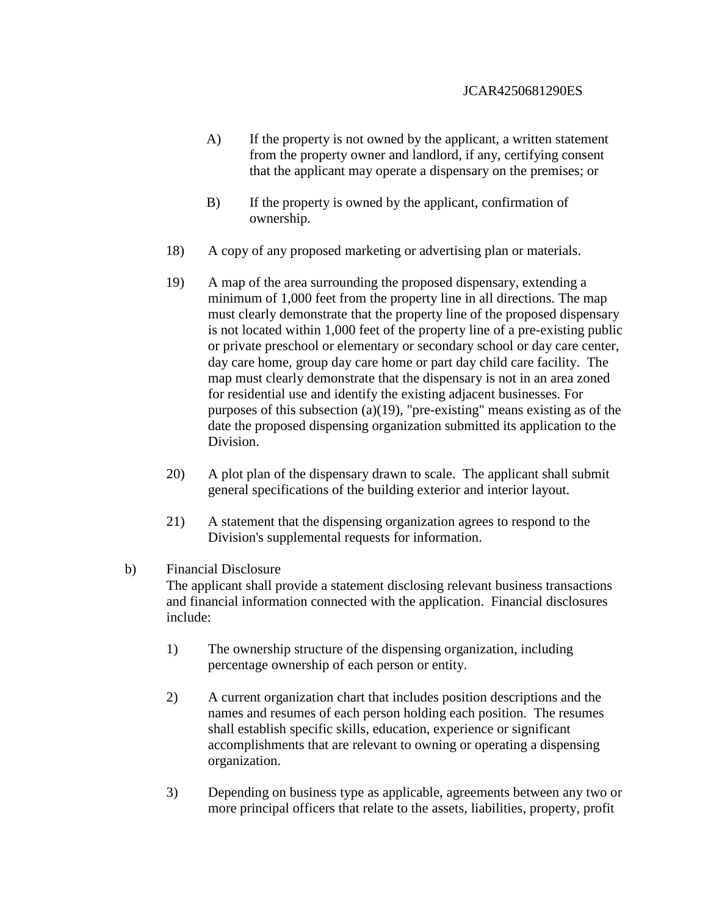A) If the property is not owned by the applicant, a written statement from the property owner and landlord, if any, certifying consent that the applicant may operate a dispensary on the premises; or

B) If the property is owned by the applicant, confirmation of ownership.

18) A copy of any proposed marketing or advertising plan or materials.

19) A map of the area surrounding the proposed dispensary, extending a minimum of 1,000 feet from the property line in all directions. The map must clearly demonstrate that the property line of the proposed dispensary is not located within 1,000 feet of the property line of a pre-existing public or private preschool or elementary or secondary school or day care center, day care home, group day care home or part day child care facility. The map must clearly demonstrate that the dispensary is not in an area zoned for residential use and identify the existing adjacent businesses. For purposes of this subsection (a)(19), "pre-existing" means existing as of the date the proposed dispensing organization submitted its application to the Division.

20) A plot plan of the dispensary drawn to scale. The applicant shall submit general specifications of the building exterior and interior layout.

21) A statement that the dispensing organization agrees to respond to the Division's supplemental requests for information.

b) Financial Disclosure
The applicant shall provide a statement disclosing relevant business transactions and financial information connected with the application. Financial disclosures include:

1) The ownership structure of the dispensing organization, including percentage ownership of each person or entity.

2) A current organization chart that includes position descriptions and the names and resumes of each person holding each position. The resumes shall establish specific skills, education, experience or significant accomplishments that are relevant to owning or operating a dispensing organization.

3) Depending on business type as applicable, agreements between any two or more principal officers that relate to the assets, liabilities, property, profit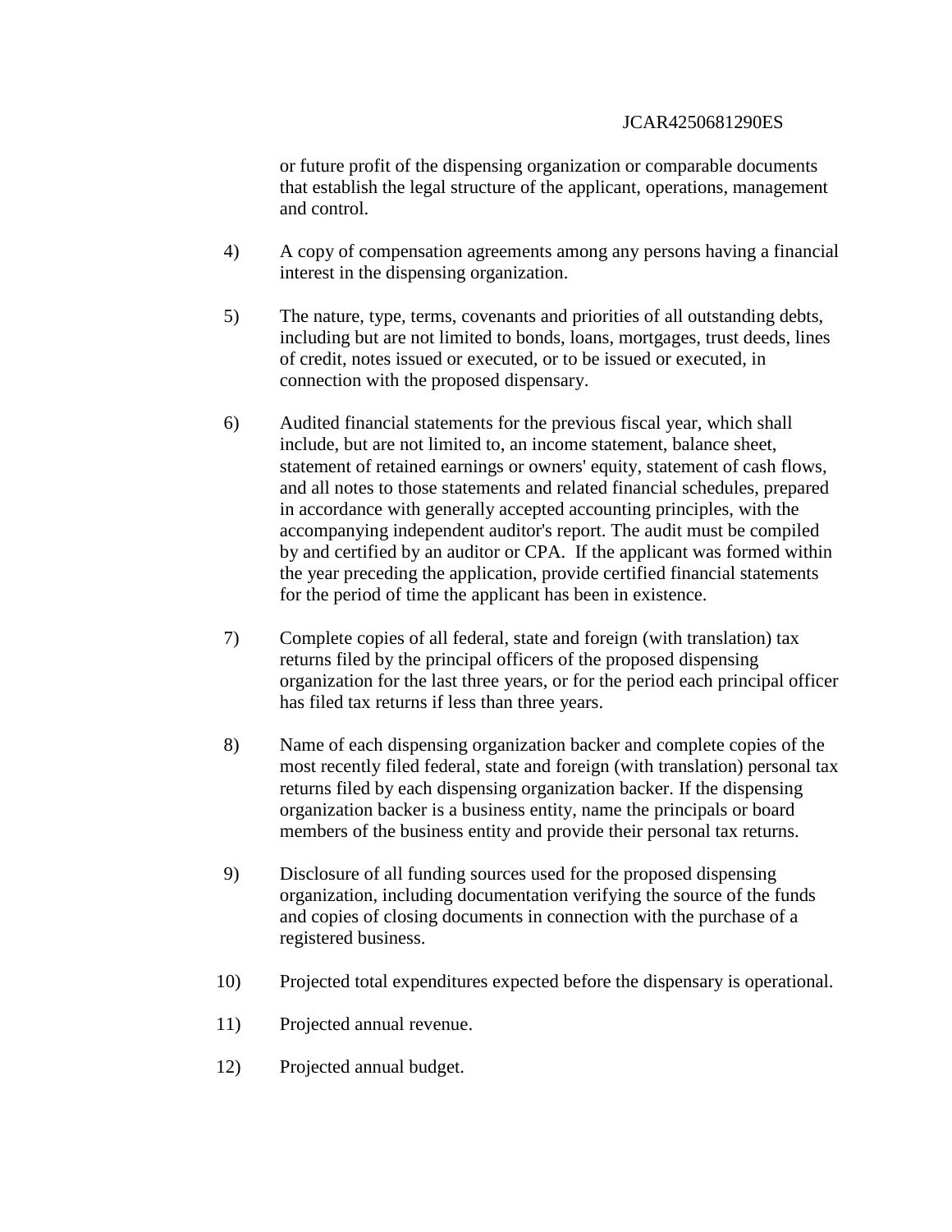or future profit of the dispensing organization or comparable documents that establish the legal structure of the applicant, operations, management and control.

4) A copy of compensation agreements among any persons having a financial interest in the dispensing organization.

5) The nature, type, terms, covenants and priorities of all outstanding debts, including but are not limited to bonds, loans, mortgages, trust deeds, lines of credit, notes issued or executed, or to be issued or executed, in connection with the proposed dispensary.

6) Audited financial statements for the previous fiscal year, which shall include, but are not limited to, an income statement, balance sheet, statement of retained earnings or owners' equity, statement of cash flows, and all notes to those statements and related financial schedules, prepared in accordance with generally accepted accounting principles, with the accompanying independent auditor's report. The audit must be compiled by and certified by an auditor or CPA. If the applicant was formed within the year preceding the application, provide certified financial statements for the period of time the applicant has been in existence.

7) Complete copies of all federal, state and foreign (with translation) tax returns filed by the principal officers of the proposed dispensing organization for the last three years, or for the period each principal officer has filed tax returns if less than three years.

8) Name of each dispensing organization backer and complete copies of the most recently filed federal, state and foreign (with translation) personal tax returns filed by each dispensing organization backer. If the dispensing organization backer is a business entity, name the principals or board members of the business entity and provide their personal tax returns.

9) Disclosure of all funding sources used for the proposed dispensing organization, including documentation verifying the source of the funds and copies of closing documents in connection with the purchase of a registered business.

10) Projected total expenditures expected before the dispensary is operational.

11) Projected annual revenue.

12) Projected annual budget.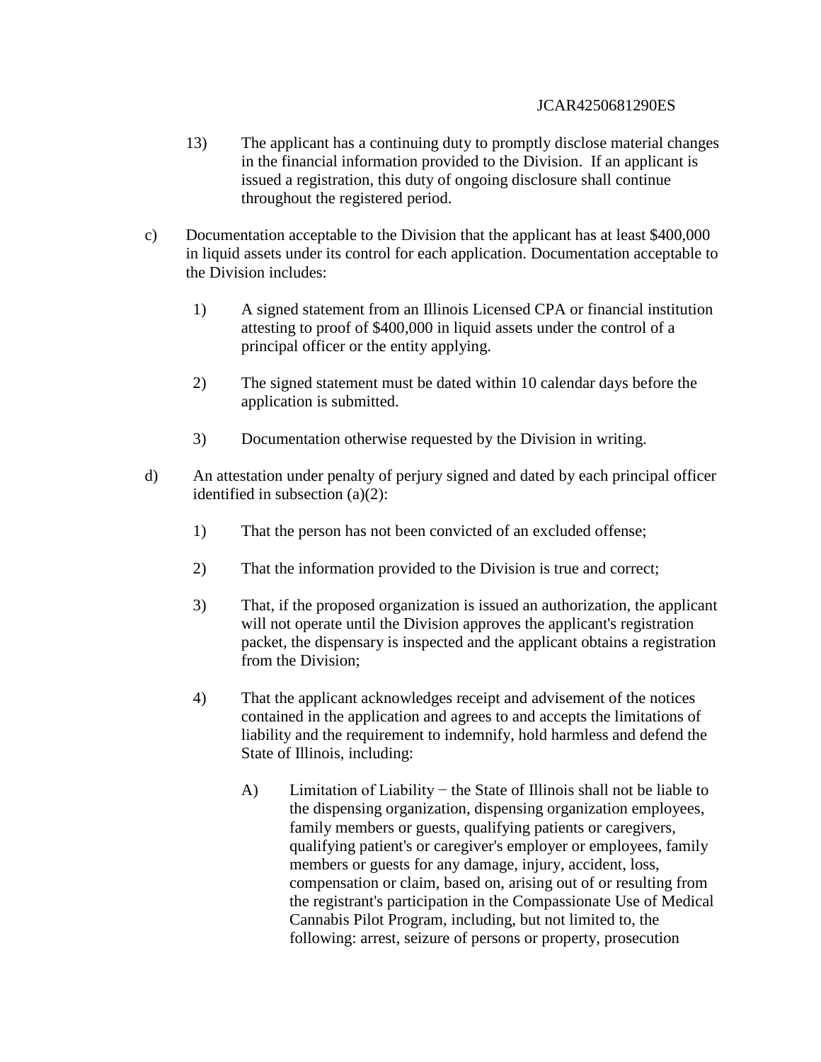13) The applicant has a continuing duty to promptly disclose material changes in the financial information provided to the Division. If an applicant is issued a registration, this duty of ongoing disclosure shall continue throughout the registered period.

c) Documentation acceptable to the Division that the applicant has at least $400,000 in liquid assets under its control for each application. Documentation acceptable to the Division includes:

1) A signed statement from an Illinois Licensed CPA or financial institution attesting to proof of $400,000 in liquid assets under the control of a principal officer or the entity applying.

2) The signed statement must be dated within 10 calendar days before the application is submitted.

3) Documentation otherwise requested by the Division in writing.

d) An attestation under penalty of perjury signed and dated by each principal officer identified in subsection (a)(2):

1) That the person has not been convicted of an excluded offense;

2) That the information provided to the Division is true and correct;

3) That, if the proposed organization is issued an authorization, the applicant will not operate until the Division approves the applicant's registration packet, the dispensary is inspected and the applicant obtains a registration from the Division;

4) That the applicant acknowledges receipt and advisement of the notices contained in the application and agrees to and accepts the limitations of liability and the requirement to indemnify, hold harmless and defend the State of Illinois, including:

A) Limitation of Liability − the State of Illinois shall not be liable to the dispensing organization, dispensing organization employees, family members or guests, qualifying patients or caregivers, qualifying patient's or caregiver's employer or employees, family members or guests for any damage, injury, accident, loss, compensation or claim, based on, arising out of or resulting from the registrant's participation in the Compassionate Use of Medical Cannabis Pilot Program, including, but not limited to, the following: arrest, seizure of persons or property, prosecution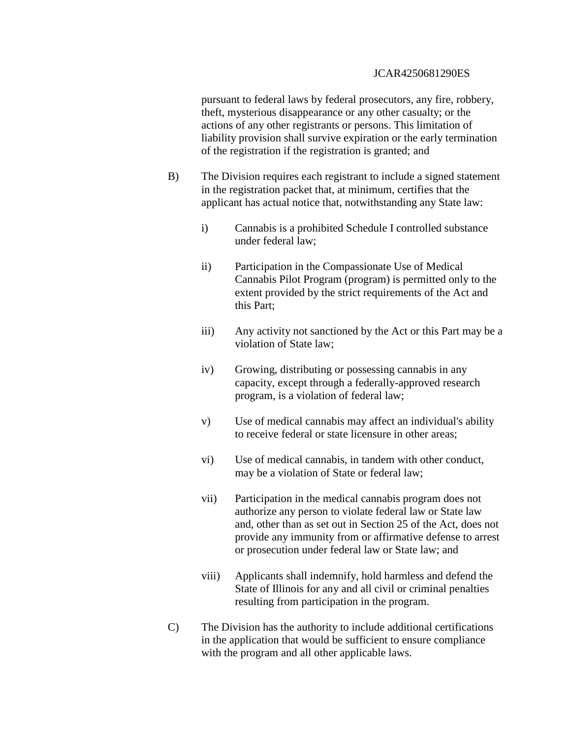pursuant to federal laws by federal prosecutors, any fire, robbery, theft, mysterious disappearance or any other casualty; or the actions of any other registrants or persons. This limitation of liability provision shall survive expiration or the early termination of the registration if the registration is granted; and

B) The Division requires each registrant to include a signed statement in the registration packet that, at minimum, certifies that the applicant has actual notice that, notwithstanding any State law:

   i) Cannabis is a prohibited Schedule I controlled substance under federal law;

   ii) Participation in the Compassionate Use of Medical Cannabis Pilot Program (program) is permitted only to the extent provided by the strict requirements of the Act and this Part;

   iii) Any activity not sanctioned by the Act or this Part may be a violation of State law;

   iv) Growing, distributing or possessing cannabis in any capacity, except through a federally-approved research program, is a violation of federal law;

   v) Use of medical cannabis may affect an individual's ability to receive federal or state licensure in other areas;

   vi) Use of medical cannabis, in tandem with other conduct, may be a violation of State or federal law;

   vii) Participation in the medical cannabis program does not authorize any person to violate federal law or State law and, other than as set out in Section 25 of the Act, does not provide any immunity from or affirmative defense to arrest or prosecution under federal law or State law; and

   viii) Applicants shall indemnify, hold harmless and defend the State of Illinois for any and all civil or criminal penalties resulting from participation in the program.

C) The Division has the authority to include additional certifications in the application that would be sufficient to ensure compliance with the program and all other applicable laws.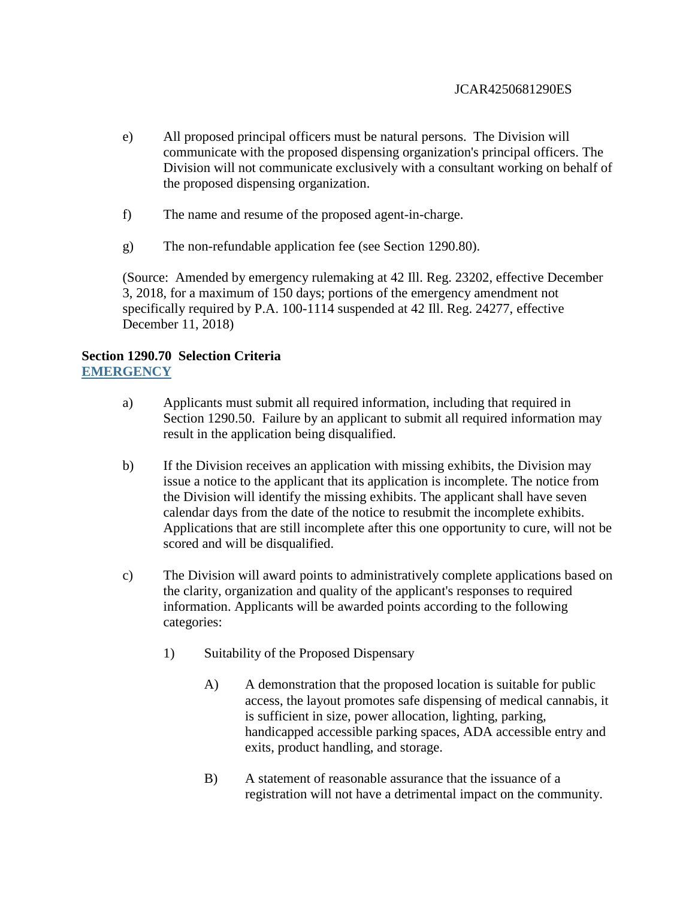e) All proposed principal officers must be natural persons. The Division will communicate with the proposed dispensing organization's principal officers. The Division will not communicate exclusively with a consultant working on behalf of the proposed dispensing organization.

f) The name and resume of the proposed agent-in-charge.

g) The non-refundable application fee (see Section 1290.80).

(Source: Amended by emergency rulemaking at 42 Ill. Reg. 23202, effective December 3, 2018, for a maximum of 150 days; portions of the emergency amendment not specifically required by P.A. 100-1114 suspended at 42 Ill. Reg. 24277, effective December 11, 2018)

**Section 1290.70 Selection Criteria**
**EMERGENCY**

a) Applicants must submit all required information, including that required in Section 1290.50. Failure by an applicant to submit all required information may result in the application being disqualified.

b) If the Division receives an application with missing exhibits, the Division may issue a notice to the applicant that its application is incomplete. The notice from the Division will identify the missing exhibits. The applicant shall have seven calendar days from the date of the notice to resubmit the incomplete exhibits. Applications that are still incomplete after this one opportunity to cure, will not be scored and will be disqualified.

c) The Division will award points to administratively complete applications based on the clarity, organization and quality of the applicant's responses to required information. Applicants will be awarded points according to the following categories:

1) Suitability of the Proposed Dispensary

A) A demonstration that the proposed location is suitable for public access, the layout promotes safe dispensing of medical cannabis, it is sufficient in size, power allocation, lighting, parking, handicapped accessible parking spaces, ADA accessible entry and exits, product handling, and storage.

B) A statement of reasonable assurance that the issuance of a registration will not have a detrimental impact on the community.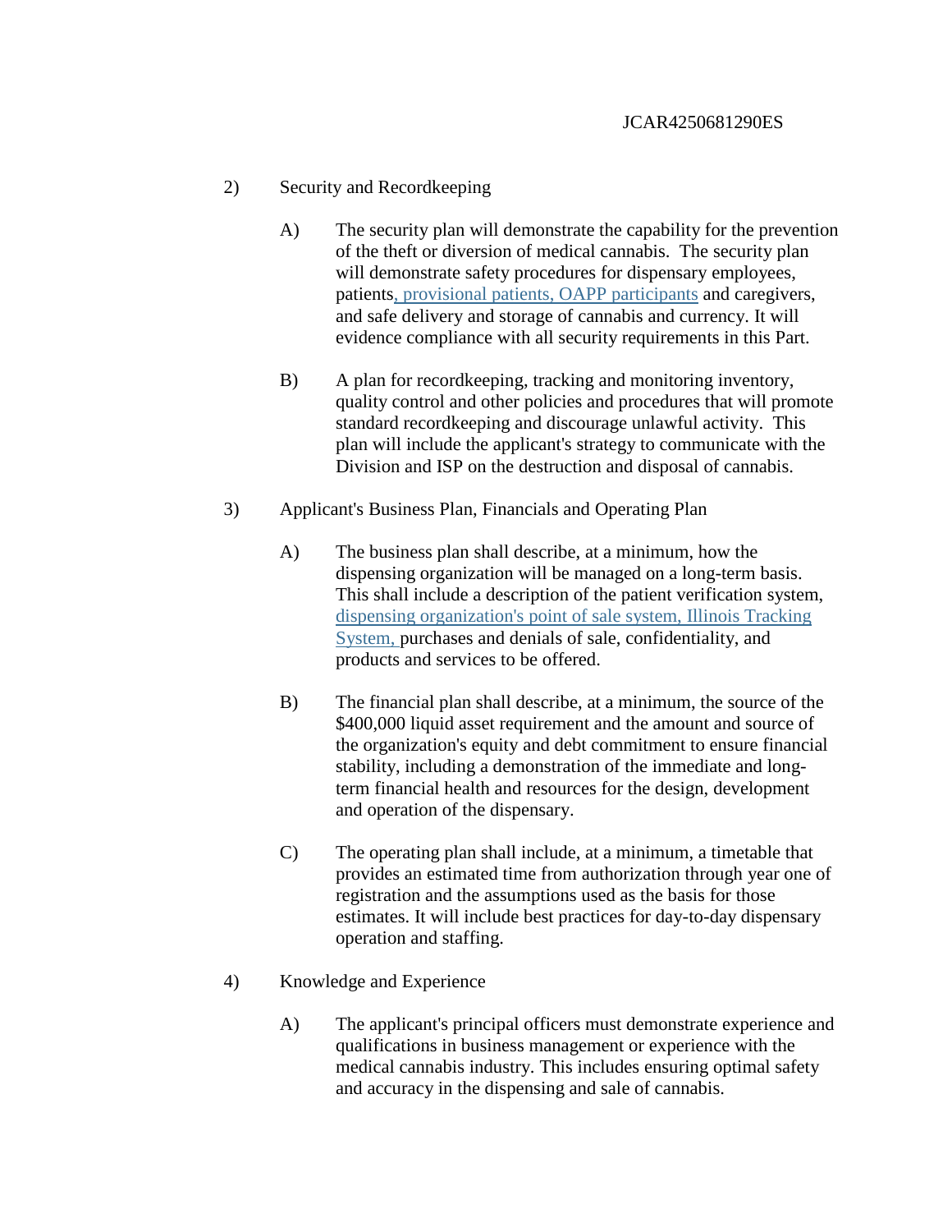2) Security and Recordkeeping

   A) The security plan will demonstrate the capability for the prevention of the theft or diversion of medical cannabis. The security plan will demonstrate safety procedures for dispensary employees, patients, provisional patients, OAPP participants and caregivers, and safe delivery and storage of cannabis and currency. It will evidence compliance with all security requirements in this Part.

   B) A plan for recordkeeping, tracking and monitoring inventory, quality control and other policies and procedures that will promote standard recordkeeping and discourage unlawful activity. This plan will include the applicant's strategy to communicate with the Division and ISP on the destruction and disposal of cannabis.

3) Applicant's Business Plan, Financials and Operating Plan

   A) The business plan shall describe, at a minimum, how the dispensing organization will be managed on a long-term basis. This shall include a description of the patient verification system, dispensing organization's point of sale system, Illinois Tracking System, purchases and denials of sale, confidentiality, and products and services to be offered.

   B) The financial plan shall describe, at a minimum, the source of the $400,000 liquid asset requirement and the amount and source of the organization's equity and debt commitment to ensure financial stability, including a demonstration of the immediate and long-term financial health and resources for the design, development and operation of the dispensary.

   C) The operating plan shall include, at a minimum, a timetable that provides an estimated time from authorization through year one of registration and the assumptions used as the basis for those estimates. It will include best practices for day-to-day dispensary operation and staffing.

4) Knowledge and Experience

   A) The applicant's principal officers must demonstrate experience and qualifications in business management or experience with the medical cannabis industry. This includes ensuring optimal safety and accuracy in the dispensing and sale of cannabis.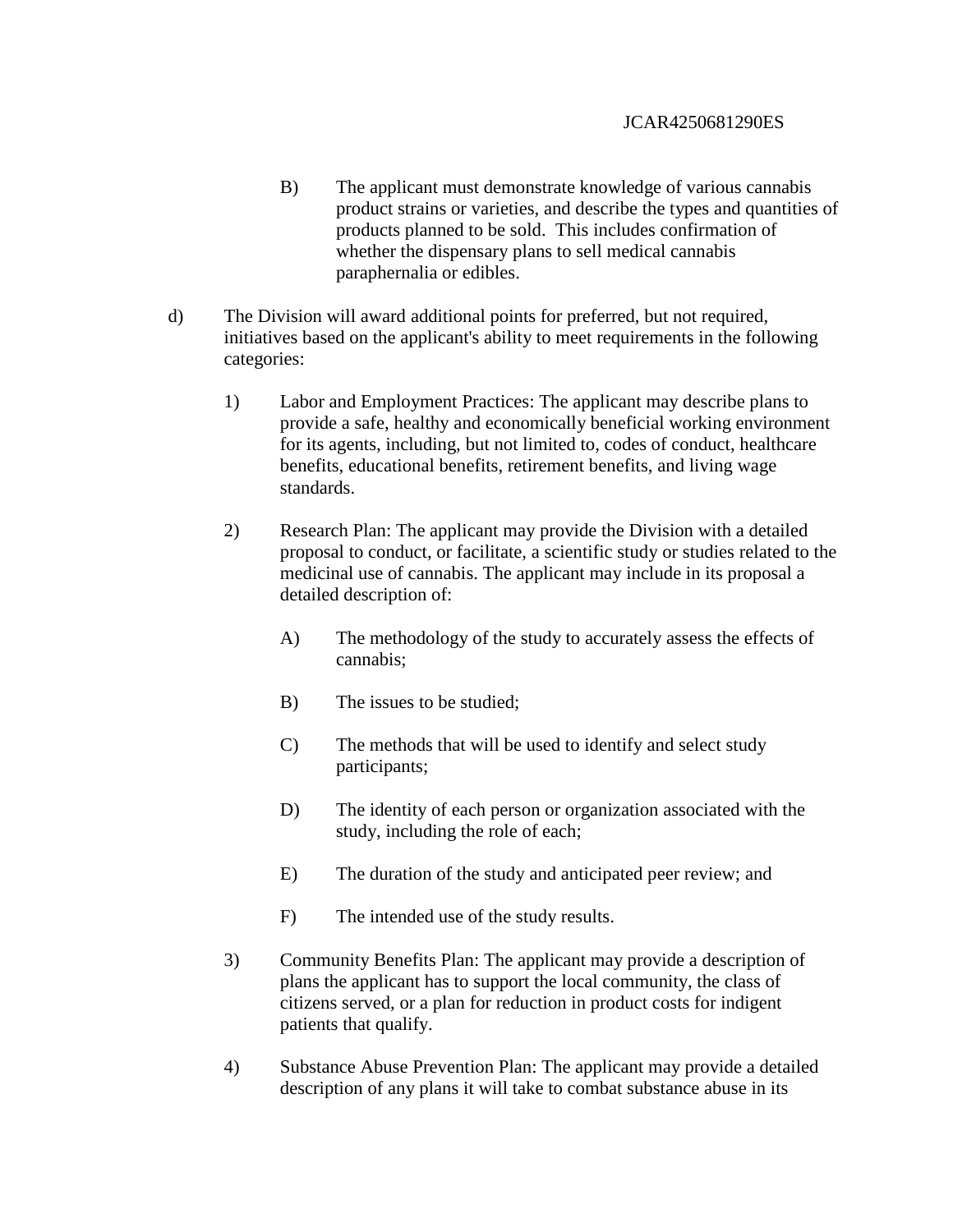B) The applicant must demonstrate knowledge of various cannabis product strains or varieties, and describe the types and quantities of products planned to be sold. This includes confirmation of whether the dispensary plans to sell medical cannabis paraphernalia or edibles.

d) The Division will award additional points for preferred, but not required, initiatives based on the applicant's ability to meet requirements in the following categories:

1) Labor and Employment Practices: The applicant may describe plans to provide a safe, healthy and economically beneficial working environment for its agents, including, but not limited to, codes of conduct, healthcare benefits, educational benefits, retirement benefits, and living wage standards.

2) Research Plan: The applicant may provide the Division with a detailed proposal to conduct, or facilitate, a scientific study or studies related to the medicinal use of cannabis. The applicant may include in its proposal a detailed description of:

A) The methodology of the study to accurately assess the effects of cannabis;

B) The issues to be studied;

C) The methods that will be used to identify and select study participants;

D) The identity of each person or organization associated with the study, including the role of each;

E) The duration of the study and anticipated peer review; and

F) The intended use of the study results.

3) Community Benefits Plan: The applicant may provide a description of plans the applicant has to support the local community, the class of citizens served, or a plan for reduction in product costs for indigent patients that qualify.

4) Substance Abuse Prevention Plan: The applicant may provide a detailed description of any plans it will take to combat substance abuse in its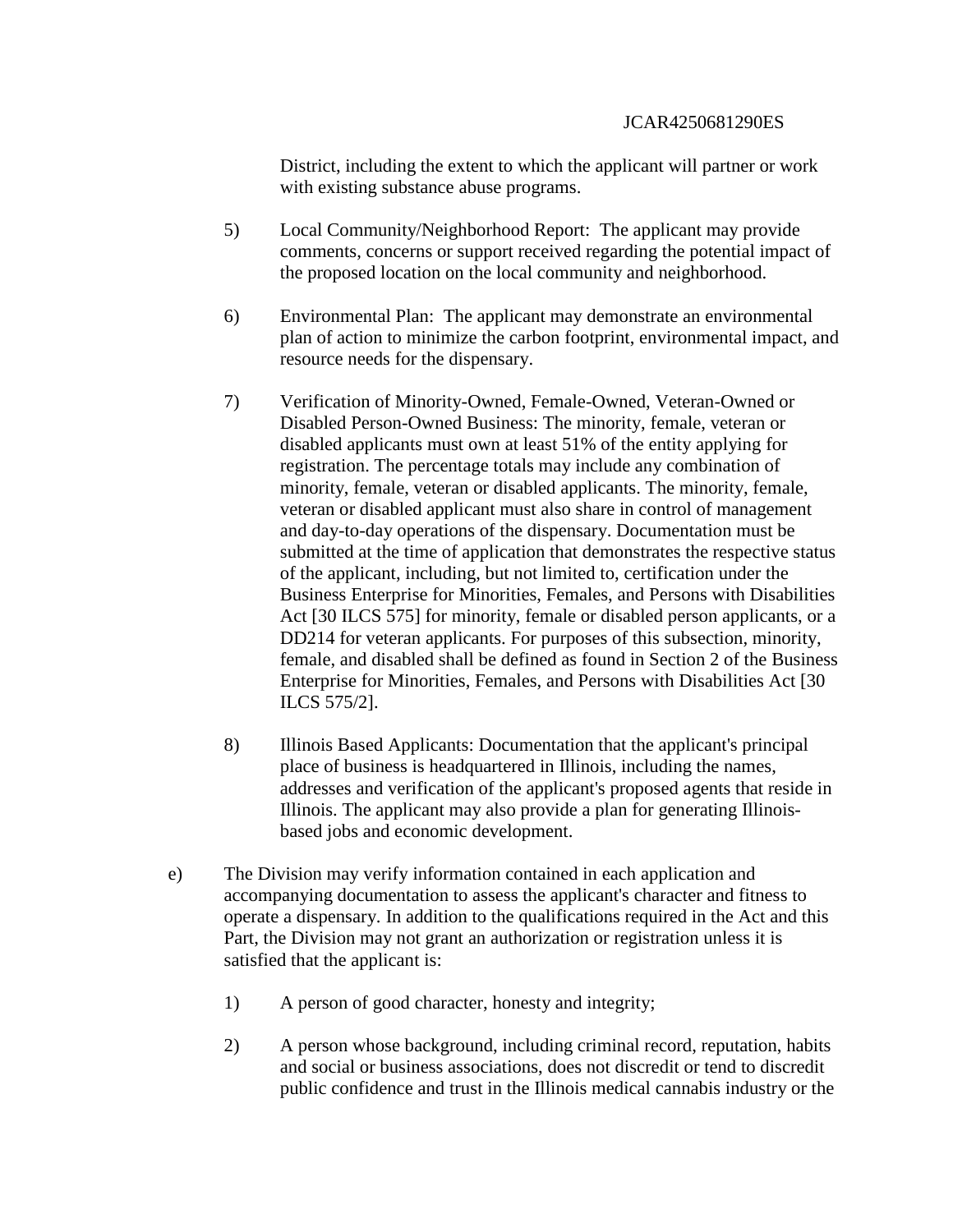District, including the extent to which the applicant will partner or work with existing substance abuse programs.

5) Local Community/Neighborhood Report: The applicant may provide comments, concerns or support received regarding the potential impact of the proposed location on the local community and neighborhood.

6) Environmental Plan: The applicant may demonstrate an environmental plan of action to minimize the carbon footprint, environmental impact, and resource needs for the dispensary.

7) Verification of Minority-Owned, Female-Owned, Veteran-Owned or Disabled Person-Owned Business: The minority, female, veteran or disabled applicants must own at least 51% of the entity applying for registration. The percentage totals may include any combination of minority, female, veteran or disabled applicants. The minority, female, veteran or disabled applicant must also share in control of management and day-to-day operations of the dispensary. Documentation must be submitted at the time of application that demonstrates the respective status of the applicant, including, but not limited to, certification under the Business Enterprise for Minorities, Females, and Persons with Disabilities Act [30 ILCS 575] for minority, female or disabled person applicants, or a DD214 for veteran applicants. For purposes of this subsection, minority, female, and disabled shall be defined as found in Section 2 of the Business Enterprise for Minorities, Females, and Persons with Disabilities Act [30 ILCS 575/2].

8) Illinois Based Applicants: Documentation that the applicant's principal place of business is headquartered in Illinois, including the names, addresses and verification of the applicant's proposed agents that reside in Illinois. The applicant may also provide a plan for generating Illinois-based jobs and economic development.

e) The Division may verify information contained in each application and accompanying documentation to assess the applicant's character and fitness to operate a dispensary. In addition to the qualifications required in the Act and this Part, the Division may not grant an authorization or registration unless it is satisfied that the applicant is:

1) A person of good character, honesty and integrity;

2) A person whose background, including criminal record, reputation, habits and social or business associations, does not discredit or tend to discredit public confidence and trust in the Illinois medical cannabis industry or the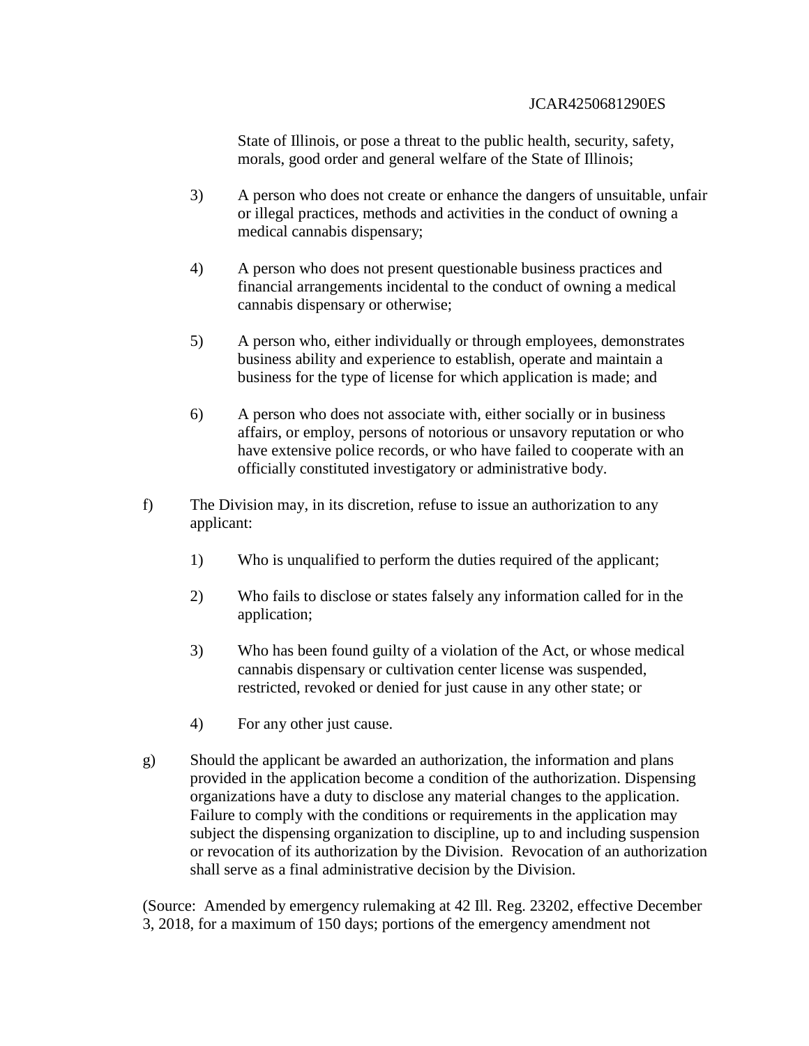State of Illinois, or pose a threat to the public health, security, safety, morals, good order and general welfare of the State of Illinois;

3) A person who does not create or enhance the dangers of unsuitable, unfair or illegal practices, methods and activities in the conduct of owning a medical cannabis dispensary;

4) A person who does not present questionable business practices and financial arrangements incidental to the conduct of owning a medical cannabis dispensary or otherwise;

5) A person who, either individually or through employees, demonstrates business ability and experience to establish, operate and maintain a business for the type of license for which application is made; and

6) A person who does not associate with, either socially or in business affairs, or employ, persons of notorious or unsavory reputation or who have extensive police records, or who have failed to cooperate with an officially constituted investigatory or administrative body.

f) The Division may, in its discretion, refuse to issue an authorization to any applicant:

1) Who is unqualified to perform the duties required of the applicant;

2) Who fails to disclose or states falsely any information called for in the application;

3) Who has been found guilty of a violation of the Act, or whose medical cannabis dispensary or cultivation center license was suspended, restricted, revoked or denied for just cause in any other state; or

4) For any other just cause.

g) Should the applicant be awarded an authorization, the information and plans provided in the application become a condition of the authorization. Dispensing organizations have a duty to disclose any material changes to the application. Failure to comply with the conditions or requirements in the application may subject the dispensing organization to discipline, up to and including suspension or revocation of its authorization by the Division. Revocation of an authorization shall serve as a final administrative decision by the Division.

(Source: Amended by emergency rulemaking at 42 Ill. Reg. 23202, effective December 3, 2018, for a maximum of 150 days; portions of the emergency amendment not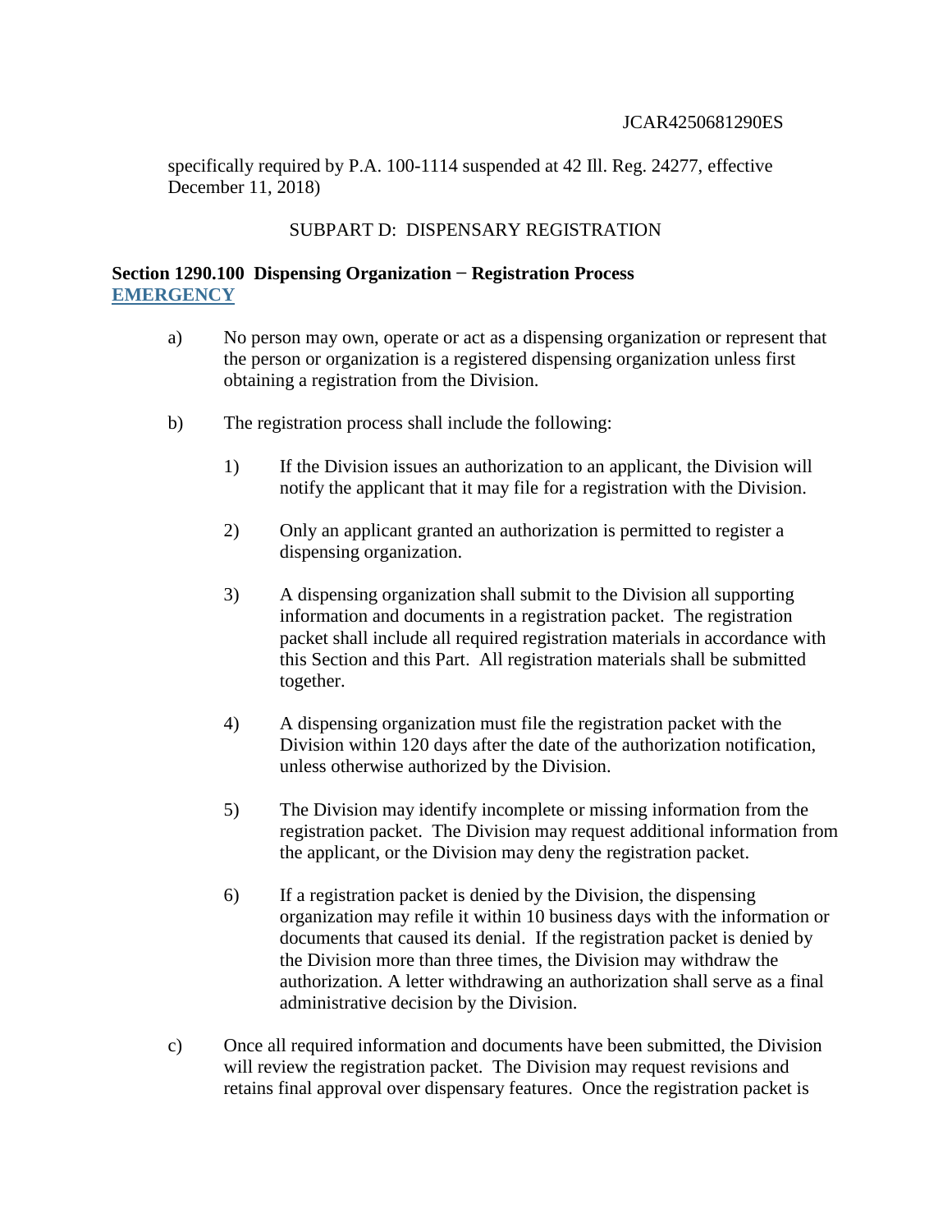specifically required by P.A. 100-1114 suspended at 42 Ill. Reg. 24277, effective December 11, 2018)

SUBPART D: DISPENSARY REGISTRATION

**Section 1290.100 Dispensing Organization − Registration Process**
**EMERGENCY**

a) No person may own, operate or act as a dispensing organization or represent that the person or organization is a registered dispensing organization unless first obtaining a registration from the Division.

b) The registration process shall include the following:

1) If the Division issues an authorization to an applicant, the Division will notify the applicant that it may file for a registration with the Division.

2) Only an applicant granted an authorization is permitted to register a dispensing organization.

3) A dispensing organization shall submit to the Division all supporting information and documents in a registration packet. The registration packet shall include all required registration materials in accordance with this Section and this Part. All registration materials shall be submitted together.

4) A dispensing organization must file the registration packet with the Division within 120 days after the date of the authorization notification, unless otherwise authorized by the Division.

5) The Division may identify incomplete or missing information from the registration packet. The Division may request additional information from the applicant, or the Division may deny the registration packet.

6) If a registration packet is denied by the Division, the dispensing organization may refile it within 10 business days with the information or documents that caused its denial. If the registration packet is denied by the Division more than three times, the Division may withdraw the authorization. A letter withdrawing an authorization shall serve as a final administrative decision by the Division.

c) Once all required information and documents have been submitted, the Division will review the registration packet. The Division may request revisions and retains final approval over dispensary features. Once the registration packet is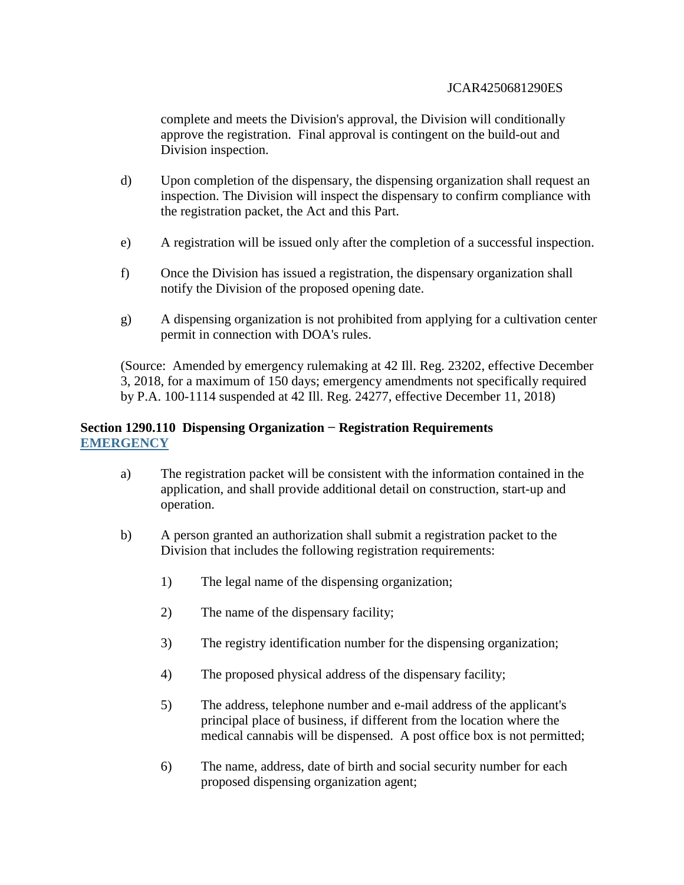complete and meets the Division's approval, the Division will conditionally approve the registration. Final approval is contingent on the build-out and Division inspection.

d) Upon completion of the dispensary, the dispensing organization shall request an inspection. The Division will inspect the dispensary to confirm compliance with the registration packet, the Act and this Part.

e) A registration will be issued only after the completion of a successful inspection.

f) Once the Division has issued a registration, the dispensary organization shall notify the Division of the proposed opening date.

g) A dispensing organization is not prohibited from applying for a cultivation center permit in connection with DOA's rules.

(Source: Amended by emergency rulemaking at 42 Ill. Reg. 23202, effective December 3, 2018, for a maximum of 150 days; emergency amendments not specifically required by P.A. 100-1114 suspended at 42 Ill. Reg. 24277, effective December 11, 2018)

**Section 1290.110 Dispensing Organization − Registration Requirements**
**EMERGENCY**

a) The registration packet will be consistent with the information contained in the application, and shall provide additional detail on construction, start-up and operation.

b) A person granted an authorization shall submit a registration packet to the Division that includes the following registration requirements:

1) The legal name of the dispensing organization;

2) The name of the dispensary facility;

3) The registry identification number for the dispensing organization;

4) The proposed physical address of the dispensary facility;

5) The address, telephone number and e-mail address of the applicant's principal place of business, if different from the location where the medical cannabis will be dispensed. A post office box is not permitted;

6) The name, address, date of birth and social security number for each proposed dispensing organization agent;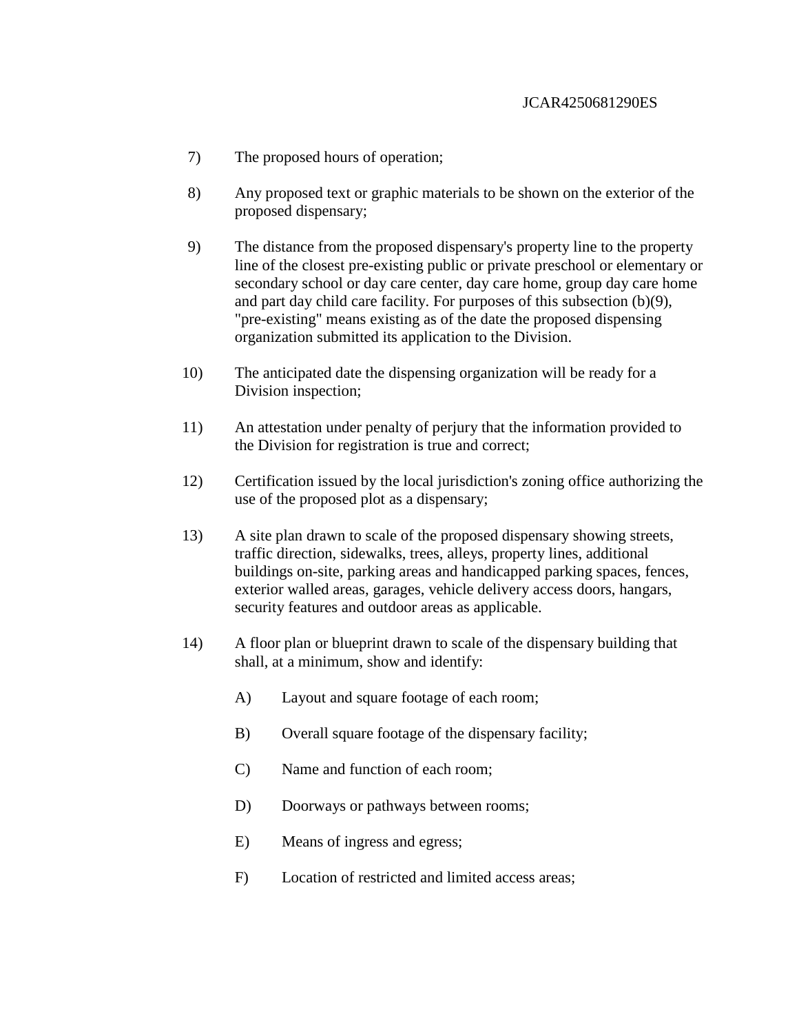7) The proposed hours of operation;

8) Any proposed text or graphic materials to be shown on the exterior of the proposed dispensary;

9) The distance from the proposed dispensary's property line to the property line of the closest pre-existing public or private preschool or elementary or secondary school or day care center, day care home, group day care home and part day child care facility. For purposes of this subsection (b)(9), "pre-existing" means existing as of the date the proposed dispensing organization submitted its application to the Division.

10) The anticipated date the dispensing organization will be ready for a Division inspection;

11) An attestation under penalty of perjury that the information provided to the Division for registration is true and correct;

12) Certification issued by the local jurisdiction's zoning office authorizing the use of the proposed plot as a dispensary;

13) A site plan drawn to scale of the proposed dispensary showing streets, traffic direction, sidewalks, trees, alleys, property lines, additional buildings on-site, parking areas and handicapped parking spaces, fences, exterior walled areas, garages, vehicle delivery access doors, hangars, security features and outdoor areas as applicable.

14) A floor plan or blueprint drawn to scale of the dispensary building that shall, at a minimum, show and identify:

    A) Layout and square footage of each room;

    B) Overall square footage of the dispensary facility;

    C) Name and function of each room;

    D) Doorways or pathways between rooms;

    E) Means of ingress and egress;

    F) Location of restricted and limited access areas;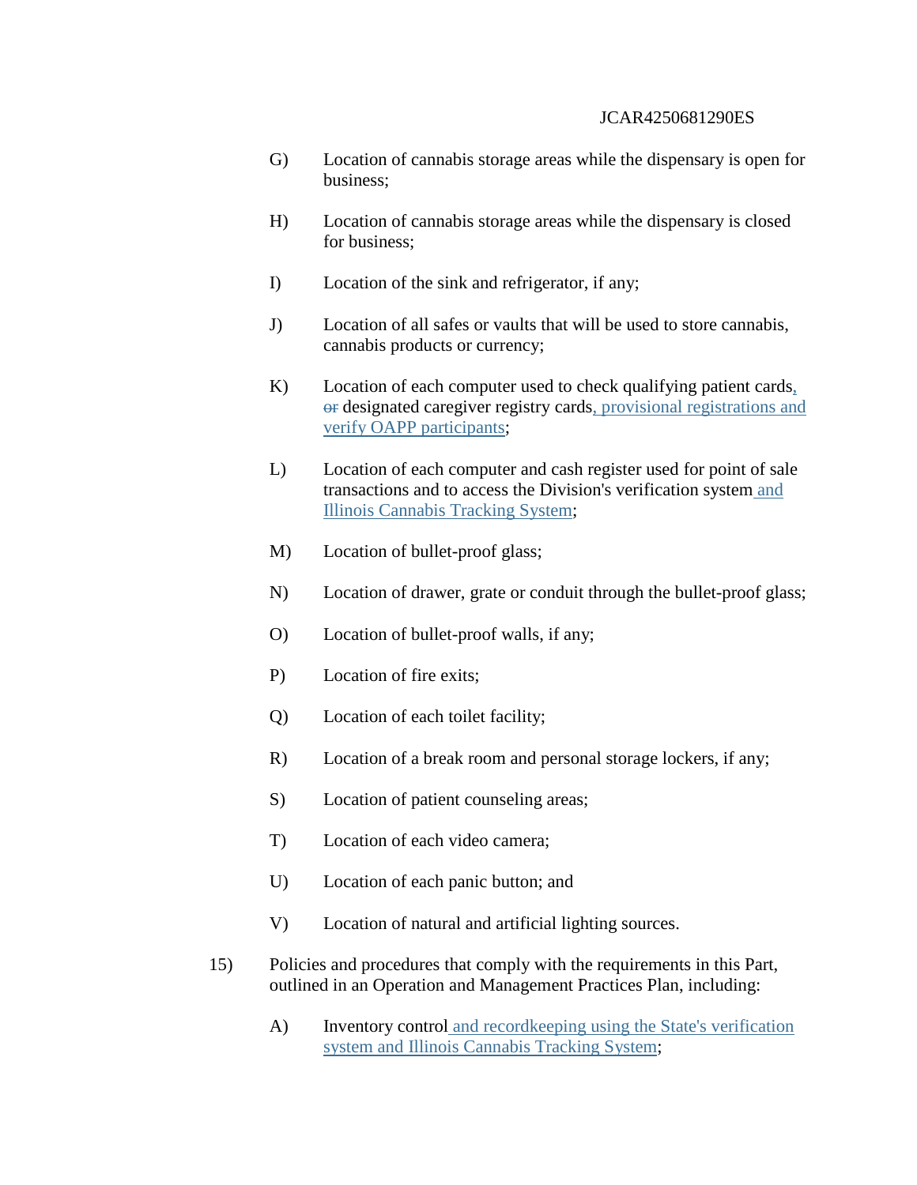G) Location of cannabis storage areas while the dispensary is open for business;

H) Location of cannabis storage areas while the dispensary is closed for business;

I) Location of the sink and refrigerator, if any;

J) Location of all safes or vaults that will be used to store cannabis, cannabis products or currency;

K) Location of each computer used to check qualifying patient cards, ~~or~~ designated caregiver registry cards, provisional registrations and verify OAPP participants;

L) Location of each computer and cash register used for point of sale transactions and to access the Division's verification system and Illinois Cannabis Tracking System;

M) Location of bullet-proof glass;

N) Location of drawer, grate or conduit through the bullet-proof glass;

O) Location of bullet-proof walls, if any;

P) Location of fire exits;

Q) Location of each toilet facility;

R) Location of a break room and personal storage lockers, if any;

S) Location of patient counseling areas;

T) Location of each video camera;

U) Location of each panic button; and

V) Location of natural and artificial lighting sources.

15) Policies and procedures that comply with the requirements in this Part, outlined in an Operation and Management Practices Plan, including:

A) Inventory control and recordkeeping using the State's verification system and Illinois Cannabis Tracking System;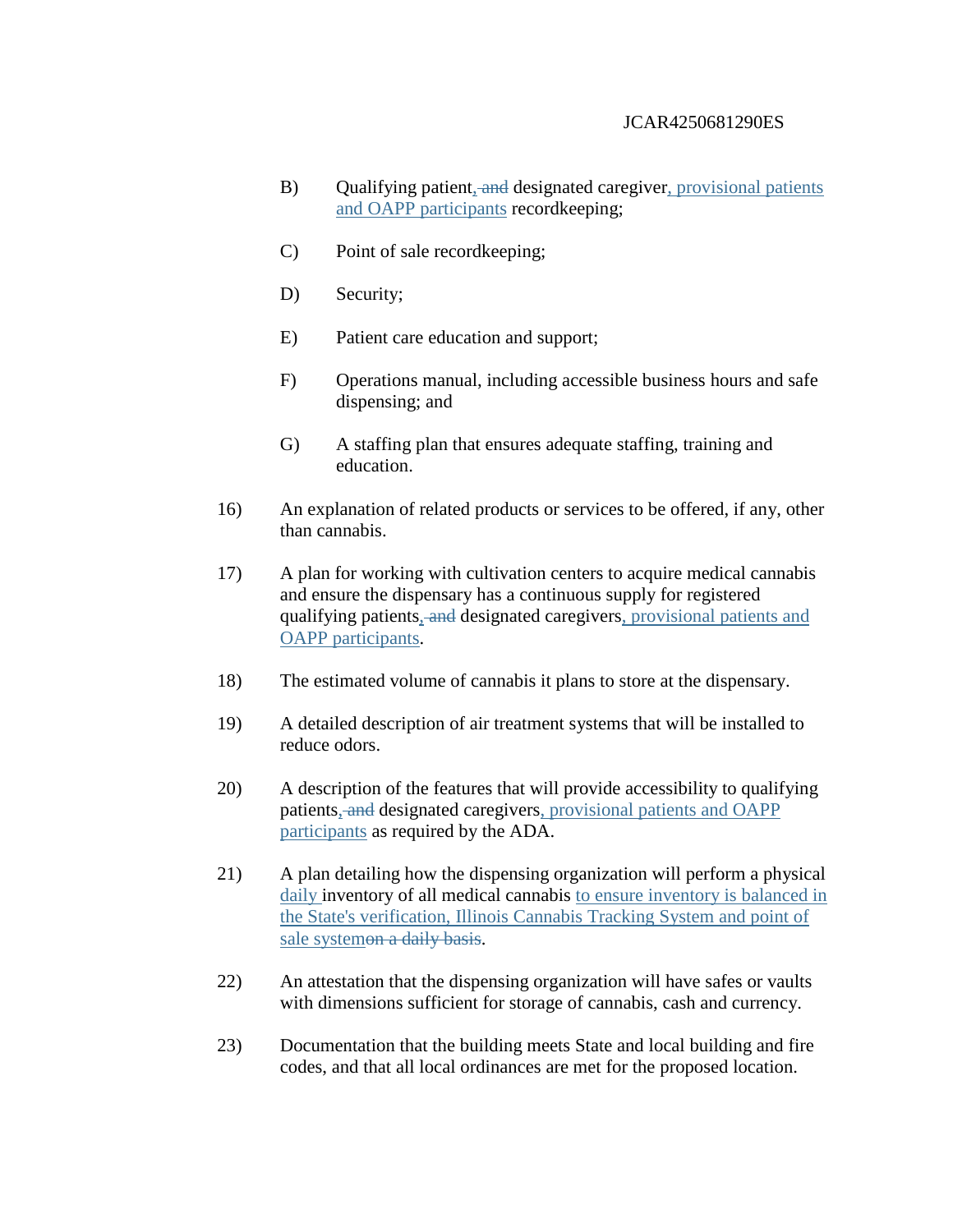B) Qualifying patient, ~~and~~ designated caregiver, provisional patients and OAPP participants recordkeeping;

C) Point of sale recordkeeping;

D) Security;

E) Patient care education and support;

F) Operations manual, including accessible business hours and safe dispensing; and

G) A staffing plan that ensures adequate staffing, training and education.

16) An explanation of related products or services to be offered, if any, other than cannabis.

17) A plan for working with cultivation centers to acquire medical cannabis and ensure the dispensary has a continuous supply for registered qualifying patients, ~~and~~ designated caregivers, provisional patients and OAPP participants.

18) The estimated volume of cannabis it plans to store at the dispensary.

19) A detailed description of air treatment systems that will be installed to reduce odors.

20) A description of the features that will provide accessibility to qualifying patients, ~~and~~ designated caregivers, provisional patients and OAPP participants as required by the ADA.

21) A plan detailing how the dispensing organization will perform a physical daily inventory of all medical cannabis to ensure inventory is balanced in the State's verification, Illinois Cannabis Tracking System and point of sale system~~on a daily basis~~.

22) An attestation that the dispensing organization will have safes or vaults with dimensions sufficient for storage of cannabis, cash and currency.

23) Documentation that the building meets State and local building and fire codes, and that all local ordinances are met for the proposed location.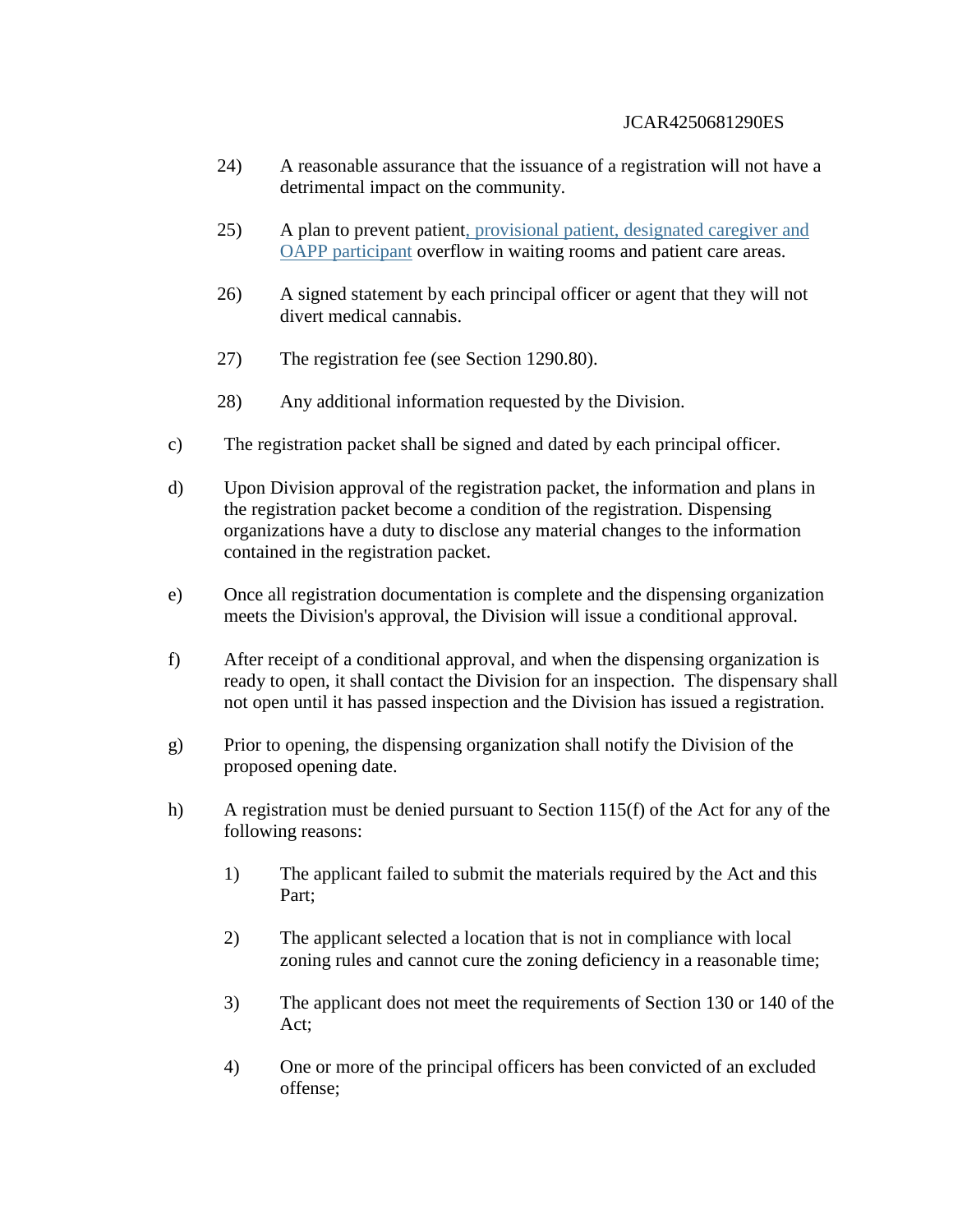24) A reasonable assurance that the issuance of a registration will not have a detrimental impact on the community.

25) A plan to prevent patient, provisional patient, designated caregiver and OAPP participant overflow in waiting rooms and patient care areas.

26) A signed statement by each principal officer or agent that they will not divert medical cannabis.

27) The registration fee (see Section 1290.80).

28) Any additional information requested by the Division.

c) The registration packet shall be signed and dated by each principal officer.

d) Upon Division approval of the registration packet, the information and plans in the registration packet become a condition of the registration. Dispensing organizations have a duty to disclose any material changes to the information contained in the registration packet.

e) Once all registration documentation is complete and the dispensing organization meets the Division's approval, the Division will issue a conditional approval.

f) After receipt of a conditional approval, and when the dispensing organization is ready to open, it shall contact the Division for an inspection. The dispensary shall not open until it has passed inspection and the Division has issued a registration.

g) Prior to opening, the dispensing organization shall notify the Division of the proposed opening date.

h) A registration must be denied pursuant to Section 115(f) of the Act for any of the following reasons:

1) The applicant failed to submit the materials required by the Act and this Part;

2) The applicant selected a location that is not in compliance with local zoning rules and cannot cure the zoning deficiency in a reasonable time;

3) The applicant does not meet the requirements of Section 130 or 140 of the Act;

4) One or more of the principal officers has been convicted of an excluded offense;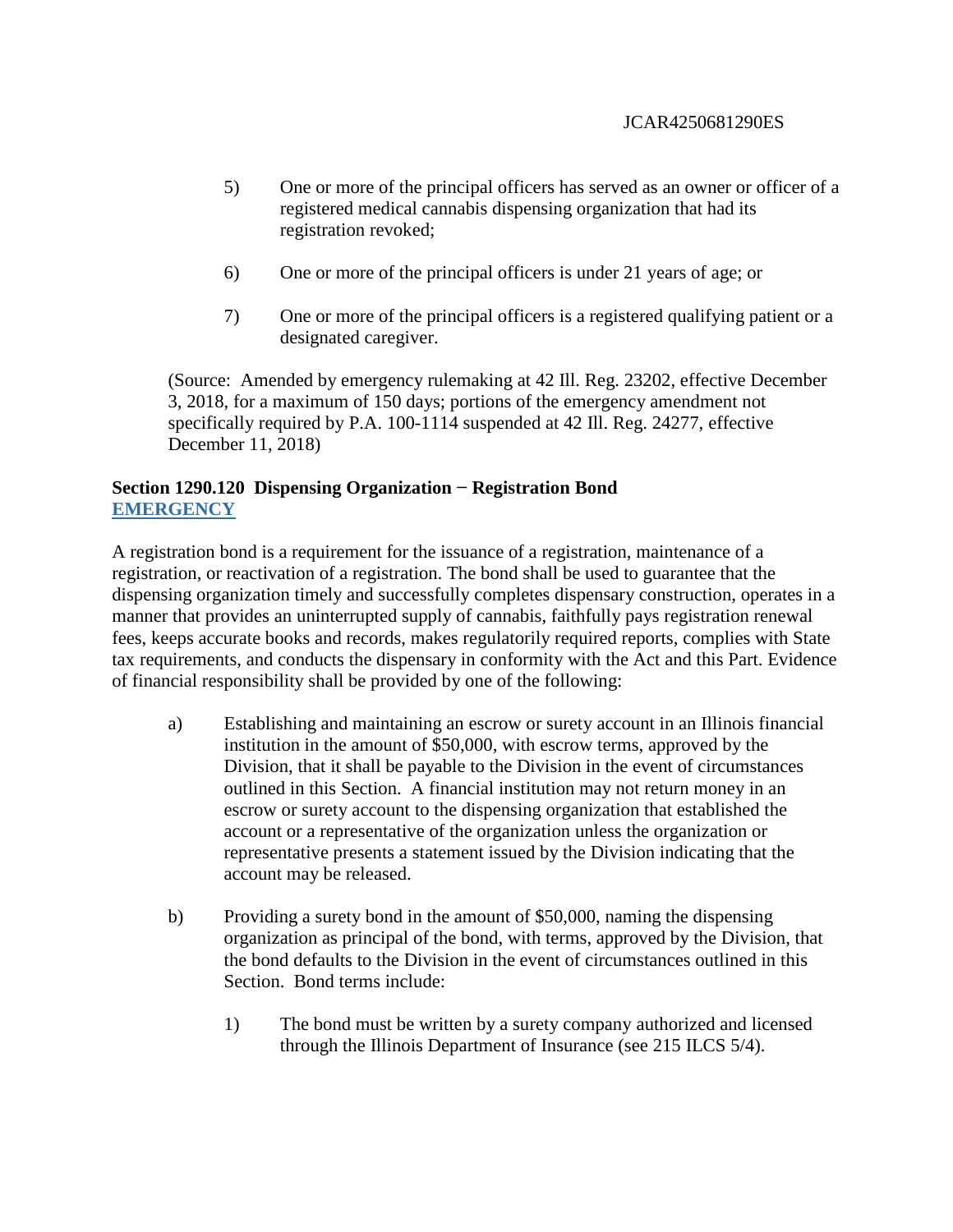5) One or more of the principal officers has served as an owner or officer of a registered medical cannabis dispensing organization that had its registration revoked;

6) One or more of the principal officers is under 21 years of age; or

7) One or more of the principal officers is a registered qualifying patient or a designated caregiver.

(Source: Amended by emergency rulemaking at 42 Ill. Reg. 23202, effective December 3, 2018, for a maximum of 150 days; portions of the emergency amendment not specifically required by P.A. 100-1114 suspended at 42 Ill. Reg. 24277, effective December 11, 2018)

**Section 1290.120 Dispensing Organization − Registration Bond**
**EMERGENCY**

A registration bond is a requirement for the issuance of a registration, maintenance of a registration, or reactivation of a registration. The bond shall be used to guarantee that the dispensing organization timely and successfully completes dispensary construction, operates in a manner that provides an uninterrupted supply of cannabis, faithfully pays registration renewal fees, keeps accurate books and records, makes regulatorily required reports, complies with State tax requirements, and conducts the dispensary in conformity with the Act and this Part. Evidence of financial responsibility shall be provided by one of the following:

a) Establishing and maintaining an escrow or surety account in an Illinois financial institution in the amount of $50,000, with escrow terms, approved by the Division, that it shall be payable to the Division in the event of circumstances outlined in this Section. A financial institution may not return money in an escrow or surety account to the dispensing organization that established the account or a representative of the organization unless the organization or representative presents a statement issued by the Division indicating that the account may be released.

b) Providing a surety bond in the amount of $50,000, naming the dispensing organization as principal of the bond, with terms, approved by the Division, that the bond defaults to the Division in the event of circumstances outlined in this Section. Bond terms include:

   1) The bond must be written by a surety company authorized and licensed through the Illinois Department of Insurance (see 215 ILCS 5/4).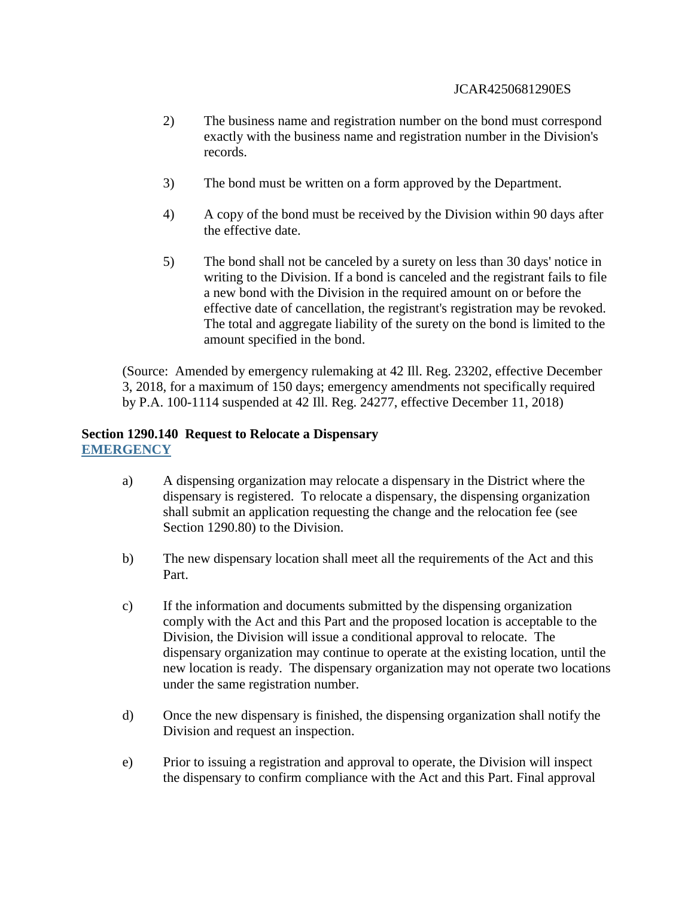2) The business name and registration number on the bond must correspond exactly with the business name and registration number in the Division's records.

3) The bond must be written on a form approved by the Department.

4) A copy of the bond must be received by the Division within 90 days after the effective date.

5) The bond shall not be canceled by a surety on less than 30 days' notice in writing to the Division. If a bond is canceled and the registrant fails to file a new bond with the Division in the required amount on or before the effective date of cancellation, the registrant's registration may be revoked. The total and aggregate liability of the surety on the bond is limited to the amount specified in the bond.

(Source: Amended by emergency rulemaking at 42 Ill. Reg. 23202, effective December 3, 2018, for a maximum of 150 days; emergency amendments not specifically required by P.A. 100-1114 suspended at 42 Ill. Reg. 24277, effective December 11, 2018)

**Section 1290.140 Request to Relocate a Dispensary**
**EMERGENCY**

a) A dispensing organization may relocate a dispensary in the District where the dispensary is registered. To relocate a dispensary, the dispensing organization shall submit an application requesting the change and the relocation fee (see Section 1290.80) to the Division.

b) The new dispensary location shall meet all the requirements of the Act and this Part.

c) If the information and documents submitted by the dispensing organization comply with the Act and this Part and the proposed location is acceptable to the Division, the Division will issue a conditional approval to relocate. The dispensary organization may continue to operate at the existing location, until the new location is ready. The dispensary organization may not operate two locations under the same registration number.

d) Once the new dispensary is finished, the dispensing organization shall notify the Division and request an inspection.

e) Prior to issuing a registration and approval to operate, the Division will inspect the dispensary to confirm compliance with the Act and this Part. Final approval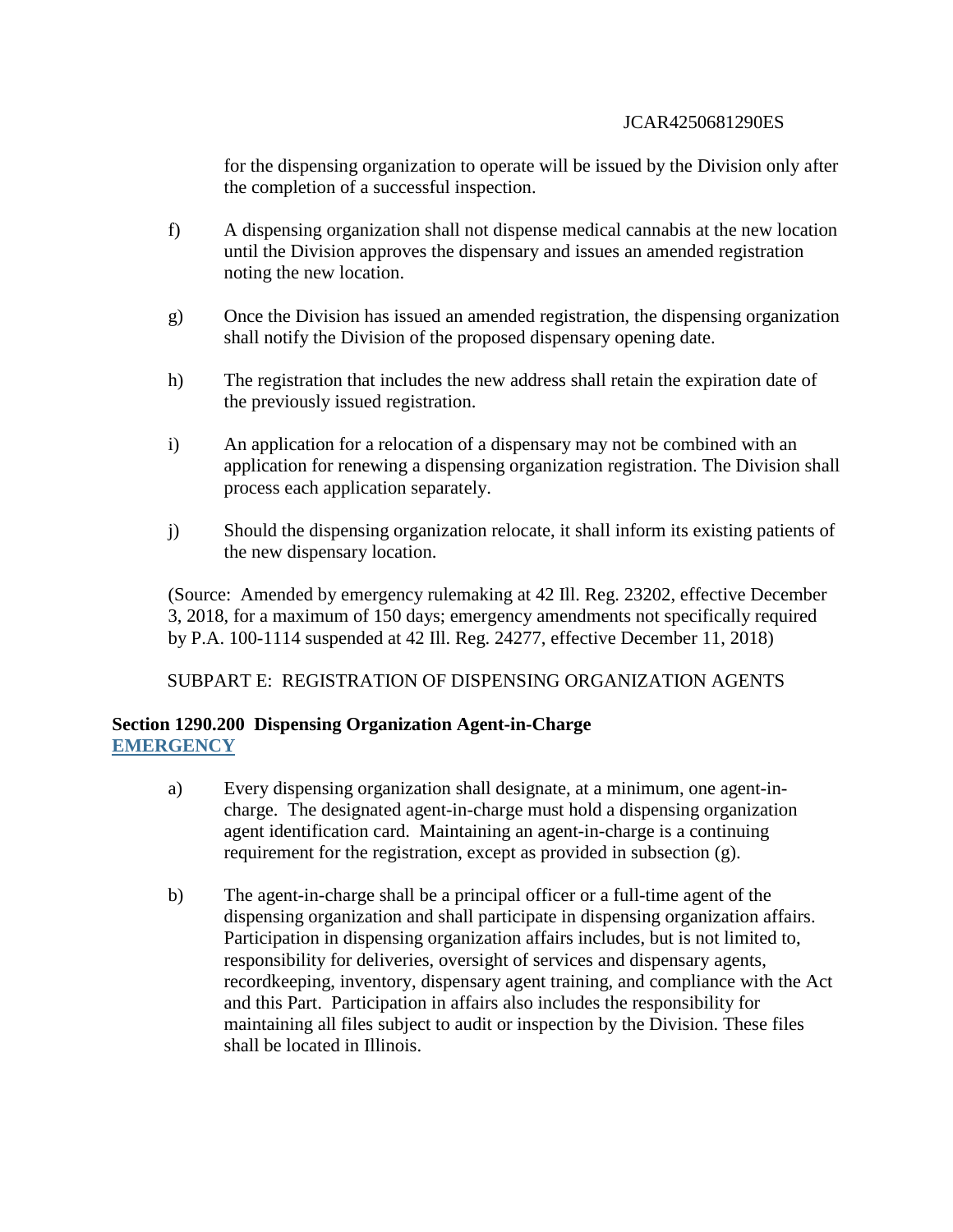for the dispensing organization to operate will be issued by the Division only after the completion of a successful inspection.

f) A dispensing organization shall not dispense medical cannabis at the new location until the Division approves the dispensary and issues an amended registration noting the new location.

g) Once the Division has issued an amended registration, the dispensing organization shall notify the Division of the proposed dispensary opening date.

h) The registration that includes the new address shall retain the expiration date of the previously issued registration.

i) An application for a relocation of a dispensary may not be combined with an application for renewing a dispensing organization registration. The Division shall process each application separately.

j) Should the dispensing organization relocate, it shall inform its existing patients of the new dispensary location.

(Source: Amended by emergency rulemaking at 42 Ill. Reg. 23202, effective December 3, 2018, for a maximum of 150 days; emergency amendments not specifically required by P.A. 100-1114 suspended at 42 Ill. Reg. 24277, effective December 11, 2018)

SUBPART E: REGISTRATION OF DISPENSING ORGANIZATION AGENTS

**Section 1290.200 Dispensing Organization Agent-in-Charge**
**EMERGENCY**

a) Every dispensing organization shall designate, at a minimum, one agent-in-charge. The designated agent-in-charge must hold a dispensing organization agent identification card. Maintaining an agent-in-charge is a continuing requirement for the registration, except as provided in subsection (g).

b) The agent-in-charge shall be a principal officer or a full-time agent of the dispensing organization and shall participate in dispensing organization affairs. Participation in dispensing organization affairs includes, but is not limited to, responsibility for deliveries, oversight of services and dispensary agents, recordkeeping, inventory, dispensary agent training, and compliance with the Act and this Part. Participation in affairs also includes the responsibility for maintaining all files subject to audit or inspection by the Division. These files shall be located in Illinois.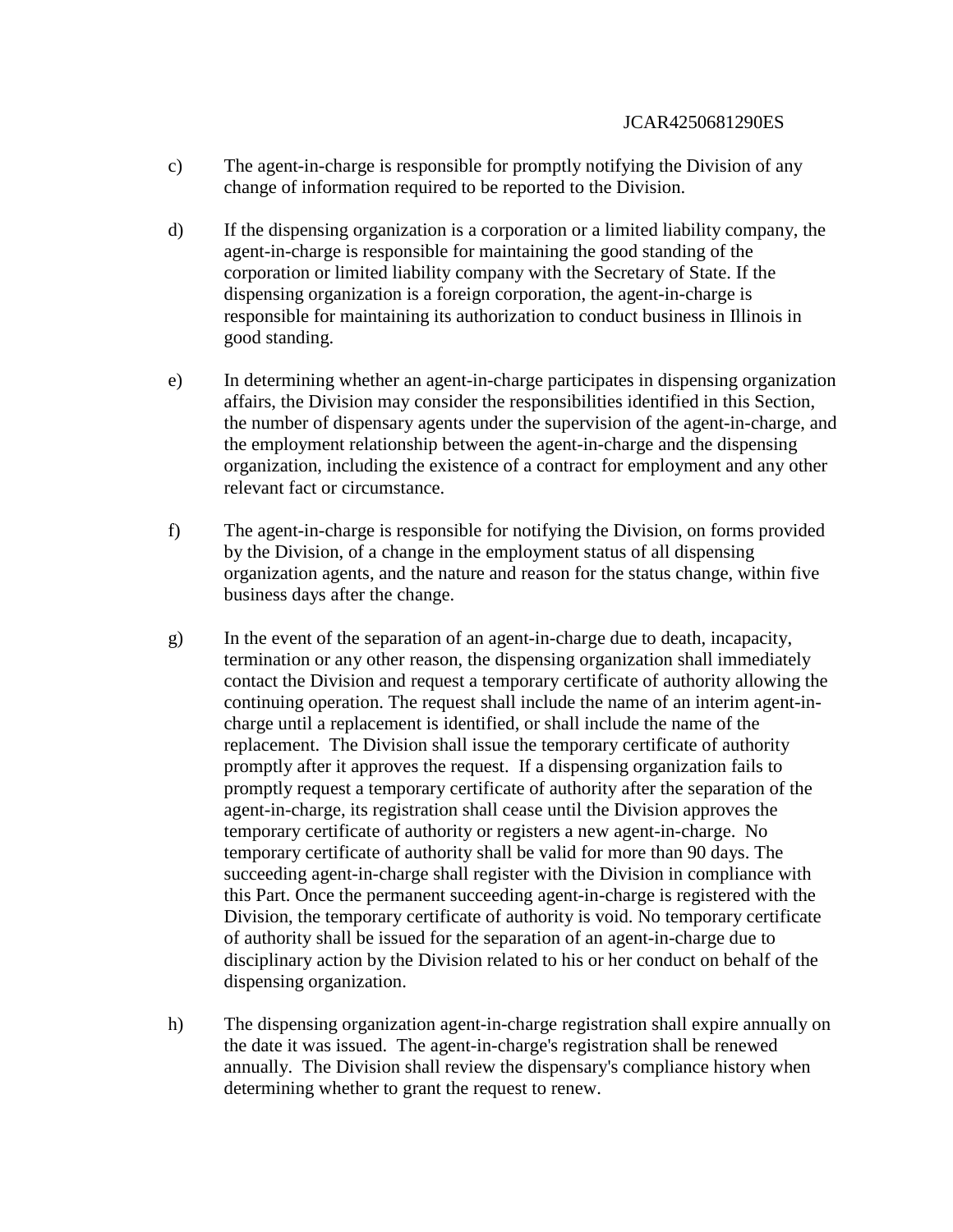c) The agent-in-charge is responsible for promptly notifying the Division of any change of information required to be reported to the Division.

d) If the dispensing organization is a corporation or a limited liability company, the agent-in-charge is responsible for maintaining the good standing of the corporation or limited liability company with the Secretary of State. If the dispensing organization is a foreign corporation, the agent-in-charge is responsible for maintaining its authorization to conduct business in Illinois in good standing.

e) In determining whether an agent-in-charge participates in dispensing organization affairs, the Division may consider the responsibilities identified in this Section, the number of dispensary agents under the supervision of the agent-in-charge, and the employment relationship between the agent-in-charge and the dispensing organization, including the existence of a contract for employment and any other relevant fact or circumstance.

f) The agent-in-charge is responsible for notifying the Division, on forms provided by the Division, of a change in the employment status of all dispensing organization agents, and the nature and reason for the status change, within five business days after the change.

g) In the event of the separation of an agent-in-charge due to death, incapacity, termination or any other reason, the dispensing organization shall immediately contact the Division and request a temporary certificate of authority allowing the continuing operation. The request shall include the name of an interim agent-in-charge until a replacement is identified, or shall include the name of the replacement. The Division shall issue the temporary certificate of authority promptly after it approves the request. If a dispensing organization fails to promptly request a temporary certificate of authority after the separation of the agent-in-charge, its registration shall cease until the Division approves the temporary certificate of authority or registers a new agent-in-charge. No temporary certificate of authority shall be valid for more than 90 days. The succeeding agent-in-charge shall register with the Division in compliance with this Part. Once the permanent succeeding agent-in-charge is registered with the Division, the temporary certificate of authority is void. No temporary certificate of authority shall be issued for the separation of an agent-in-charge due to disciplinary action by the Division related to his or her conduct on behalf of the dispensing organization.

h) The dispensing organization agent-in-charge registration shall expire annually on the date it was issued. The agent-in-charge's registration shall be renewed annually. The Division shall review the dispensary's compliance history when determining whether to grant the request to renew.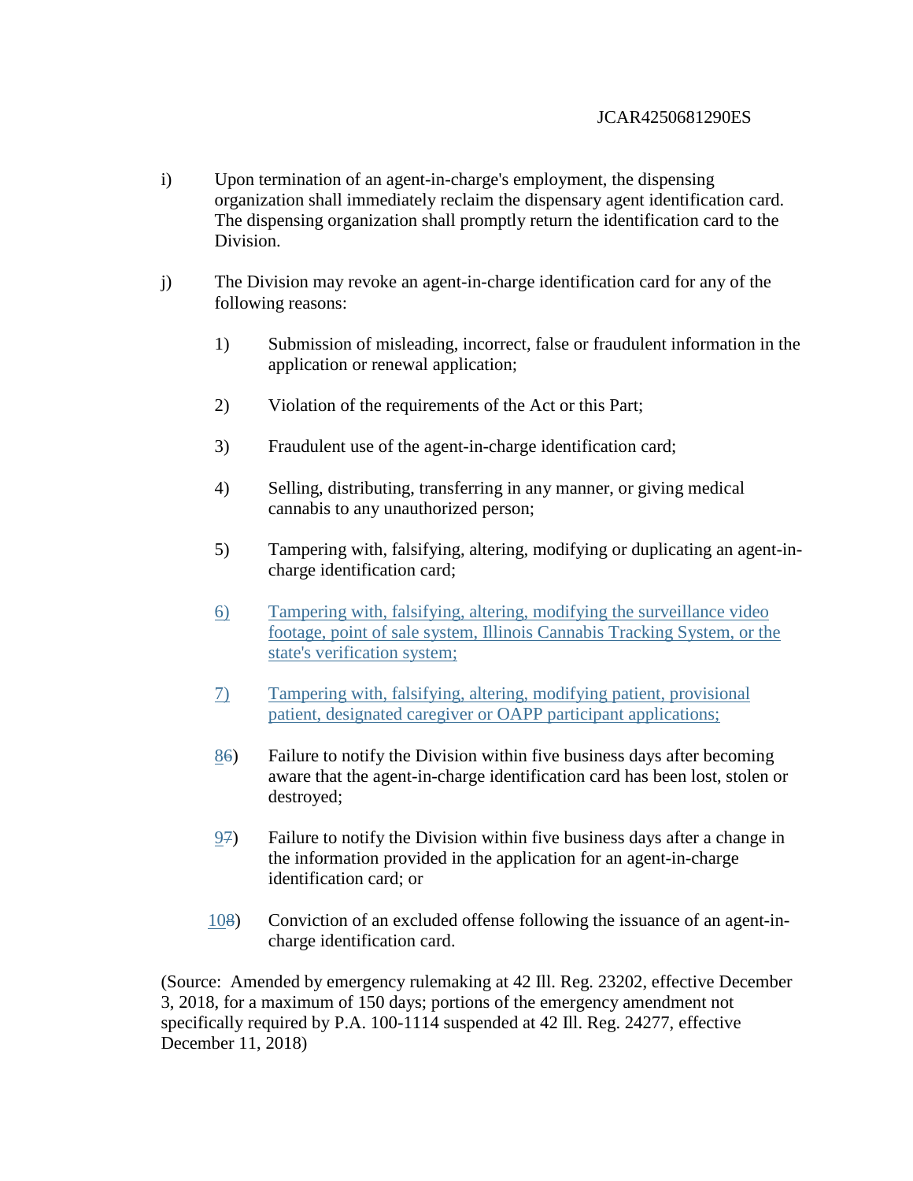i) Upon termination of an agent-in-charge's employment, the dispensing organization shall immediately reclaim the dispensary agent identification card. The dispensing organization shall promptly return the identification card to the Division.

j) The Division may revoke an agent-in-charge identification card for any of the following reasons:

1) Submission of misleading, incorrect, false or fraudulent information in the application or renewal application;

2) Violation of the requirements of the Act or this Part;

3) Fraudulent use of the agent-in-charge identification card;

4) Selling, distributing, transferring in any manner, or giving medical cannabis to any unauthorized person;

5) Tampering with, falsifying, altering, modifying or duplicating an agent-in-charge identification card;

<u>6) Tampering with, falsifying, altering, modifying the surveillance video footage, point of sale system, Illinois Cannabis Tracking System, or the state's verification system;</u>

<u>7) Tampering with, falsifying, altering, modifying patient, provisional patient, designated caregiver or OAPP participant applications;</u>

<u>8</u>~~6~~) Failure to notify the Division within five business days after becoming aware that the agent-in-charge identification card has been lost, stolen or destroyed;

<u>9</u>~~7~~) Failure to notify the Division within five business days after a change in the information provided in the application for an agent-in-charge identification card; or

<u>10</u>~~8~~) Conviction of an excluded offense following the issuance of an agent-in-charge identification card.

(Source: Amended by emergency rulemaking at 42 Ill. Reg. 23202, effective December 3, 2018, for a maximum of 150 days; portions of the emergency amendment not specifically required by P.A. 100-1114 suspended at 42 Ill. Reg. 24277, effective December 11, 2018)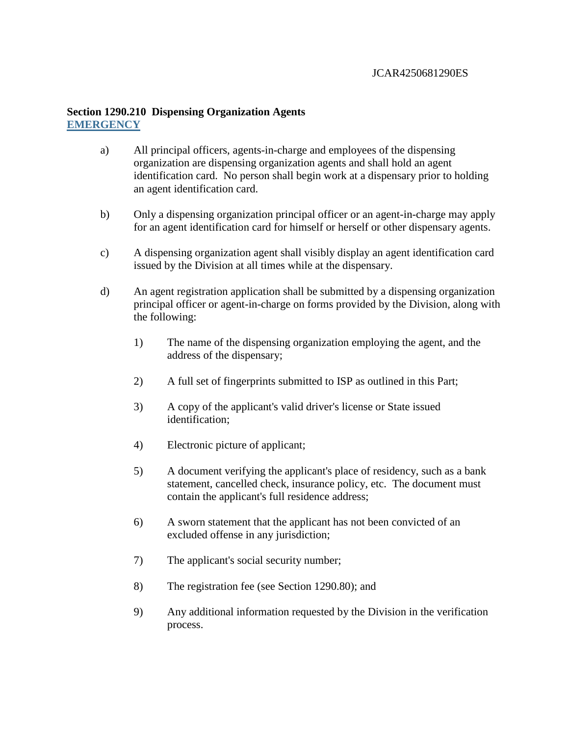**Section 1290.210 Dispensing Organization Agents**
**EMERGENCY**

a) All principal officers, agents-in-charge and employees of the dispensing organization are dispensing organization agents and shall hold an agent identification card. No person shall begin work at a dispensary prior to holding an agent identification card.

b) Only a dispensing organization principal officer or an agent-in-charge may apply for an agent identification card for himself or herself or other dispensary agents.

c) A dispensing organization agent shall visibly display an agent identification card issued by the Division at all times while at the dispensary.

d) An agent registration application shall be submitted by a dispensing organization principal officer or agent-in-charge on forms provided by the Division, along with the following:

1) The name of the dispensing organization employing the agent, and the address of the dispensary;

2) A full set of fingerprints submitted to ISP as outlined in this Part;

3) A copy of the applicant's valid driver's license or State issued identification;

4) Electronic picture of applicant;

5) A document verifying the applicant's place of residency, such as a bank statement, cancelled check, insurance policy, etc. The document must contain the applicant's full residence address;

6) A sworn statement that the applicant has not been convicted of an excluded offense in any jurisdiction;

7) The applicant's social security number;

8) The registration fee (see Section 1290.80); and

9) Any additional information requested by the Division in the verification process.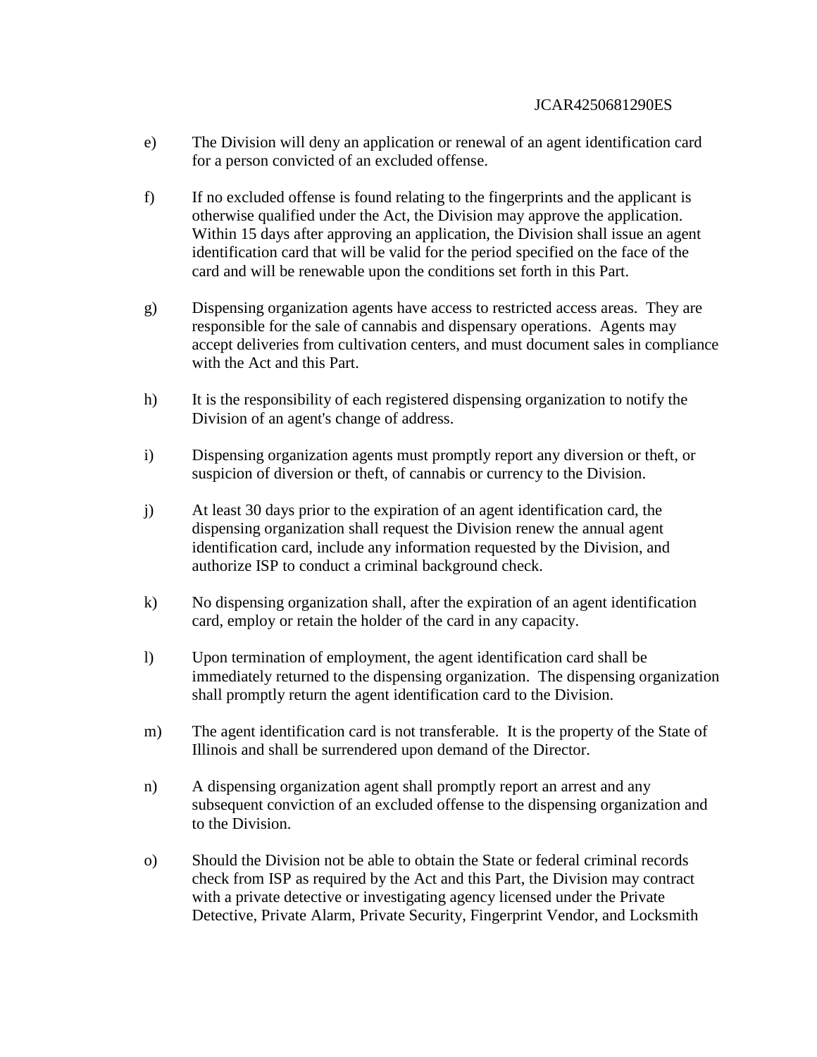e) The Division will deny an application or renewal of an agent identification card for a person convicted of an excluded offense.

f) If no excluded offense is found relating to the fingerprints and the applicant is otherwise qualified under the Act, the Division may approve the application. Within 15 days after approving an application, the Division shall issue an agent identification card that will be valid for the period specified on the face of the card and will be renewable upon the conditions set forth in this Part.

g) Dispensing organization agents have access to restricted access areas. They are responsible for the sale of cannabis and dispensary operations. Agents may accept deliveries from cultivation centers, and must document sales in compliance with the Act and this Part.

h) It is the responsibility of each registered dispensing organization to notify the Division of an agent's change of address.

i) Dispensing organization agents must promptly report any diversion or theft, or suspicion of diversion or theft, of cannabis or currency to the Division.

j) At least 30 days prior to the expiration of an agent identification card, the dispensing organization shall request the Division renew the annual agent identification card, include any information requested by the Division, and authorize ISP to conduct a criminal background check.

k) No dispensing organization shall, after the expiration of an agent identification card, employ or retain the holder of the card in any capacity.

l) Upon termination of employment, the agent identification card shall be immediately returned to the dispensing organization. The dispensing organization shall promptly return the agent identification card to the Division.

m) The agent identification card is not transferable. It is the property of the State of Illinois and shall be surrendered upon demand of the Director.

n) A dispensing organization agent shall promptly report an arrest and any subsequent conviction of an excluded offense to the dispensing organization and to the Division.

o) Should the Division not be able to obtain the State or federal criminal records check from ISP as required by the Act and this Part, the Division may contract with a private detective or investigating agency licensed under the Private Detective, Private Alarm, Private Security, Fingerprint Vendor, and Locksmith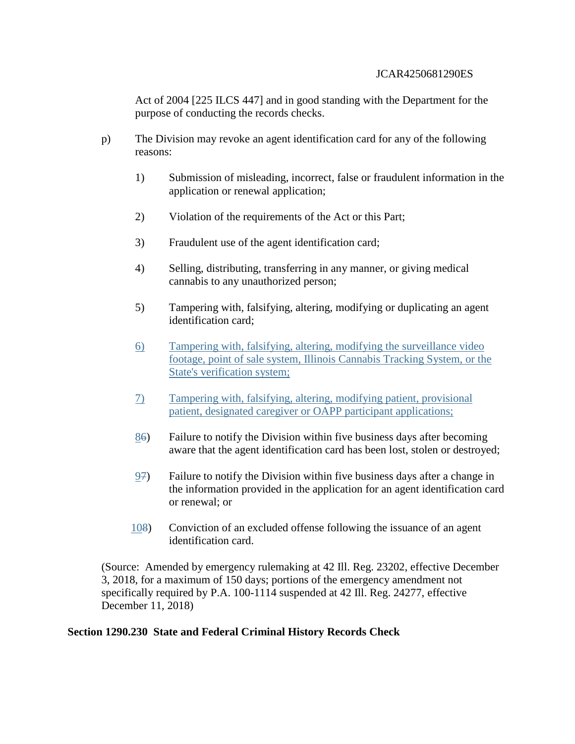Act of 2004 [225 ILCS 447] and in good standing with the Department for the purpose of conducting the records checks.

p) The Division may revoke an agent identification card for any of the following reasons:

1) Submission of misleading, incorrect, false or fraudulent information in the application or renewal application;

2) Violation of the requirements of the Act or this Part;

3) Fraudulent use of the agent identification card;

4) Selling, distributing, transferring in any manner, or giving medical cannabis to any unauthorized person;

5) Tampering with, falsifying, altering, modifying or duplicating an agent identification card;

6) Tampering with, falsifying, altering, modifying the surveillance video footage, point of sale system, Illinois Cannabis Tracking System, or the State's verification system;

7) Tampering with, falsifying, altering, modifying patient, provisional patient, designated caregiver or OAPP participant applications;

86) Failure to notify the Division within five business days after becoming aware that the agent identification card has been lost, stolen or destroyed;

97) Failure to notify the Division within five business days after a change in the information provided in the application for an agent identification card or renewal; or

108) Conviction of an excluded offense following the issuance of an agent identification card.

(Source: Amended by emergency rulemaking at 42 Ill. Reg. 23202, effective December 3, 2018, for a maximum of 150 days; portions of the emergency amendment not specifically required by P.A. 100-1114 suspended at 42 Ill. Reg. 24277, effective December 11, 2018)

**Section 1290.230 State and Federal Criminal History Records Check**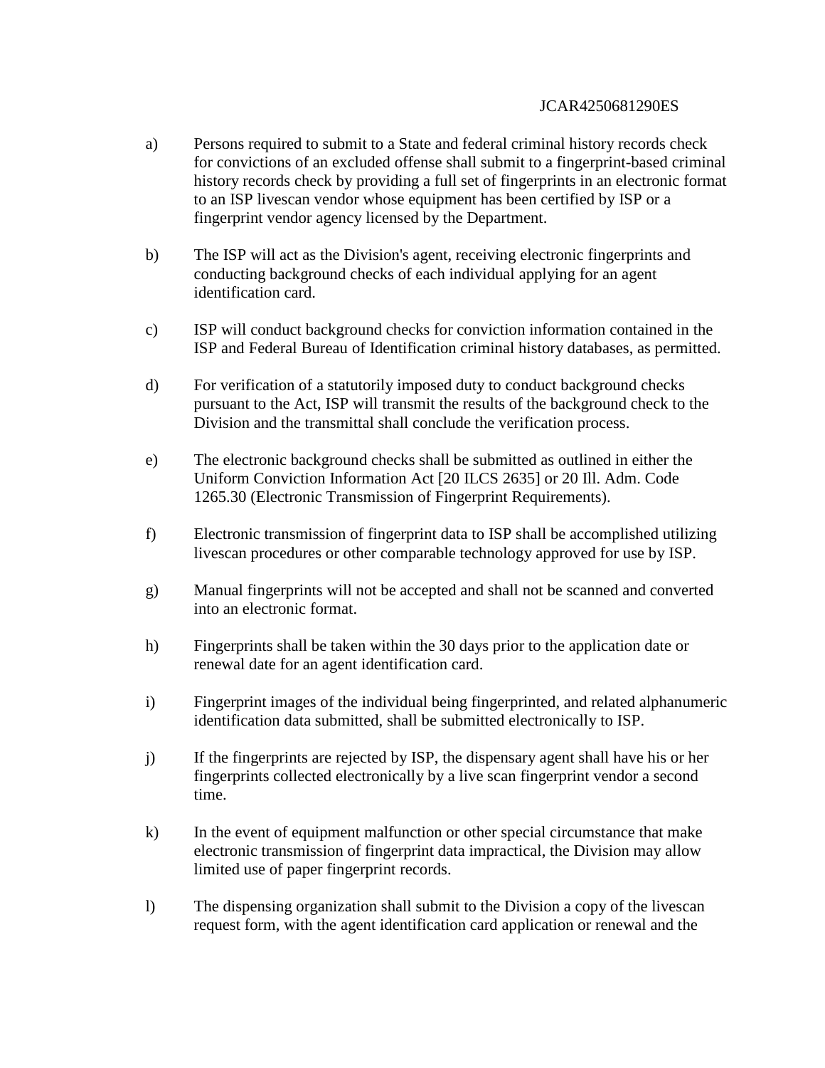a) Persons required to submit to a State and federal criminal history records check for convictions of an excluded offense shall submit to a fingerprint-based criminal history records check by providing a full set of fingerprints in an electronic format to an ISP livescan vendor whose equipment has been certified by ISP or a fingerprint vendor agency licensed by the Department.

b) The ISP will act as the Division's agent, receiving electronic fingerprints and conducting background checks of each individual applying for an agent identification card.

c) ISP will conduct background checks for conviction information contained in the ISP and Federal Bureau of Identification criminal history databases, as permitted.

d) For verification of a statutorily imposed duty to conduct background checks pursuant to the Act, ISP will transmit the results of the background check to the Division and the transmittal shall conclude the verification process.

e) The electronic background checks shall be submitted as outlined in either the Uniform Conviction Information Act [20 ILCS 2635] or 20 Ill. Adm. Code 1265.30 (Electronic Transmission of Fingerprint Requirements).

f) Electronic transmission of fingerprint data to ISP shall be accomplished utilizing livescan procedures or other comparable technology approved for use by ISP.

g) Manual fingerprints will not be accepted and shall not be scanned and converted into an electronic format.

h) Fingerprints shall be taken within the 30 days prior to the application date or renewal date for an agent identification card.

i) Fingerprint images of the individual being fingerprinted, and related alphanumeric identification data submitted, shall be submitted electronically to ISP.

j) If the fingerprints are rejected by ISP, the dispensary agent shall have his or her fingerprints collected electronically by a live scan fingerprint vendor a second time.

k) In the event of equipment malfunction or other special circumstance that make electronic transmission of fingerprint data impractical, the Division may allow limited use of paper fingerprint records.

l) The dispensing organization shall submit to the Division a copy of the livescan request form, with the agent identification card application or renewal and the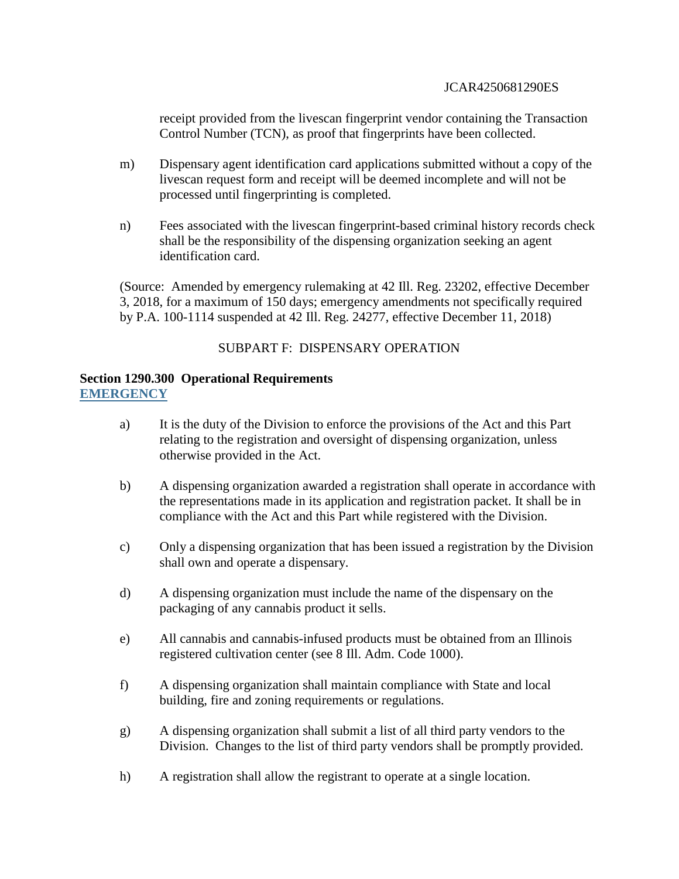receipt provided from the livescan fingerprint vendor containing the Transaction Control Number (TCN), as proof that fingerprints have been collected.

m) Dispensary agent identification card applications submitted without a copy of the livescan request form and receipt will be deemed incomplete and will not be processed until fingerprinting is completed.

n) Fees associated with the livescan fingerprint-based criminal history records check shall be the responsibility of the dispensing organization seeking an agent identification card.

(Source: Amended by emergency rulemaking at 42 Ill. Reg. 23202, effective December 3, 2018, for a maximum of 150 days; emergency amendments not specifically required by P.A. 100-1114 suspended at 42 Ill. Reg. 24277, effective December 11, 2018)

SUBPART F: DISPENSARY OPERATION

**Section 1290.300 Operational Requirements**
**EMERGENCY**

a) It is the duty of the Division to enforce the provisions of the Act and this Part relating to the registration and oversight of dispensing organization, unless otherwise provided in the Act.

b) A dispensing organization awarded a registration shall operate in accordance with the representations made in its application and registration packet. It shall be in compliance with the Act and this Part while registered with the Division.

c) Only a dispensing organization that has been issued a registration by the Division shall own and operate a dispensary.

d) A dispensing organization must include the name of the dispensary on the packaging of any cannabis product it sells.

e) All cannabis and cannabis-infused products must be obtained from an Illinois registered cultivation center (see 8 Ill. Adm. Code 1000).

f) A dispensing organization shall maintain compliance with State and local building, fire and zoning requirements or regulations.

g) A dispensing organization shall submit a list of all third party vendors to the Division. Changes to the list of third party vendors shall be promptly provided.

h) A registration shall allow the registrant to operate at a single location.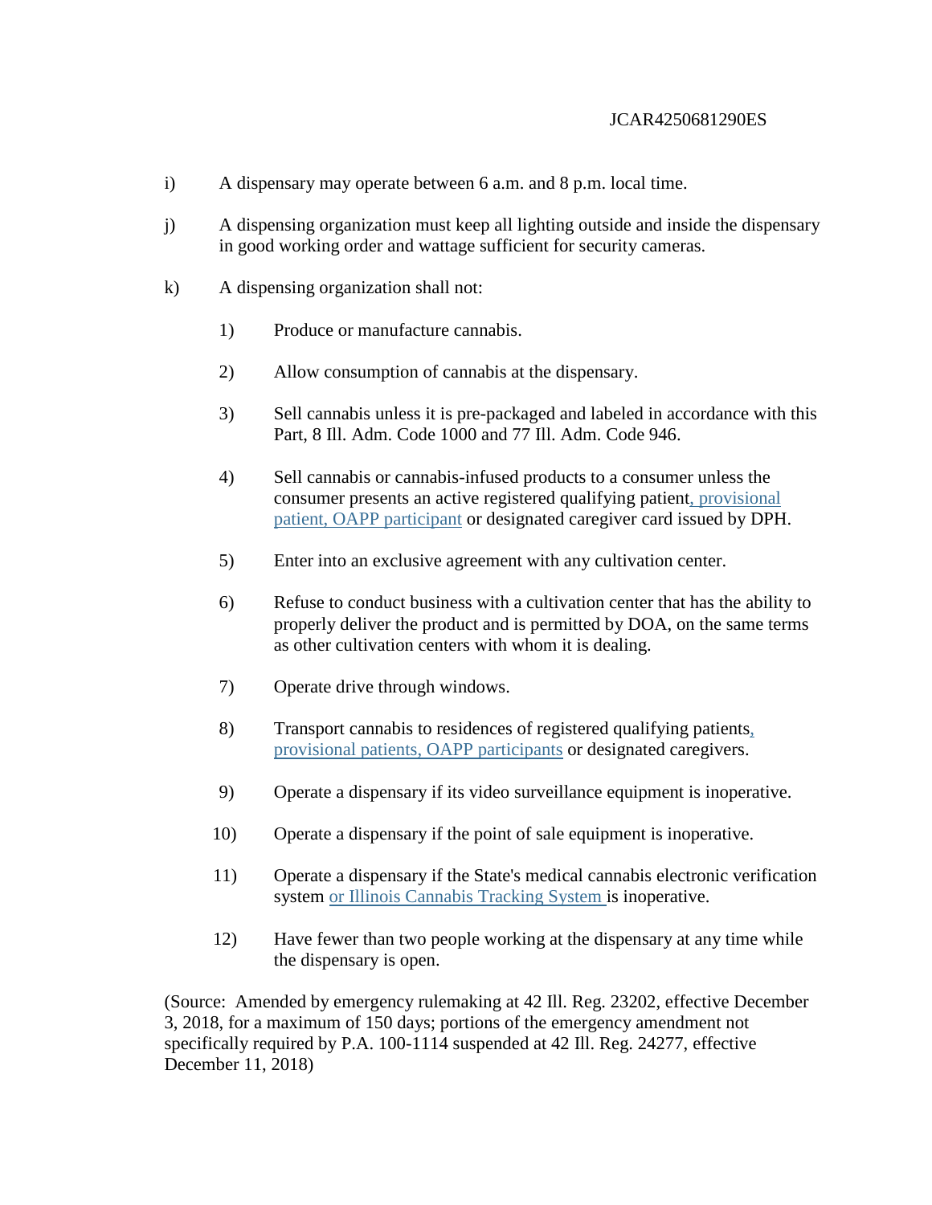i) A dispensary may operate between 6 a.m. and 8 p.m. local time.

j) A dispensing organization must keep all lighting outside and inside the dispensary in good working order and wattage sufficient for security cameras.

k) A dispensing organization shall not:

1) Produce or manufacture cannabis.

2) Allow consumption of cannabis at the dispensary.

3) Sell cannabis unless it is pre-packaged and labeled in accordance with this Part, 8 Ill. Adm. Code 1000 and 77 Ill. Adm. Code 946.

4) Sell cannabis or cannabis-infused products to a consumer unless the consumer presents an active registered qualifying patient, provisional patient, OAPP participant or designated caregiver card issued by DPH.

5) Enter into an exclusive agreement with any cultivation center.

6) Refuse to conduct business with a cultivation center that has the ability to properly deliver the product and is permitted by DOA, on the same terms as other cultivation centers with whom it is dealing.

7) Operate drive through windows.

8) Transport cannabis to residences of registered qualifying patients, provisional patients, OAPP participants or designated caregivers.

9) Operate a dispensary if its video surveillance equipment is inoperative.

10) Operate a dispensary if the point of sale equipment is inoperative.

11) Operate a dispensary if the State's medical cannabis electronic verification system or Illinois Cannabis Tracking System is inoperative.

12) Have fewer than two people working at the dispensary at any time while the dispensary is open.

(Source: Amended by emergency rulemaking at 42 Ill. Reg. 23202, effective December 3, 2018, for a maximum of 150 days; portions of the emergency amendment not specifically required by P.A. 100-1114 suspended at 42 Ill. Reg. 24277, effective December 11, 2018)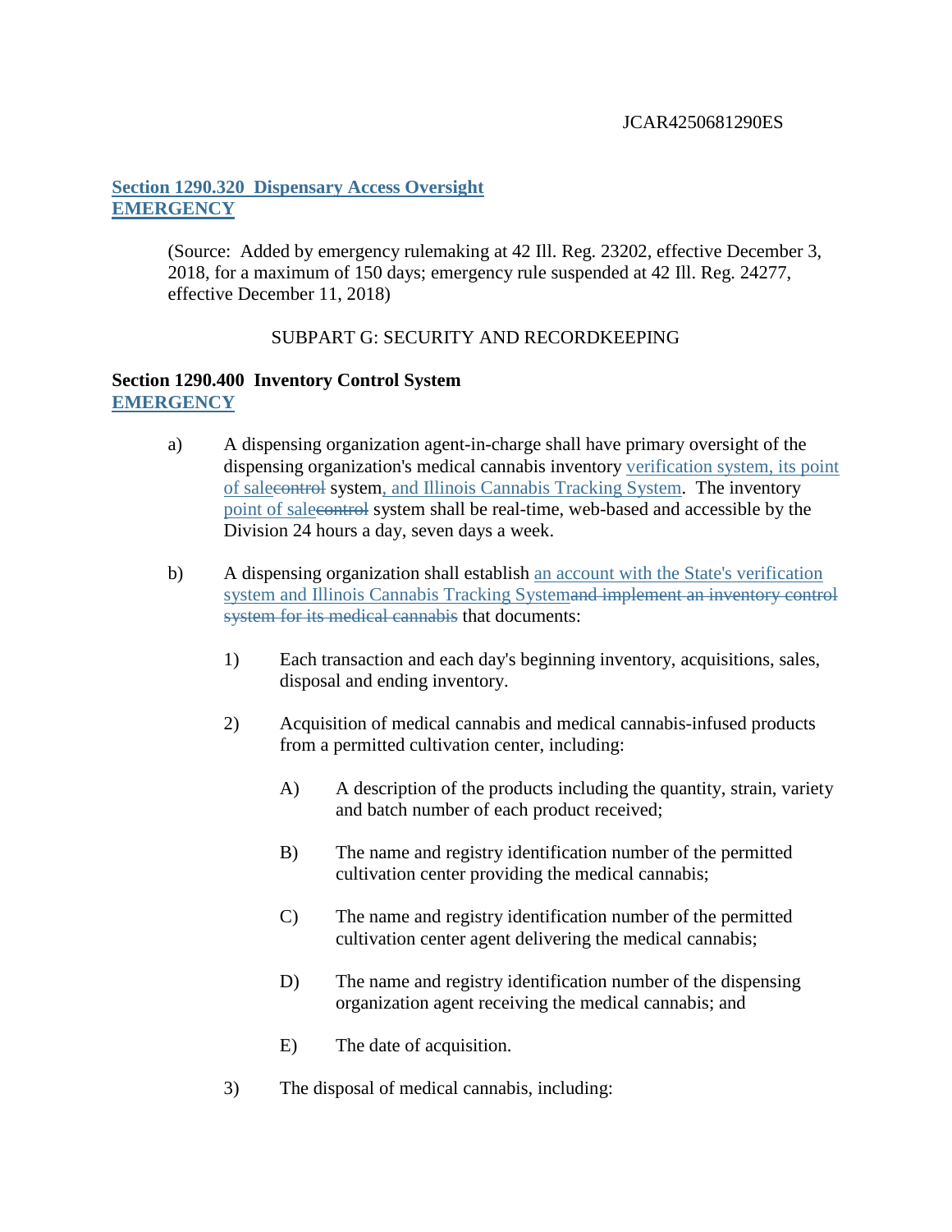JCAR4250681290ES

**Section 1290.320 Dispensary Access Oversight**
**EMERGENCY**

(Source: Added by emergency rulemaking at 42 Ill. Reg. 23202, effective December 3, 2018, for a maximum of 150 days; emergency rule suspended at 42 Ill. Reg. 24277, effective December 11, 2018)

SUBPART G: SECURITY AND RECORDKEEPING

**Section 1290.400 Inventory Control System**
**EMERGENCY**

a) A dispensing organization agent-in-charge shall have primary oversight of the dispensing organization's medical cannabis inventory verification system, its point of sale~~control~~ system, and Illinois Cannabis Tracking System. The inventory point of sale~~control~~ system shall be real-time, web-based and accessible by the Division 24 hours a day, seven days a week.

b) A dispensing organization shall establish an account with the State's verification system and Illinois Cannabis Tracking System~~and implement an inventory control system for its medical cannabis~~ that documents:

1) Each transaction and each day's beginning inventory, acquisitions, sales, disposal and ending inventory.

2) Acquisition of medical cannabis and medical cannabis-infused products from a permitted cultivation center, including:

A) A description of the products including the quantity, strain, variety and batch number of each product received;

B) The name and registry identification number of the permitted cultivation center providing the medical cannabis;

C) The name and registry identification number of the permitted cultivation center agent delivering the medical cannabis;

D) The name and registry identification number of the dispensing organization agent receiving the medical cannabis; and

E) The date of acquisition.

3) The disposal of medical cannabis, including: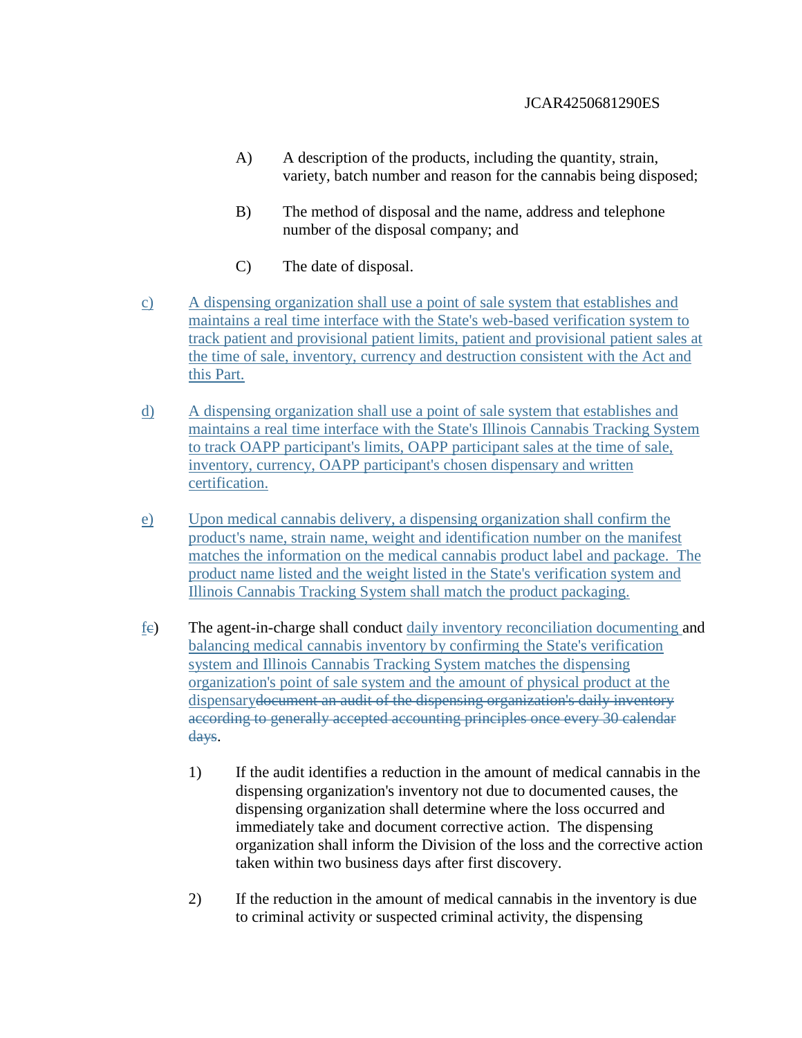A) A description of the products, including the quantity, strain, variety, batch number and reason for the cannabis being disposed;

B) The method of disposal and the name, address and telephone number of the disposal company; and

C) The date of disposal.

c) A dispensing organization shall use a point of sale system that establishes and maintains a real time interface with the State's web-based verification system to track patient and provisional patient limits, patient and provisional patient sales at the time of sale, inventory, currency and destruction consistent with the Act and this Part.

d) A dispensing organization shall use a point of sale system that establishes and maintains a real time interface with the State's Illinois Cannabis Tracking System to track OAPP participant's limits, OAPP participant sales at the time of sale, inventory, currency, OAPP participant's chosen dispensary and written certification.

e) Upon medical cannabis delivery, a dispensing organization shall confirm the product's name, strain name, weight and identification number on the manifest matches the information on the medical cannabis product label and package. The product name listed and the weight listed in the State's verification system and Illinois Cannabis Tracking System shall match the product packaging.

f~~c~~) The agent-in-charge shall conduct daily inventory reconciliation documenting and balancing medical cannabis inventory by confirming the State's verification system and Illinois Cannabis Tracking System matches the dispensing organization's point of sale system and the amount of physical product at the dispensary~~document an audit of the dispensing organization's daily inventory according to generally accepted accounting principles once every 30 calendar days~~.

1) If the audit identifies a reduction in the amount of medical cannabis in the dispensing organization's inventory not due to documented causes, the dispensing organization shall determine where the loss occurred and immediately take and document corrective action. The dispensing organization shall inform the Division of the loss and the corrective action taken within two business days after first discovery.

2) If the reduction in the amount of medical cannabis in the inventory is due to criminal activity or suspected criminal activity, the dispensing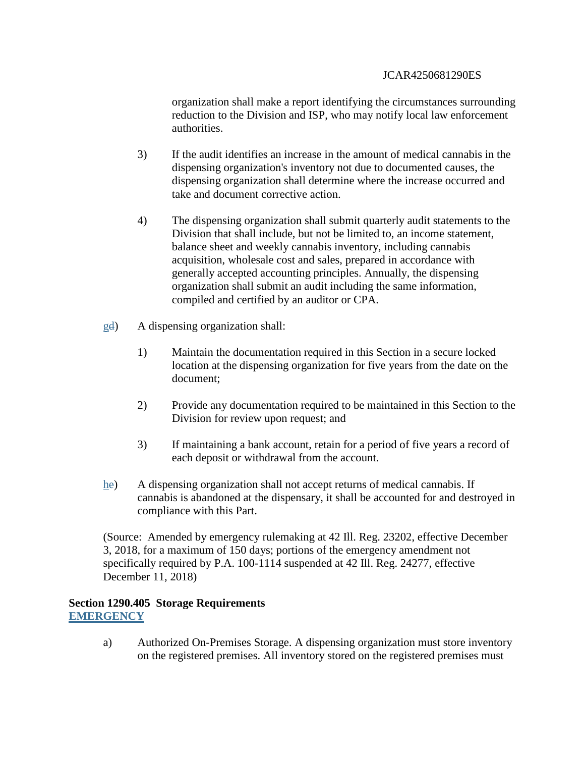organization shall make a report identifying the circumstances surrounding reduction to the Division and ISP, who may notify local law enforcement authorities.

3) If the audit identifies an increase in the amount of medical cannabis in the dispensing organization's inventory not due to documented causes, the dispensing organization shall determine where the increase occurred and take and document corrective action.

4) The dispensing organization shall submit quarterly audit statements to the Division that shall include, but not be limited to, an income statement, balance sheet and weekly cannabis inventory, including cannabis acquisition, wholesale cost and sales, prepared in accordance with generally accepted accounting principles. Annually, the dispensing organization shall submit an audit including the same information, compiled and certified by an auditor or CPA.

gd) A dispensing organization shall:

1) Maintain the documentation required in this Section in a secure locked location at the dispensing organization for five years from the date on the document;

2) Provide any documentation required to be maintained in this Section to the Division for review upon request; and

3) If maintaining a bank account, retain for a period of five years a record of each deposit or withdrawal from the account.

he) A dispensing organization shall not accept returns of medical cannabis. If cannabis is abandoned at the dispensary, it shall be accounted for and destroyed in compliance with this Part.

(Source: Amended by emergency rulemaking at 42 Ill. Reg. 23202, effective December 3, 2018, for a maximum of 150 days; portions of the emergency amendment not specifically required by P.A. 100-1114 suspended at 42 Ill. Reg. 24277, effective December 11, 2018)

**Section 1290.405 Storage Requirements**
**EMERGENCY**

a) Authorized On-Premises Storage. A dispensing organization must store inventory on the registered premises. All inventory stored on the registered premises must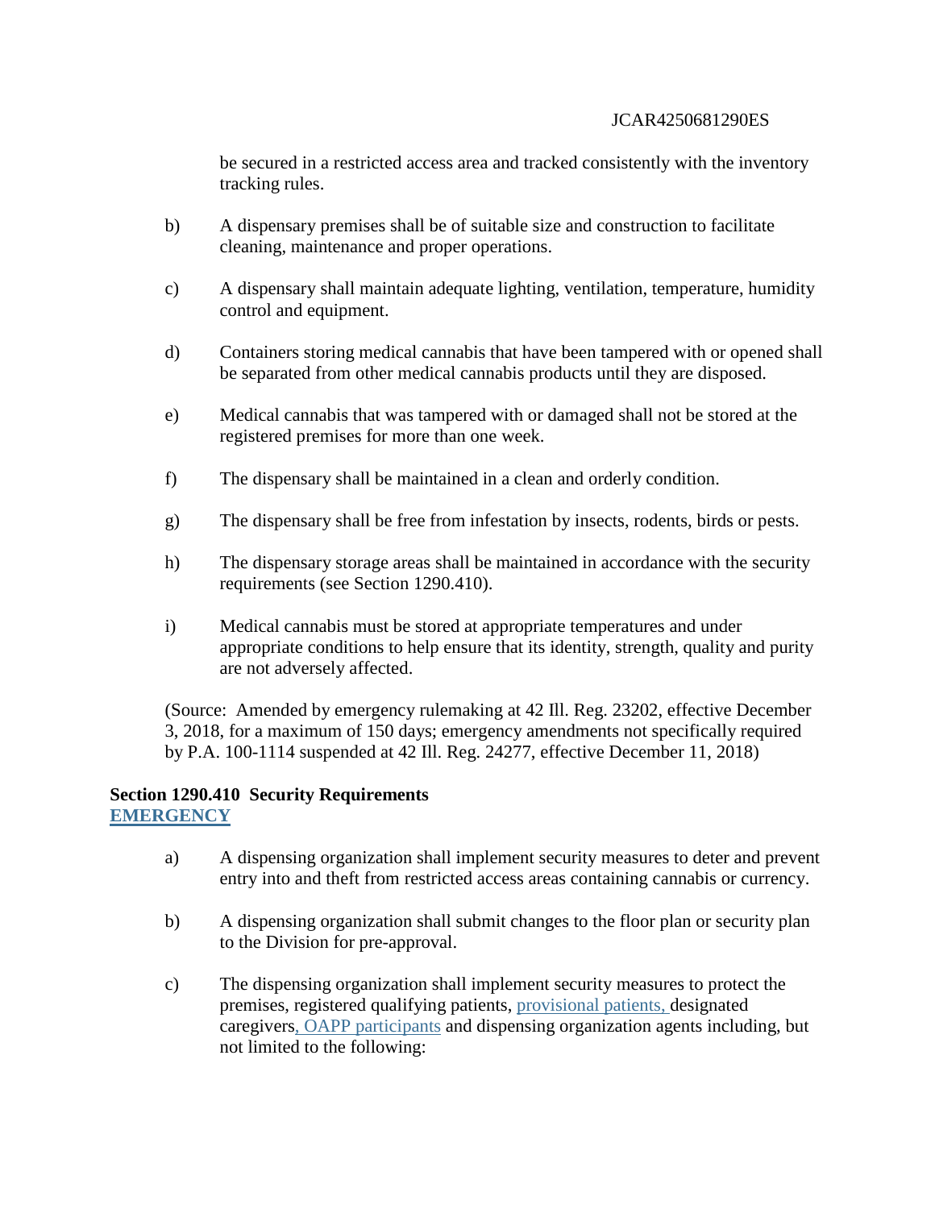be secured in a restricted access area and tracked consistently with the inventory tracking rules.

b) A dispensary premises shall be of suitable size and construction to facilitate cleaning, maintenance and proper operations.

c) A dispensary shall maintain adequate lighting, ventilation, temperature, humidity control and equipment.

d) Containers storing medical cannabis that have been tampered with or opened shall be separated from other medical cannabis products until they are disposed.

e) Medical cannabis that was tampered with or damaged shall not be stored at the registered premises for more than one week.

f) The dispensary shall be maintained in a clean and orderly condition.

g) The dispensary shall be free from infestation by insects, rodents, birds or pests.

h) The dispensary storage areas shall be maintained in accordance with the security requirements (see Section 1290.410).

i) Medical cannabis must be stored at appropriate temperatures and under appropriate conditions to help ensure that its identity, strength, quality and purity are not adversely affected.

(Source: Amended by emergency rulemaking at 42 Ill. Reg. 23202, effective December 3, 2018, for a maximum of 150 days; emergency amendments not specifically required by P.A. 100-1114 suspended at 42 Ill. Reg. 24277, effective December 11, 2018)

**Section 1290.410 Security Requirements**
**EMERGENCY**

a) A dispensing organization shall implement security measures to deter and prevent entry into and theft from restricted access areas containing cannabis or currency.

b) A dispensing organization shall submit changes to the floor plan or security plan to the Division for pre-approval.

c) The dispensing organization shall implement security measures to protect the premises, registered qualifying patients, provisional patients, designated caregivers, OAPP participants and dispensing organization agents including, but not limited to the following: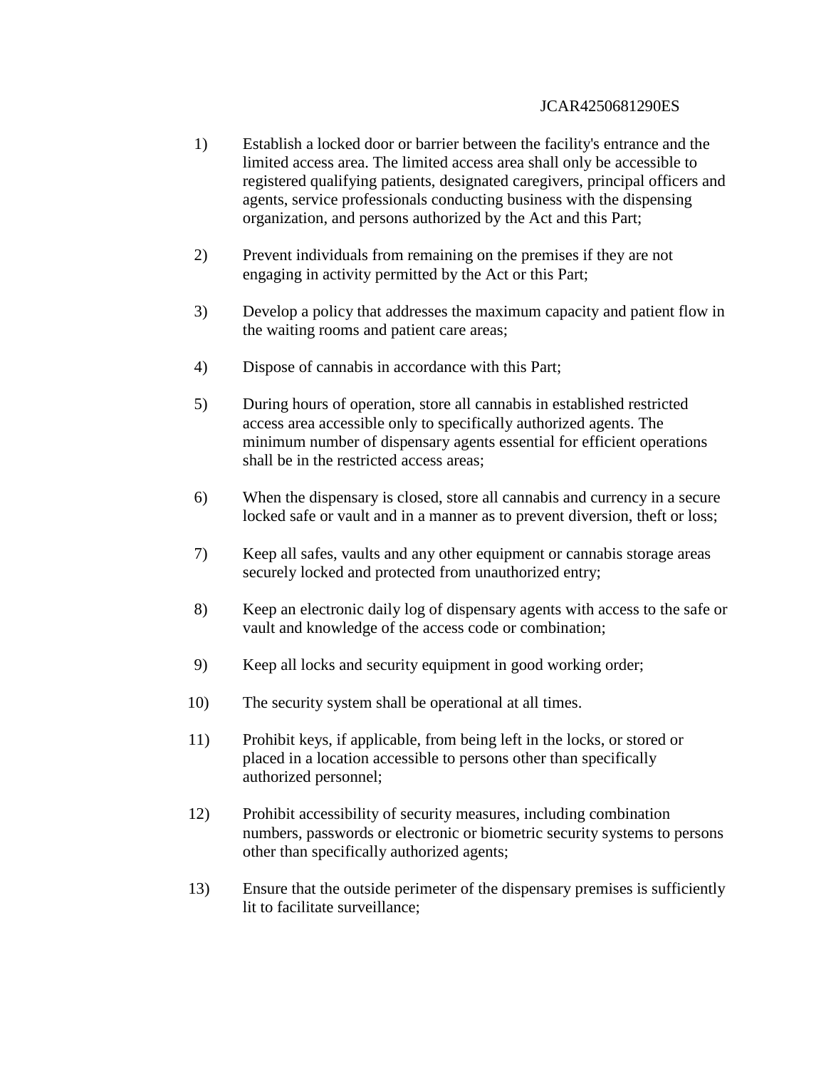1) Establish a locked door or barrier between the facility's entrance and the limited access area. The limited access area shall only be accessible to registered qualifying patients, designated caregivers, principal officers and agents, service professionals conducting business with the dispensing organization, and persons authorized by the Act and this Part;

2) Prevent individuals from remaining on the premises if they are not engaging in activity permitted by the Act or this Part;

3) Develop a policy that addresses the maximum capacity and patient flow in the waiting rooms and patient care areas;

4) Dispose of cannabis in accordance with this Part;

5) During hours of operation, store all cannabis in established restricted access area accessible only to specifically authorized agents. The minimum number of dispensary agents essential for efficient operations shall be in the restricted access areas;

6) When the dispensary is closed, store all cannabis and currency in a secure locked safe or vault and in a manner as to prevent diversion, theft or loss;

7) Keep all safes, vaults and any other equipment or cannabis storage areas securely locked and protected from unauthorized entry;

8) Keep an electronic daily log of dispensary agents with access to the safe or vault and knowledge of the access code or combination;

9) Keep all locks and security equipment in good working order;

10) The security system shall be operational at all times.

11) Prohibit keys, if applicable, from being left in the locks, or stored or placed in a location accessible to persons other than specifically authorized personnel;

12) Prohibit accessibility of security measures, including combination numbers, passwords or electronic or biometric security systems to persons other than specifically authorized agents;

13) Ensure that the outside perimeter of the dispensary premises is sufficiently lit to facilitate surveillance;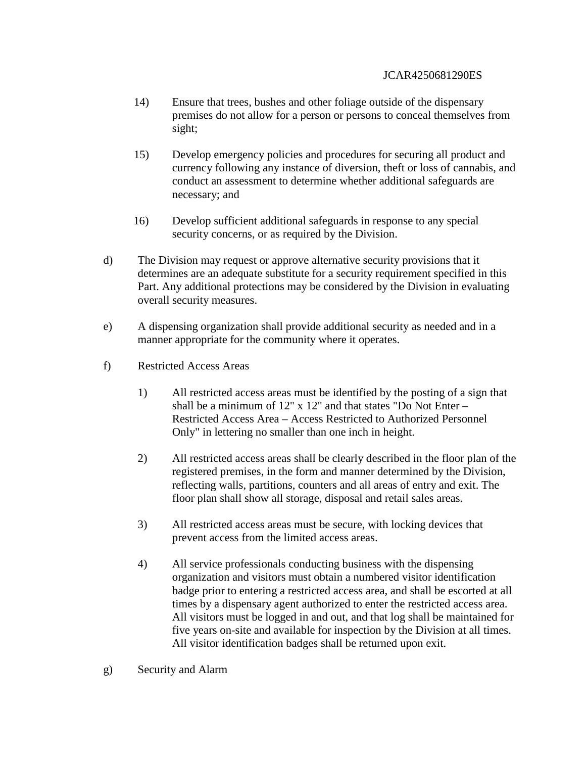14) Ensure that trees, bushes and other foliage outside of the dispensary premises do not allow for a person or persons to conceal themselves from sight;

15) Develop emergency policies and procedures for securing all product and currency following any instance of diversion, theft or loss of cannabis, and conduct an assessment to determine whether additional safeguards are necessary; and

16) Develop sufficient additional safeguards in response to any special security concerns, or as required by the Division.

d) The Division may request or approve alternative security provisions that it determines are an adequate substitute for a security requirement specified in this Part. Any additional protections may be considered by the Division in evaluating overall security measures.

e) A dispensing organization shall provide additional security as needed and in a manner appropriate for the community where it operates.

f) Restricted Access Areas

1) All restricted access areas must be identified by the posting of a sign that shall be a minimum of 12" x 12" and that states "Do Not Enter – Restricted Access Area – Access Restricted to Authorized Personnel Only" in lettering no smaller than one inch in height.

2) All restricted access areas shall be clearly described in the floor plan of the registered premises, in the form and manner determined by the Division, reflecting walls, partitions, counters and all areas of entry and exit. The floor plan shall show all storage, disposal and retail sales areas.

3) All restricted access areas must be secure, with locking devices that prevent access from the limited access areas.

4) All service professionals conducting business with the dispensing organization and visitors must obtain a numbered visitor identification badge prior to entering a restricted access area, and shall be escorted at all times by a dispensary agent authorized to enter the restricted access area. All visitors must be logged in and out, and that log shall be maintained for five years on-site and available for inspection by the Division at all times. All visitor identification badges shall be returned upon exit.

g) Security and Alarm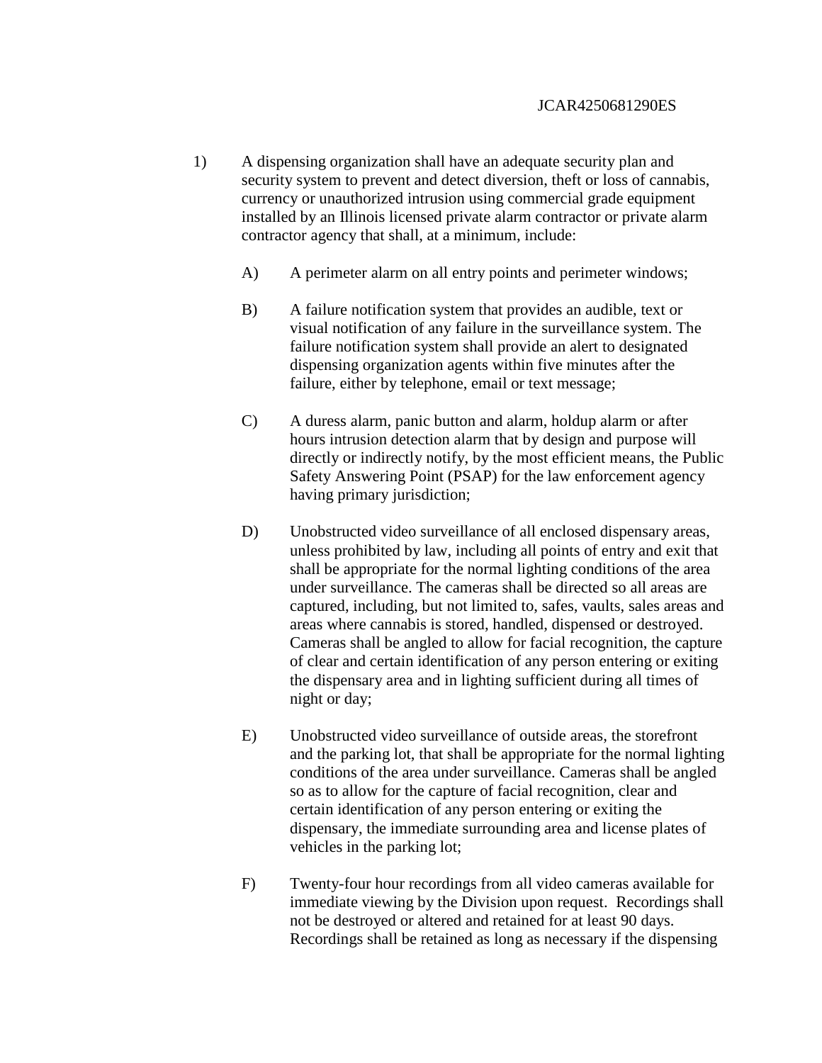1) A dispensing organization shall have an adequate security plan and security system to prevent and detect diversion, theft or loss of cannabis, currency or unauthorized intrusion using commercial grade equipment installed by an Illinois licensed private alarm contractor or private alarm contractor agency that shall, at a minimum, include:

   A) A perimeter alarm on all entry points and perimeter windows;

   B) A failure notification system that provides an audible, text or visual notification of any failure in the surveillance system. The failure notification system shall provide an alert to designated dispensing organization agents within five minutes after the failure, either by telephone, email or text message;

   C) A duress alarm, panic button and alarm, holdup alarm or after hours intrusion detection alarm that by design and purpose will directly or indirectly notify, by the most efficient means, the Public Safety Answering Point (PSAP) for the law enforcement agency having primary jurisdiction;

   D) Unobstructed video surveillance of all enclosed dispensary areas, unless prohibited by law, including all points of entry and exit that shall be appropriate for the normal lighting conditions of the area under surveillance. The cameras shall be directed so all areas are captured, including, but not limited to, safes, vaults, sales areas and areas where cannabis is stored, handled, dispensed or destroyed. Cameras shall be angled to allow for facial recognition, the capture of clear and certain identification of any person entering or exiting the dispensary area and in lighting sufficient during all times of night or day;

   E) Unobstructed video surveillance of outside areas, the storefront and the parking lot, that shall be appropriate for the normal lighting conditions of the area under surveillance. Cameras shall be angled so as to allow for the capture of facial recognition, clear and certain identification of any person entering or exiting the dispensary, the immediate surrounding area and license plates of vehicles in the parking lot;

   F) Twenty-four hour recordings from all video cameras available for immediate viewing by the Division upon request. Recordings shall not be destroyed or altered and retained for at least 90 days. Recordings shall be retained as long as necessary if the dispensing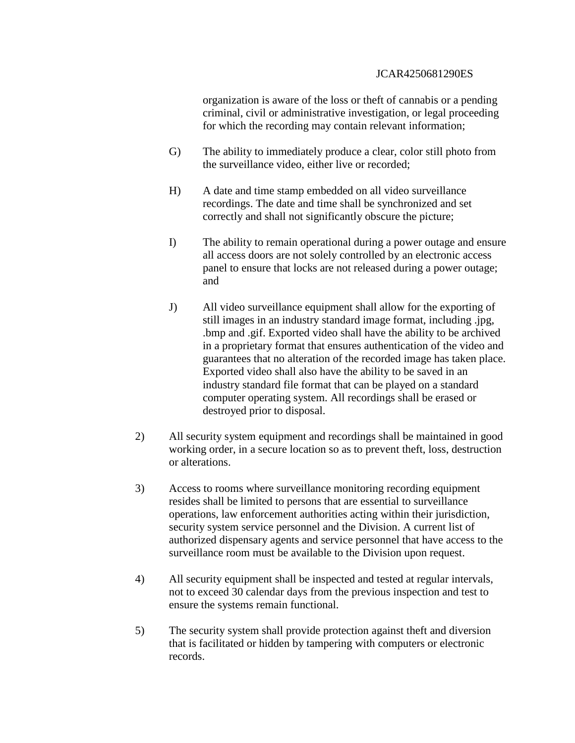organization is aware of the loss or theft of cannabis or a pending criminal, civil or administrative investigation, or legal proceeding for which the recording may contain relevant information;

G) The ability to immediately produce a clear, color still photo from the surveillance video, either live or recorded;

H) A date and time stamp embedded on all video surveillance recordings. The date and time shall be synchronized and set correctly and shall not significantly obscure the picture;

I) The ability to remain operational during a power outage and ensure all access doors are not solely controlled by an electronic access panel to ensure that locks are not released during a power outage; and

J) All video surveillance equipment shall allow for the exporting of still images in an industry standard image format, including .jpg, .bmp and .gif. Exported video shall have the ability to be archived in a proprietary format that ensures authentication of the video and guarantees that no alteration of the recorded image has taken place. Exported video shall also have the ability to be saved in an industry standard file format that can be played on a standard computer operating system. All recordings shall be erased or destroyed prior to disposal.

2) All security system equipment and recordings shall be maintained in good working order, in a secure location so as to prevent theft, loss, destruction or alterations.

3) Access to rooms where surveillance monitoring recording equipment resides shall be limited to persons that are essential to surveillance operations, law enforcement authorities acting within their jurisdiction, security system service personnel and the Division. A current list of authorized dispensary agents and service personnel that have access to the surveillance room must be available to the Division upon request.

4) All security equipment shall be inspected and tested at regular intervals, not to exceed 30 calendar days from the previous inspection and test to ensure the systems remain functional.

5) The security system shall provide protection against theft and diversion that is facilitated or hidden by tampering with computers or electronic records.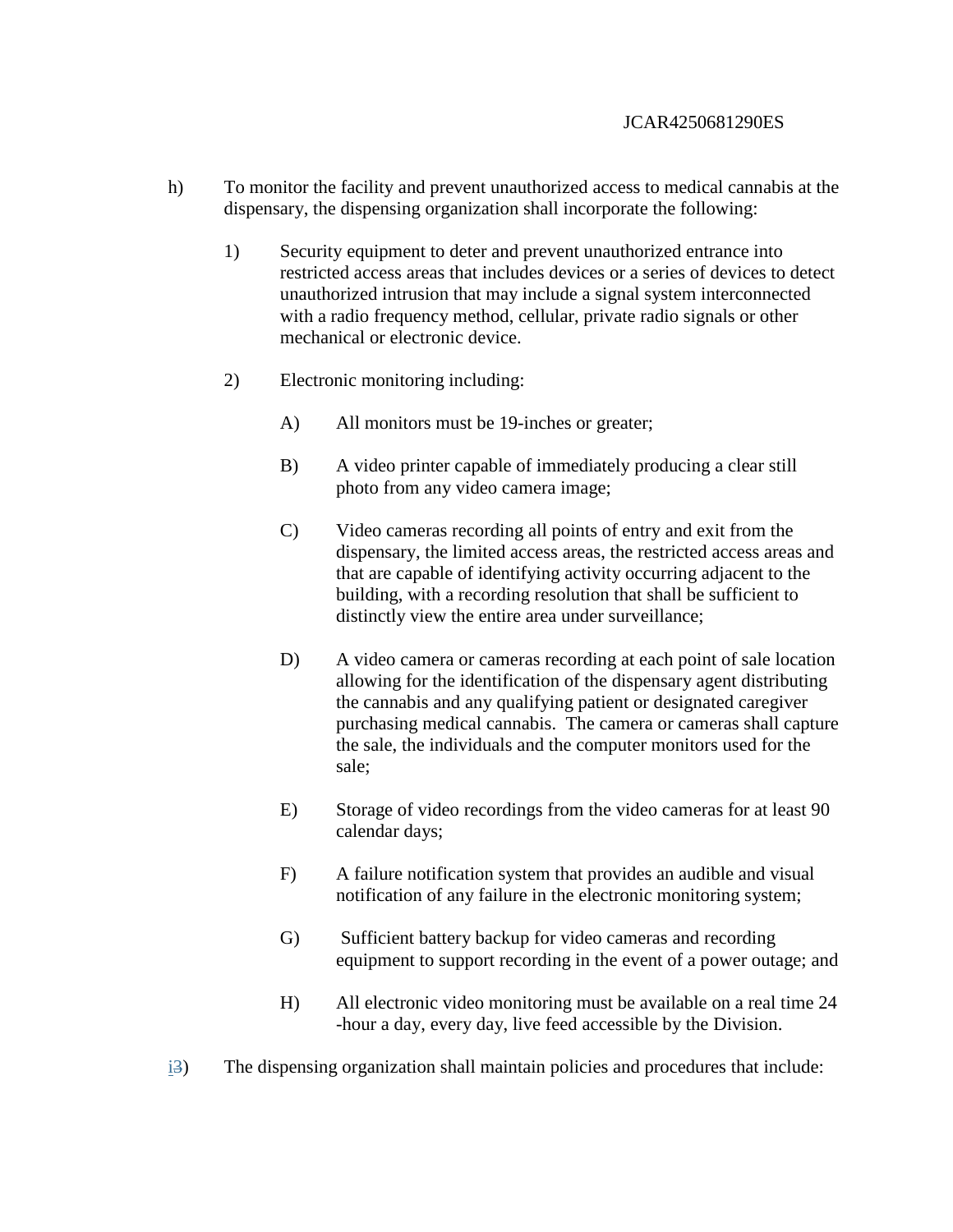h) To monitor the facility and prevent unauthorized access to medical cannabis at the dispensary, the dispensing organization shall incorporate the following:

1) Security equipment to deter and prevent unauthorized entrance into restricted access areas that includes devices or a series of devices to detect unauthorized intrusion that may include a signal system interconnected with a radio frequency method, cellular, private radio signals or other mechanical or electronic device.

2) Electronic monitoring including:

A) All monitors must be 19-inches or greater;

B) A video printer capable of immediately producing a clear still photo from any video camera image;

C) Video cameras recording all points of entry and exit from the dispensary, the limited access areas, the restricted access areas and that are capable of identifying activity occurring adjacent to the building, with a recording resolution that shall be sufficient to distinctly view the entire area under surveillance;

D) A video camera or cameras recording at each point of sale location allowing for the identification of the dispensary agent distributing the cannabis and any qualifying patient or designated caregiver purchasing medical cannabis. The camera or cameras shall capture the sale, the individuals and the computer monitors used for the sale;

E) Storage of video recordings from the video cameras for at least 90 calendar days;

F) A failure notification system that provides an audible and visual notification of any failure in the electronic monitoring system;

G) Sufficient battery backup for video cameras and recording equipment to support recording in the event of a power outage; and

H) All electronic video monitoring must be available on a real time 24-hour a day, every day, live feed accessible by the Division.

i~~3~~) The dispensing organization shall maintain policies and procedures that include: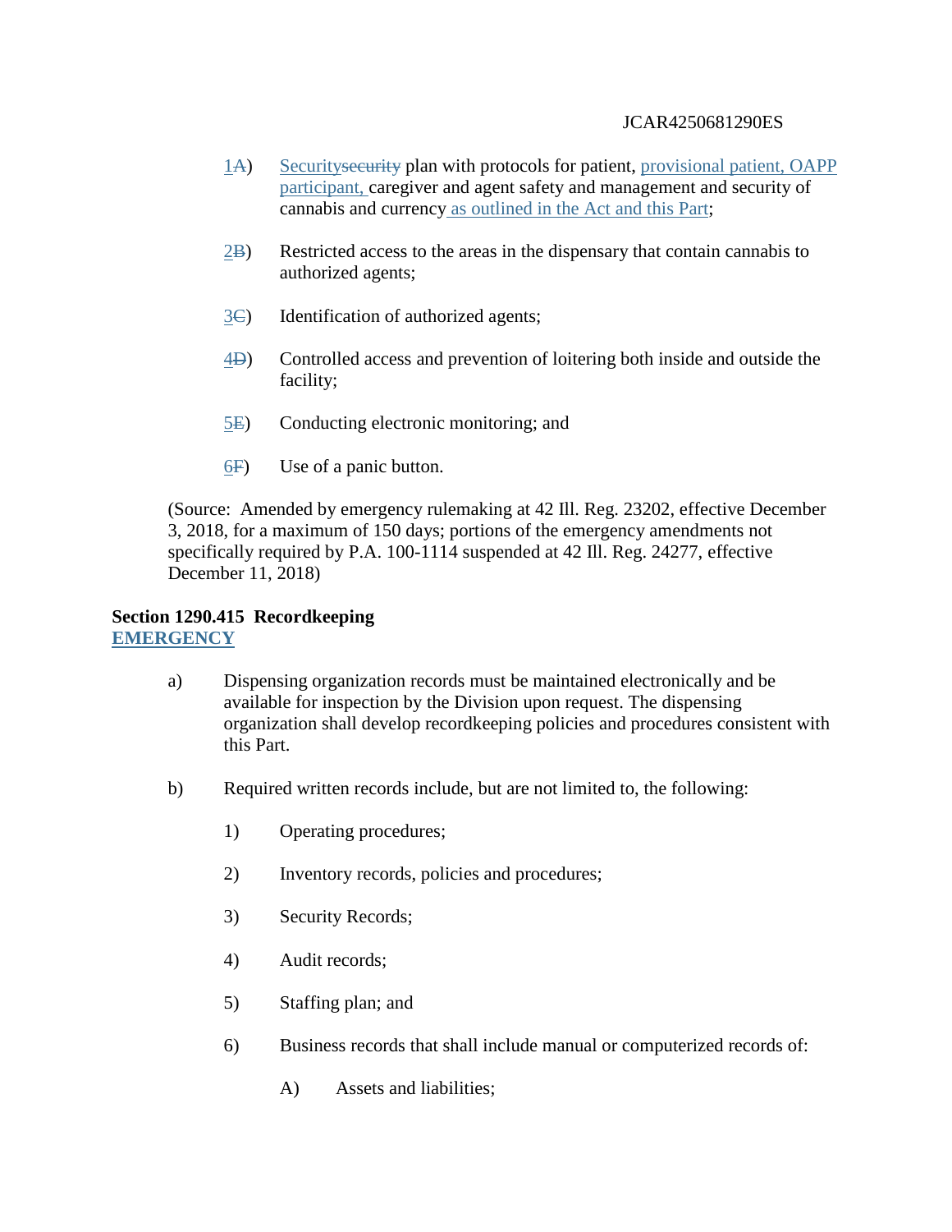1A) Securitysecurity plan with protocols for patient, provisional patient, OAPP participant, caregiver and agent safety and management and security of cannabis and currency as outlined in the Act and this Part;

2B) Restricted access to the areas in the dispensary that contain cannabis to authorized agents;

3C) Identification of authorized agents;

4D) Controlled access and prevention of loitering both inside and outside the facility;

5E) Conducting electronic monitoring; and

6F) Use of a panic button.

(Source: Amended by emergency rulemaking at 42 Ill. Reg. 23202, effective December 3, 2018, for a maximum of 150 days; portions of the emergency amendments not specifically required by P.A. 100-1114 suspended at 42 Ill. Reg. 24277, effective December 11, 2018)

**Section 1290.415 Recordkeeping**
**EMERGENCY**

a) Dispensing organization records must be maintained electronically and be available for inspection by the Division upon request. The dispensing organization shall develop recordkeeping policies and procedures consistent with this Part.

b) Required written records include, but are not limited to, the following:

1) Operating procedures;

2) Inventory records, policies and procedures;

3) Security Records;

4) Audit records;

5) Staffing plan; and

6) Business records that shall include manual or computerized records of:

A) Assets and liabilities;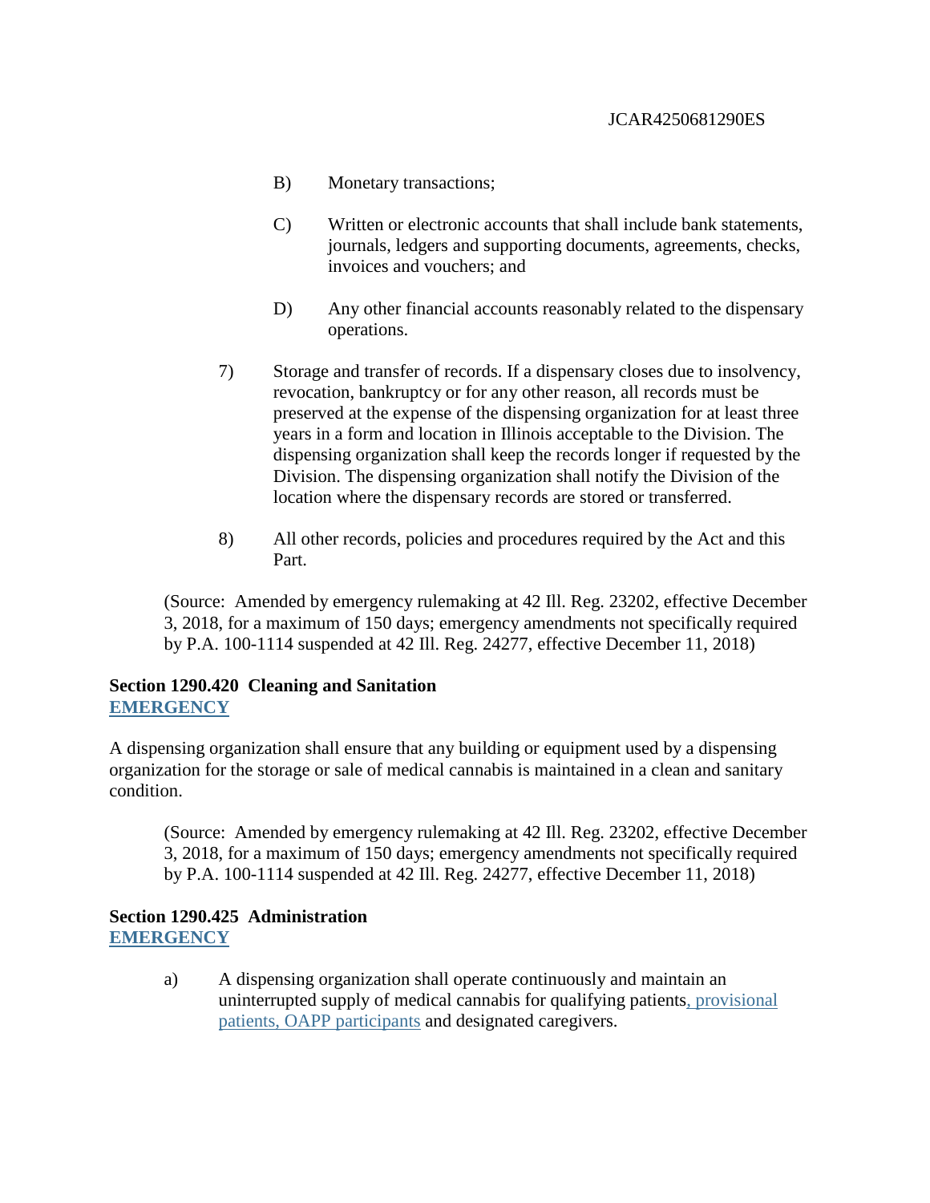B) Monetary transactions;

C) Written or electronic accounts that shall include bank statements, journals, ledgers and supporting documents, agreements, checks, invoices and vouchers; and

D) Any other financial accounts reasonably related to the dispensary operations.

7) Storage and transfer of records. If a dispensary closes due to insolvency, revocation, bankruptcy or for any other reason, all records must be preserved at the expense of the dispensing organization for at least three years in a form and location in Illinois acceptable to the Division. The dispensing organization shall keep the records longer if requested by the Division. The dispensing organization shall notify the Division of the location where the dispensary records are stored or transferred.

8) All other records, policies and procedures required by the Act and this Part.

(Source: Amended by emergency rulemaking at 42 Ill. Reg. 23202, effective December 3, 2018, for a maximum of 150 days; emergency amendments not specifically required by P.A. 100-1114 suspended at 42 Ill. Reg. 24277, effective December 11, 2018)

**Section 1290.420 Cleaning and Sanitation**
**EMERGENCY**

A dispensing organization shall ensure that any building or equipment used by a dispensing organization for the storage or sale of medical cannabis is maintained in a clean and sanitary condition.

(Source: Amended by emergency rulemaking at 42 Ill. Reg. 23202, effective December 3, 2018, for a maximum of 150 days; emergency amendments not specifically required by P.A. 100-1114 suspended at 42 Ill. Reg. 24277, effective December 11, 2018)

**Section 1290.425 Administration**
**EMERGENCY**

a) A dispensing organization shall operate continuously and maintain an uninterrupted supply of medical cannabis for qualifying patients, provisional patients, OAPP participants and designated caregivers.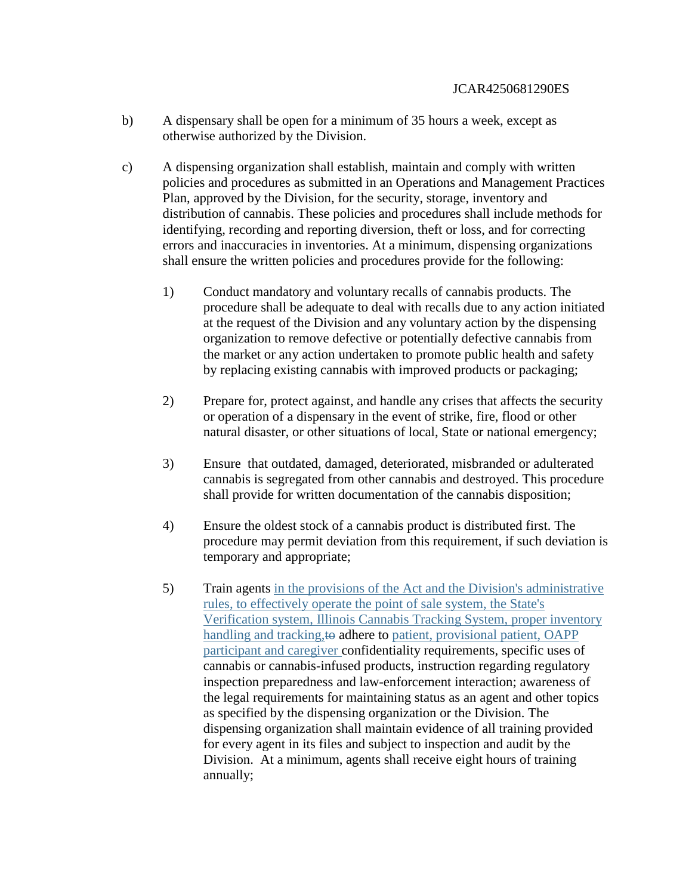b) A dispensary shall be open for a minimum of 35 hours a week, except as otherwise authorized by the Division.

c) A dispensing organization shall establish, maintain and comply with written policies and procedures as submitted in an Operations and Management Practices Plan, approved by the Division, for the security, storage, inventory and distribution of cannabis. These policies and procedures shall include methods for identifying, recording and reporting diversion, theft or loss, and for correcting errors and inaccuracies in inventories. At a minimum, dispensing organizations shall ensure the written policies and procedures provide for the following:

1) Conduct mandatory and voluntary recalls of cannabis products. The procedure shall be adequate to deal with recalls due to any action initiated at the request of the Division and any voluntary action by the dispensing organization to remove defective or potentially defective cannabis from the market or any action undertaken to promote public health and safety by replacing existing cannabis with improved products or packaging;

2) Prepare for, protect against, and handle any crises that affects the security or operation of a dispensary in the event of strike, fire, flood or other natural disaster, or other situations of local, State or national emergency;

3) Ensure that outdated, damaged, deteriorated, misbranded or adulterated cannabis is segregated from other cannabis and destroyed. This procedure shall provide for written documentation of the cannabis disposition;

4) Ensure the oldest stock of a cannabis product is distributed first. The procedure may permit deviation from this requirement, if such deviation is temporary and appropriate;

5) Train agents in the provisions of the Act and the Division's administrative rules, to effectively operate the point of sale system, the State's Verification system, Illinois Cannabis Tracking System, proper inventory handling and tracking,~~to~~ adhere to patient, provisional patient, OAPP participant and caregiver confidentiality requirements, specific uses of cannabis or cannabis-infused products, instruction regarding regulatory inspection preparedness and law-enforcement interaction; awareness of the legal requirements for maintaining status as an agent and other topics as specified by the dispensing organization or the Division. The dispensing organization shall maintain evidence of all training provided for every agent in its files and subject to inspection and audit by the Division. At a minimum, agents shall receive eight hours of training annually;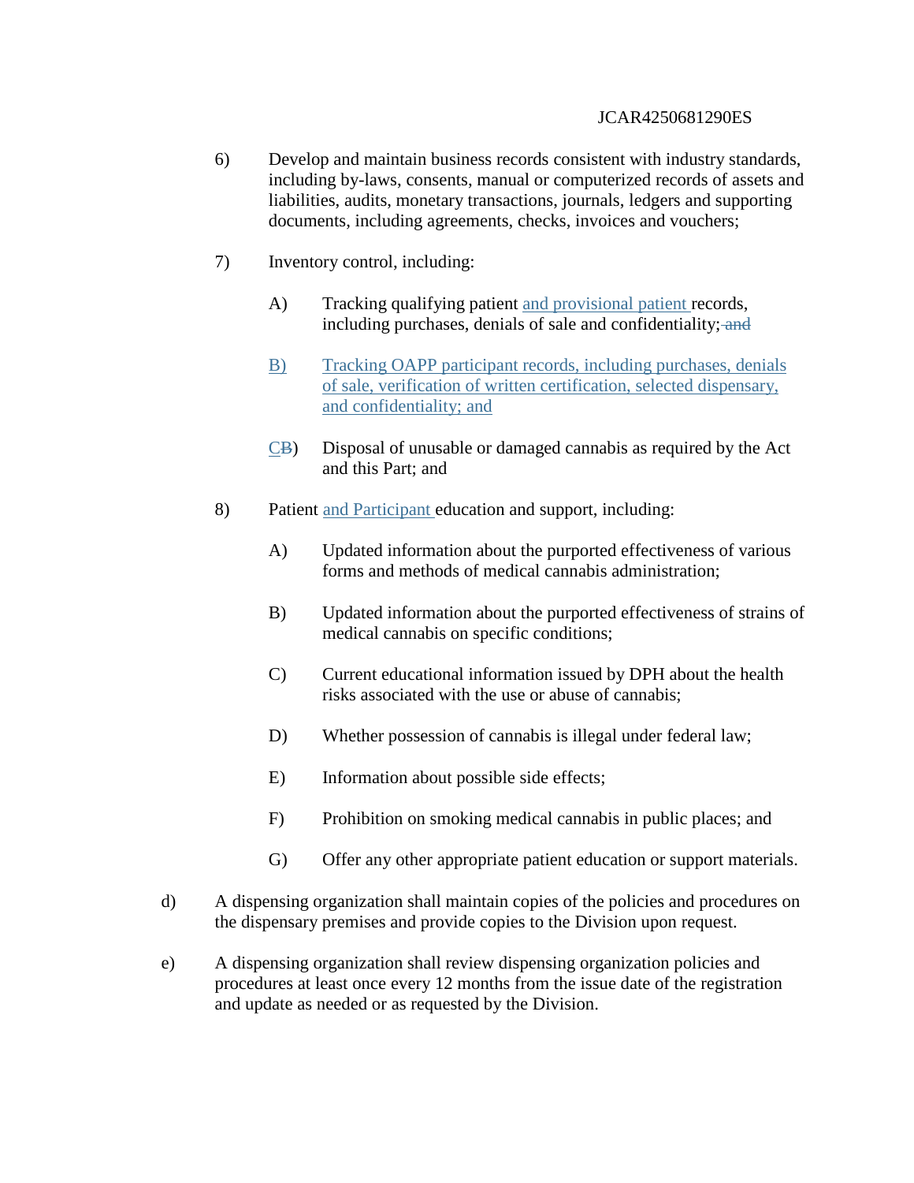6) Develop and maintain business records consistent with industry standards, including by-laws, consents, manual or computerized records of assets and liabilities, audits, monetary transactions, journals, ledgers and supporting documents, including agreements, checks, invoices and vouchers;

7) Inventory control, including:

   A) Tracking qualifying patient and provisional patient records, including purchases, denials of sale and confidentiality; ~~and~~

   B) Tracking OAPP participant records, including purchases, denials of sale, verification of written certification, selected dispensary, and confidentiality; and

   C~~B~~) Disposal of unusable or damaged cannabis as required by the Act and this Part; and

8) Patient and Participant education and support, including:

   A) Updated information about the purported effectiveness of various forms and methods of medical cannabis administration;

   B) Updated information about the purported effectiveness of strains of medical cannabis on specific conditions;

   C) Current educational information issued by DPH about the health risks associated with the use or abuse of cannabis;

   D) Whether possession of cannabis is illegal under federal law;

   E) Information about possible side effects;

   F) Prohibition on smoking medical cannabis in public places; and

   G) Offer any other appropriate patient education or support materials.

d) A dispensing organization shall maintain copies of the policies and procedures on the dispensary premises and provide copies to the Division upon request.

e) A dispensing organization shall review dispensing organization policies and procedures at least once every 12 months from the issue date of the registration and update as needed or as requested by the Division.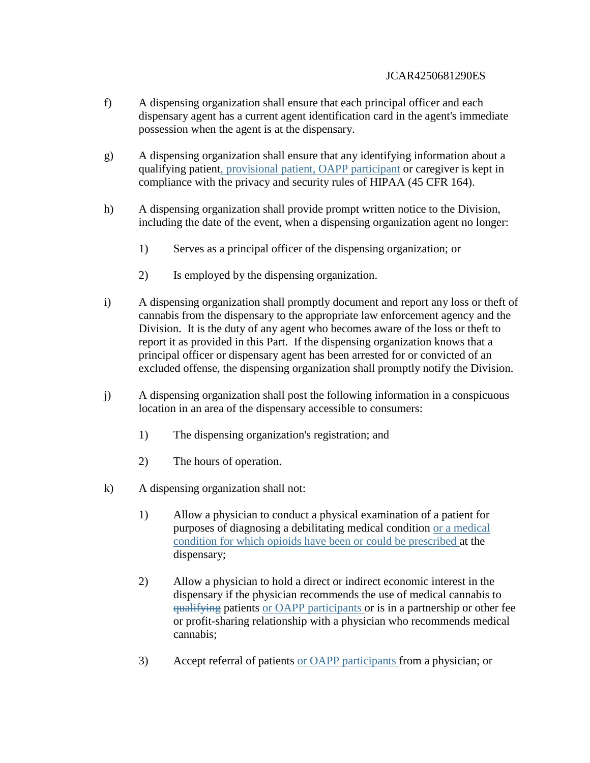f) A dispensing organization shall ensure that each principal officer and each dispensary agent has a current agent identification card in the agent's immediate possession when the agent is at the dispensary.

g) A dispensing organization shall ensure that any identifying information about a qualifying patient, provisional patient, OAPP participant or caregiver is kept in compliance with the privacy and security rules of HIPAA (45 CFR 164).

h) A dispensing organization shall provide prompt written notice to the Division, including the date of the event, when a dispensing organization agent no longer:

  1) Serves as a principal officer of the dispensing organization; or

  2) Is employed by the dispensing organization.

i) A dispensing organization shall promptly document and report any loss or theft of cannabis from the dispensary to the appropriate law enforcement agency and the Division. It is the duty of any agent who becomes aware of the loss or theft to report it as provided in this Part. If the dispensing organization knows that a principal officer or dispensary agent has been arrested for or convicted of an excluded offense, the dispensing organization shall promptly notify the Division.

j) A dispensing organization shall post the following information in a conspicuous location in an area of the dispensary accessible to consumers:

  1) The dispensing organization's registration; and

  2) The hours of operation.

k) A dispensing organization shall not:

  1) Allow a physician to conduct a physical examination of a patient for purposes of diagnosing a debilitating medical condition or a medical condition for which opioids have been or could be prescribed at the dispensary;

  2) Allow a physician to hold a direct or indirect economic interest in the dispensary if the physician recommends the use of medical cannabis to ~~qualifying~~ patients or OAPP participants or is in a partnership or other fee or profit-sharing relationship with a physician who recommends medical cannabis;

  3) Accept referral of patients or OAPP participants from a physician; or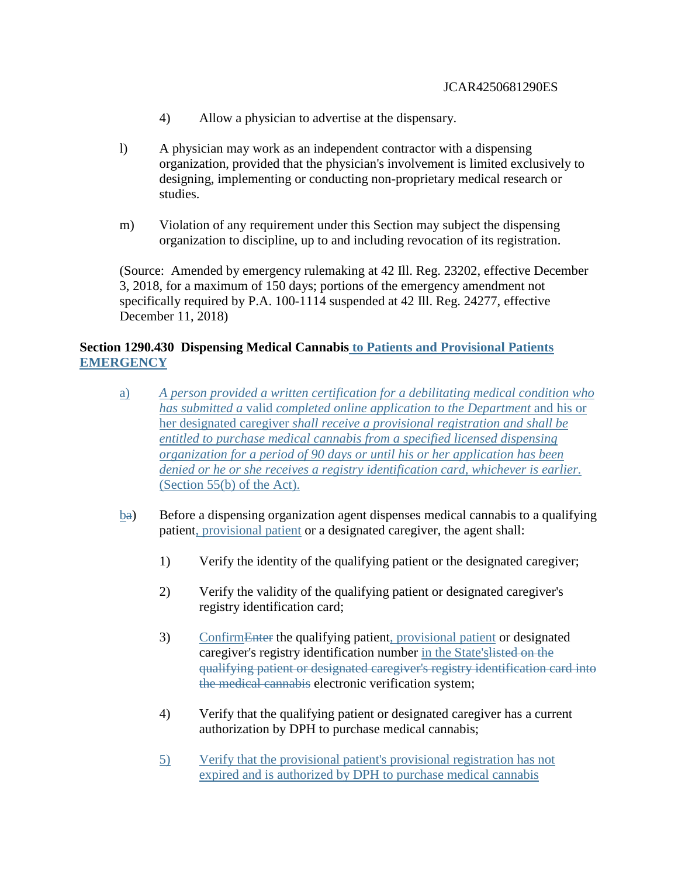4) Allow a physician to advertise at the dispensary.

l) A physician may work as an independent contractor with a dispensing organization, provided that the physician's involvement is limited exclusively to designing, implementing or conducting non-proprietary medical research or studies.

m) Violation of any requirement under this Section may subject the dispensing organization to discipline, up to and including revocation of its registration.

(Source: Amended by emergency rulemaking at 42 Ill. Reg. 23202, effective December 3, 2018, for a maximum of 150 days; portions of the emergency amendment not specifically required by P.A. 100-1114 suspended at 42 Ill. Reg. 24277, effective December 11, 2018)

**Section 1290.430 Dispensing Medical Cannabis to Patients and Provisional Patients EMERGENCY**

a) *A person provided a written certification for a debilitating medical condition who has submitted a* valid *completed online application to the Department* and his or her designated caregiver *shall receive a provisional registration and shall be entitled to purchase medical cannabis from a specified licensed dispensing organization for a period of 90 days or until his or her application has been denied or he or she receives a registry identification card, whichever is earlier.* (Section 55(b) of the Act).

ba) Before a dispensing organization agent dispenses medical cannabis to a qualifying patient, provisional patient or a designated caregiver, the agent shall:

1) Verify the identity of the qualifying patient or the designated caregiver;

2) Verify the validity of the qualifying patient or designated caregiver's registry identification card;

3) ConfirmEnter the qualifying patient, provisional patient or designated caregiver's registry identification number in the State'slisted on the qualifying patient or designated caregiver's registry identification card into the medical cannabis electronic verification system;

4) Verify that the qualifying patient or designated caregiver has a current authorization by DPH to purchase medical cannabis;

5) Verify that the provisional patient's provisional registration has not expired and is authorized by DPH to purchase medical cannabis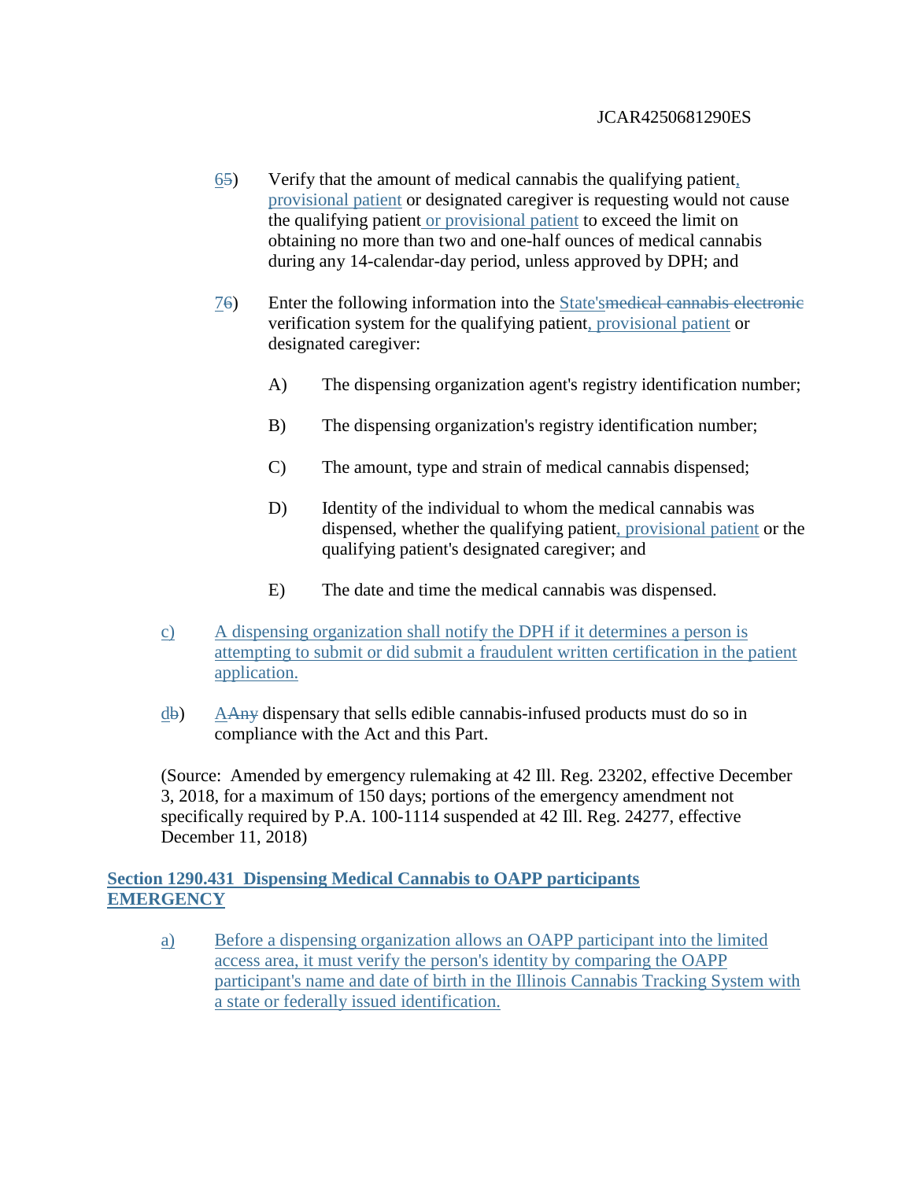65) Verify that the amount of medical cannabis the qualifying patient, provisional patient or designated caregiver is requesting would not cause the qualifying patient or provisional patient to exceed the limit on obtaining no more than two and one-half ounces of medical cannabis during any 14-calendar-day period, unless approved by DPH; and

76) Enter the following information into the State'smedical cannabis electronic verification system for the qualifying patient, provisional patient or designated caregiver:

A) The dispensing organization agent's registry identification number;

B) The dispensing organization's registry identification number;

C) The amount, type and strain of medical cannabis dispensed;

D) Identity of the individual to whom the medical cannabis was dispensed, whether the qualifying patient, provisional patient or the qualifying patient's designated caregiver; and

E) The date and time the medical cannabis was dispensed.

c) A dispensing organization shall notify the DPH if it determines a person is attempting to submit or did submit a fraudulent written certification in the patient application.

db) AAny dispensary that sells edible cannabis-infused products must do so in compliance with the Act and this Part.

(Source: Amended by emergency rulemaking at 42 Ill. Reg. 23202, effective December 3, 2018, for a maximum of 150 days; portions of the emergency amendment not specifically required by P.A. 100-1114 suspended at 42 Ill. Reg. 24277, effective December 11, 2018)

**Section 1290.431 Dispensing Medical Cannabis to OAPP participants EMERGENCY**

a) Before a dispensing organization allows an OAPP participant into the limited access area, it must verify the person's identity by comparing the OAPP participant's name and date of birth in the Illinois Cannabis Tracking System with a state or federally issued identification.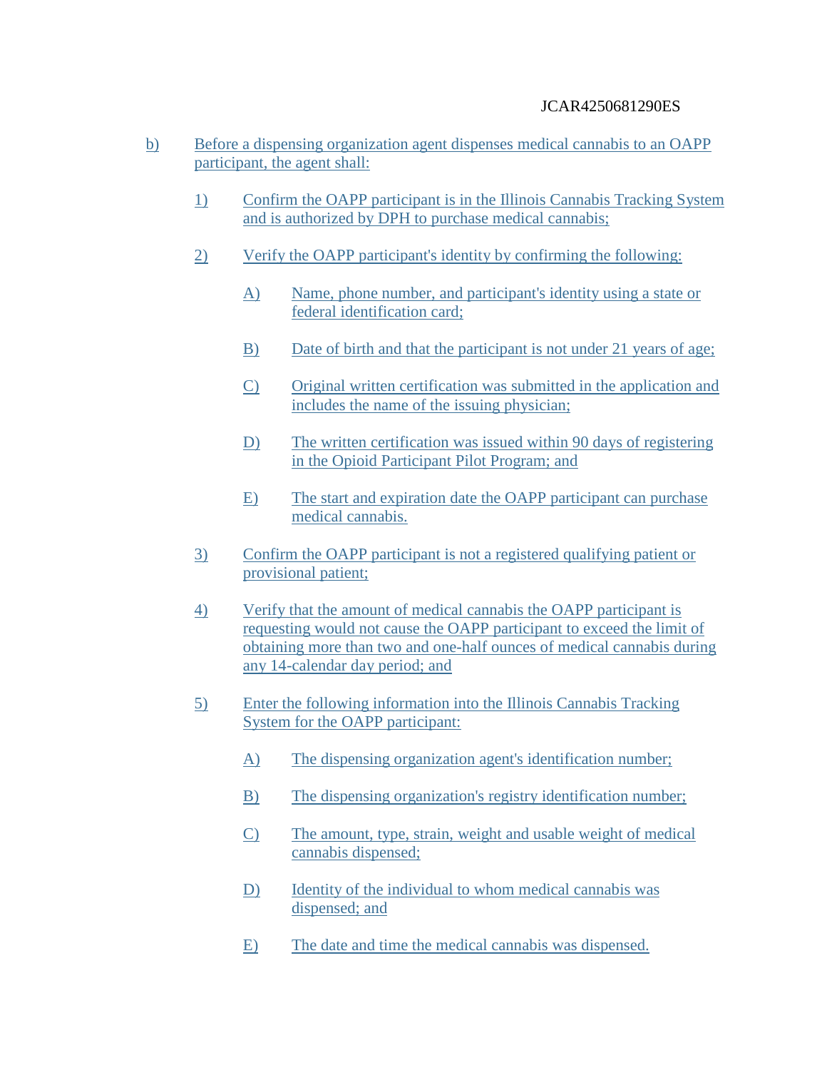b) Before a dispensing organization agent dispenses medical cannabis to an OAPP participant, the agent shall:

1) Confirm the OAPP participant is in the Illinois Cannabis Tracking System and is authorized by DPH to purchase medical cannabis;

2) Verify the OAPP participant's identity by confirming the following:

   A) Name, phone number, and participant's identity using a state or federal identification card;

   B) Date of birth and that the participant is not under 21 years of age;

   C) Original written certification was submitted in the application and includes the name of the issuing physician;

   D) The written certification was issued within 90 days of registering in the Opioid Participant Pilot Program; and

   E) The start and expiration date the OAPP participant can purchase medical cannabis.

3) Confirm the OAPP participant is not a registered qualifying patient or provisional patient;

4) Verify that the amount of medical cannabis the OAPP participant is requesting would not cause the OAPP participant to exceed the limit of obtaining more than two and one-half ounces of medical cannabis during any 14-calendar day period; and

5) Enter the following information into the Illinois Cannabis Tracking System for the OAPP participant:

   A) The dispensing organization agent's identification number;

   B) The dispensing organization's registry identification number;

   C) The amount, type, strain, weight and usable weight of medical cannabis dispensed;

   D) Identity of the individual to whom medical cannabis was dispensed; and

   E) The date and time the medical cannabis was dispensed.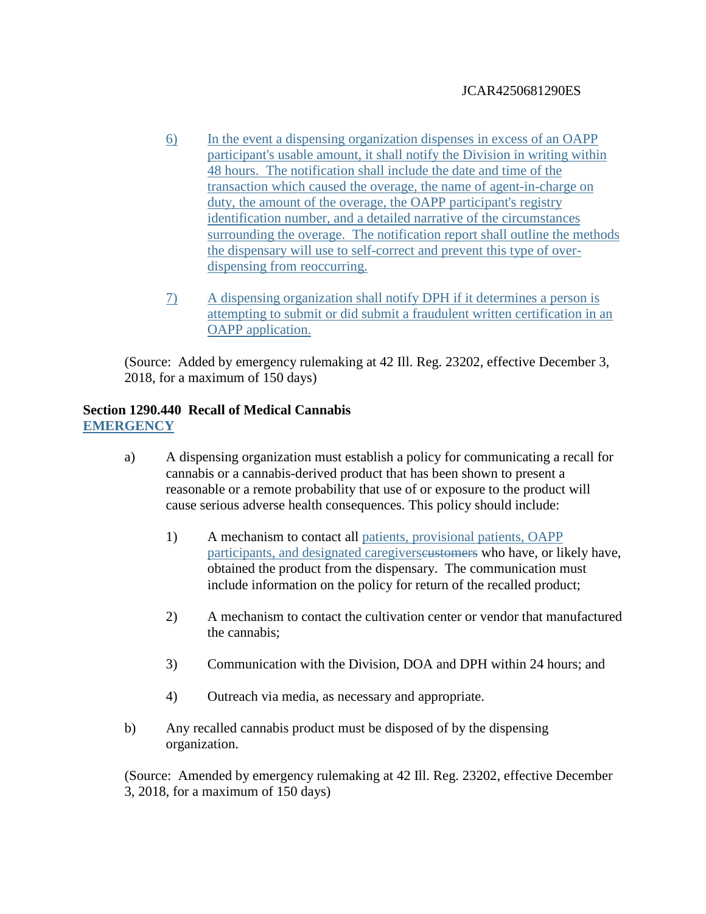6) In the event a dispensing organization dispenses in excess of an OAPP participant's usable amount, it shall notify the Division in writing within 48 hours. The notification shall include the date and time of the transaction which caused the overage, the name of agent-in-charge on duty, the amount of the overage, the OAPP participant's registry identification number, and a detailed narrative of the circumstances surrounding the overage. The notification report shall outline the methods the dispensary will use to self-correct and prevent this type of over-dispensing from reoccurring.

7) A dispensing organization shall notify DPH if it determines a person is attempting to submit or did submit a fraudulent written certification in an OAPP application.

(Source: Added by emergency rulemaking at 42 Ill. Reg. 23202, effective December 3, 2018, for a maximum of 150 days)

**Section 1290.440 Recall of Medical Cannabis**
**EMERGENCY**

a) A dispensing organization must establish a policy for communicating a recall for cannabis or a cannabis-derived product that has been shown to present a reasonable or a remote probability that use of or exposure to the product will cause serious adverse health consequences. This policy should include:

1) A mechanism to contact all patients, provisional patients, OAPP participants, and designated caregivers~~customers~~ who have, or likely have, obtained the product from the dispensary. The communication must include information on the policy for return of the recalled product;

2) A mechanism to contact the cultivation center or vendor that manufactured the cannabis;

3) Communication with the Division, DOA and DPH within 24 hours; and

4) Outreach via media, as necessary and appropriate.

b) Any recalled cannabis product must be disposed of by the dispensing organization.

(Source: Amended by emergency rulemaking at 42 Ill. Reg. 23202, effective December 3, 2018, for a maximum of 150 days)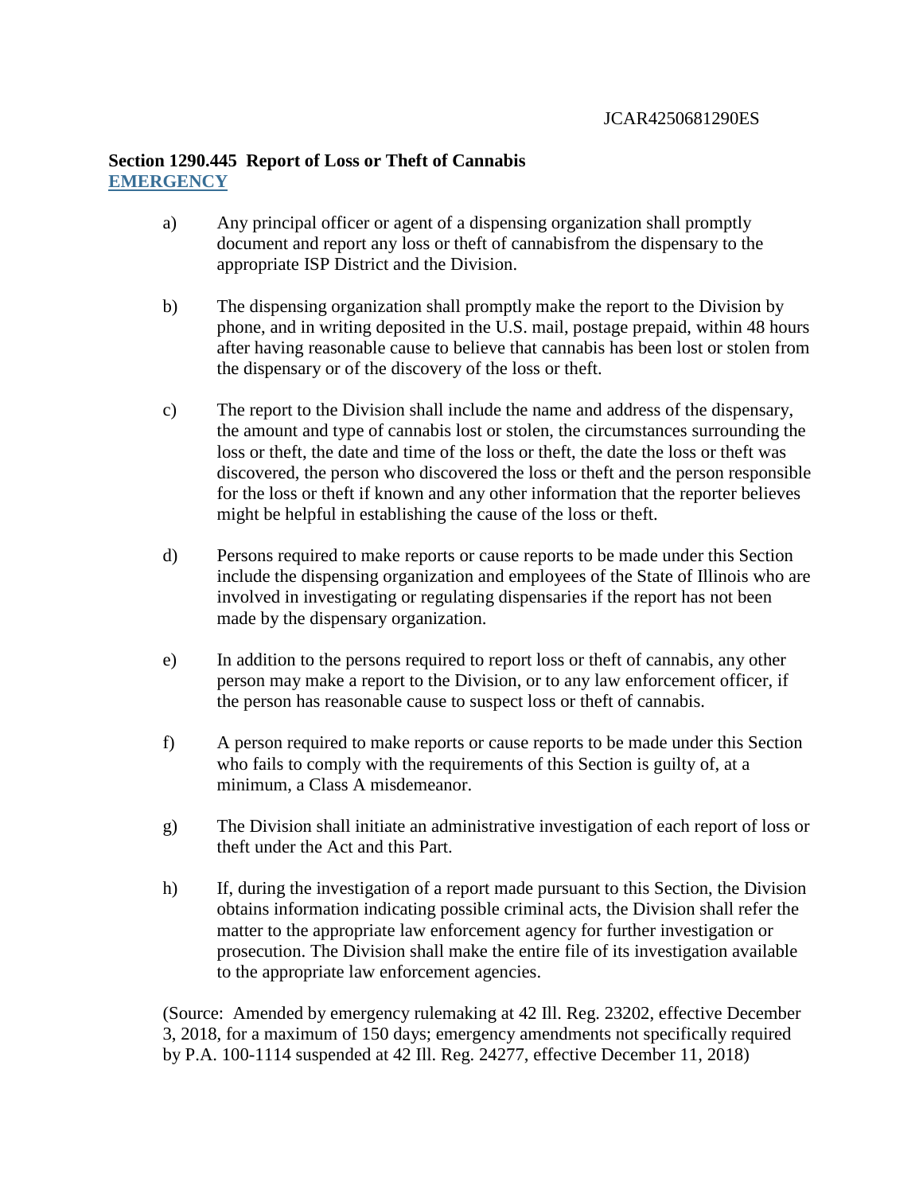## Section 1290.445 Report of Loss or Theft of Cannabis

**EMERGENCY**

a) Any principal officer or agent of a dispensing organization shall promptly document and report any loss or theft of cannabisfrom the dispensary to the appropriate ISP District and the Division.

b) The dispensing organization shall promptly make the report to the Division by phone, and in writing deposited in the U.S. mail, postage prepaid, within 48 hours after having reasonable cause to believe that cannabis has been lost or stolen from the dispensary or of the discovery of the loss or theft.

c) The report to the Division shall include the name and address of the dispensary, the amount and type of cannabis lost or stolen, the circumstances surrounding the loss or theft, the date and time of the loss or theft, the date the loss or theft was discovered, the person who discovered the loss or theft and the person responsible for the loss or theft if known and any other information that the reporter believes might be helpful in establishing the cause of the loss or theft.

d) Persons required to make reports or cause reports to be made under this Section include the dispensing organization and employees of the State of Illinois who are involved in investigating or regulating dispensaries if the report has not been made by the dispensary organization.

e) In addition to the persons required to report loss or theft of cannabis, any other person may make a report to the Division, or to any law enforcement officer, if the person has reasonable cause to suspect loss or theft of cannabis.

f) A person required to make reports or cause reports to be made under this Section who fails to comply with the requirements of this Section is guilty of, at a minimum, a Class A misdemeanor.

g) The Division shall initiate an administrative investigation of each report of loss or theft under the Act and this Part.

h) If, during the investigation of a report made pursuant to this Section, the Division obtains information indicating possible criminal acts, the Division shall refer the matter to the appropriate law enforcement agency for further investigation or prosecution. The Division shall make the entire file of its investigation available to the appropriate law enforcement agencies.

(Source: Amended by emergency rulemaking at 42 Ill. Reg. 23202, effective December 3, 2018, for a maximum of 150 days; emergency amendments not specifically required by P.A. 100-1114 suspended at 42 Ill. Reg. 24277, effective December 11, 2018)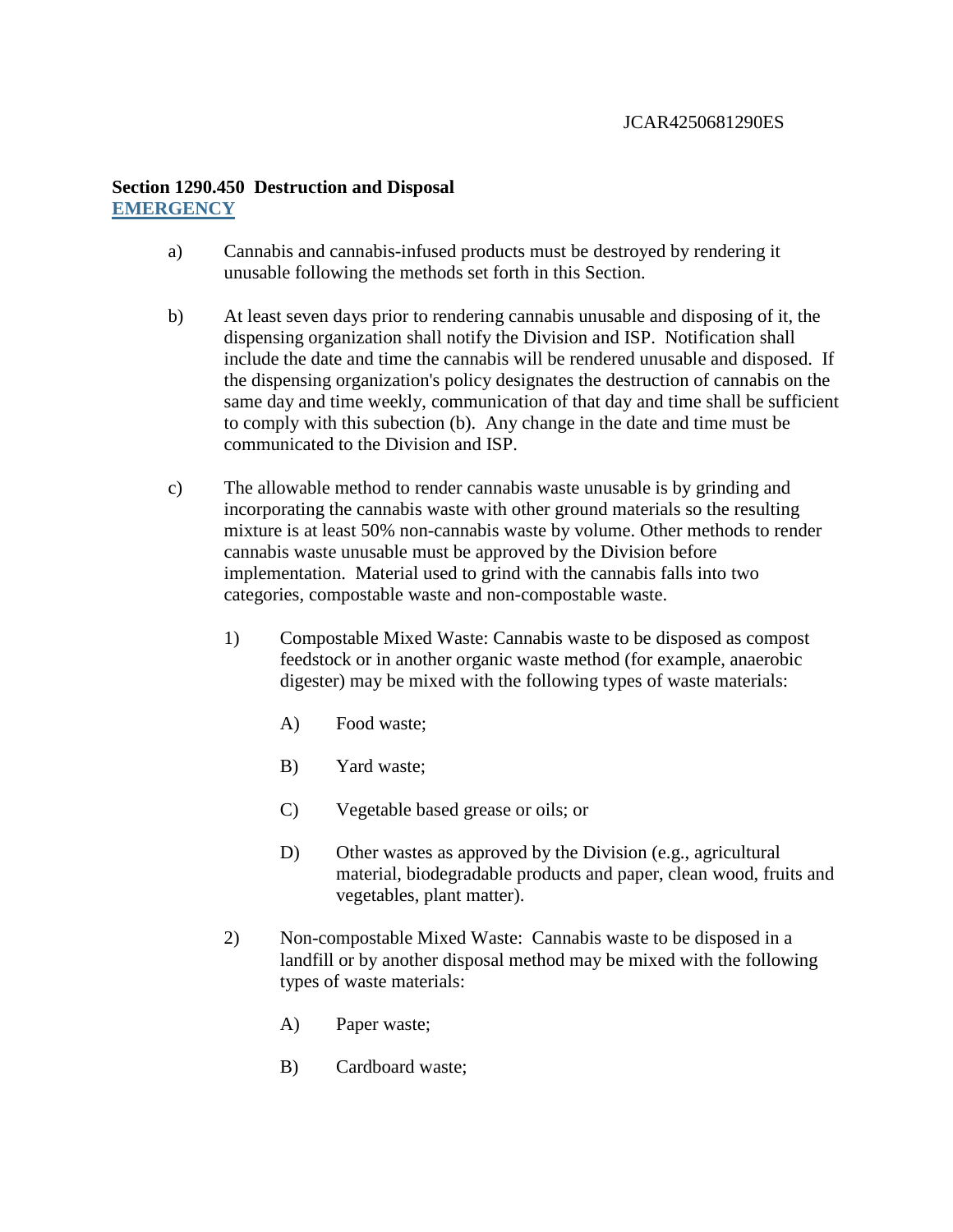**Section 1290.450 Destruction and Disposal**
**EMERGENCY**

a) Cannabis and cannabis-infused products must be destroyed by rendering it unusable following the methods set forth in this Section.

b) At least seven days prior to rendering cannabis unusable and disposing of it, the dispensing organization shall notify the Division and ISP. Notification shall include the date and time the cannabis will be rendered unusable and disposed. If the dispensing organization's policy designates the destruction of cannabis on the same day and time weekly, communication of that day and time shall be sufficient to comply with this subection (b). Any change in the date and time must be communicated to the Division and ISP.

c) The allowable method to render cannabis waste unusable is by grinding and incorporating the cannabis waste with other ground materials so the resulting mixture is at least 50% non-cannabis waste by volume. Other methods to render cannabis waste unusable must be approved by the Division before implementation. Material used to grind with the cannabis falls into two categories, compostable waste and non-compostable waste.

1) Compostable Mixed Waste: Cannabis waste to be disposed as compost feedstock or in another organic waste method (for example, anaerobic digester) may be mixed with the following types of waste materials:

A) Food waste;

B) Yard waste;

C) Vegetable based grease or oils; or

D) Other wastes as approved by the Division (e.g., agricultural material, biodegradable products and paper, clean wood, fruits and vegetables, plant matter).

2) Non-compostable Mixed Waste: Cannabis waste to be disposed in a landfill or by another disposal method may be mixed with the following types of waste materials:

A) Paper waste;

B) Cardboard waste;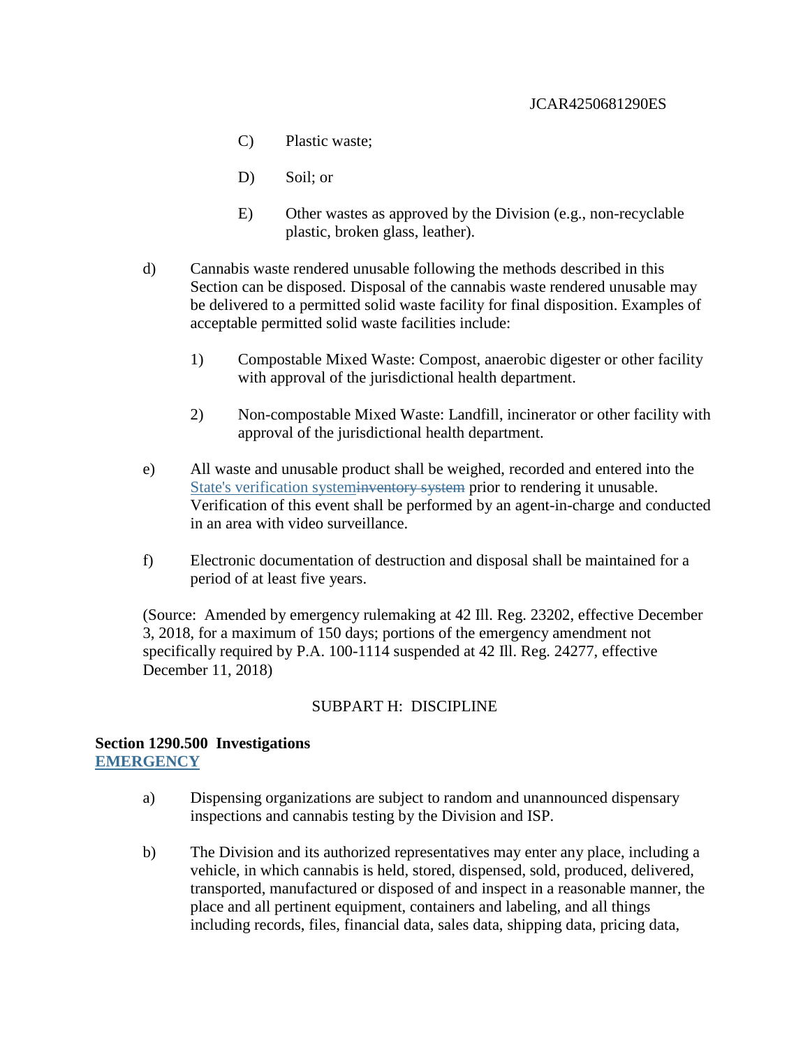C) Plastic waste;

D) Soil; or

E) Other wastes as approved by the Division (e.g., non-recyclable plastic, broken glass, leather).

d) Cannabis waste rendered unusable following the methods described in this Section can be disposed. Disposal of the cannabis waste rendered unusable may be delivered to a permitted solid waste facility for final disposition. Examples of acceptable permitted solid waste facilities include:

1) Compostable Mixed Waste: Compost, anaerobic digester or other facility with approval of the jurisdictional health department.

2) Non-compostable Mixed Waste: Landfill, incinerator or other facility with approval of the jurisdictional health department.

e) All waste and unusable product shall be weighed, recorded and entered into the State's verification system~~inventory system~~ prior to rendering it unusable. Verification of this event shall be performed by an agent-in-charge and conducted in an area with video surveillance.

f) Electronic documentation of destruction and disposal shall be maintained for a period of at least five years.

(Source: Amended by emergency rulemaking at 42 Ill. Reg. 23202, effective December 3, 2018, for a maximum of 150 days; portions of the emergency amendment not specifically required by P.A. 100-1114 suspended at 42 Ill. Reg. 24277, effective December 11, 2018)

SUBPART H: DISCIPLINE

**Section 1290.500 Investigations**
**EMERGENCY**

a) Dispensing organizations are subject to random and unannounced dispensary inspections and cannabis testing by the Division and ISP.

b) The Division and its authorized representatives may enter any place, including a vehicle, in which cannabis is held, stored, dispensed, sold, produced, delivered, transported, manufactured or disposed of and inspect in a reasonable manner, the place and all pertinent equipment, containers and labeling, and all things including records, files, financial data, sales data, shipping data, pricing data,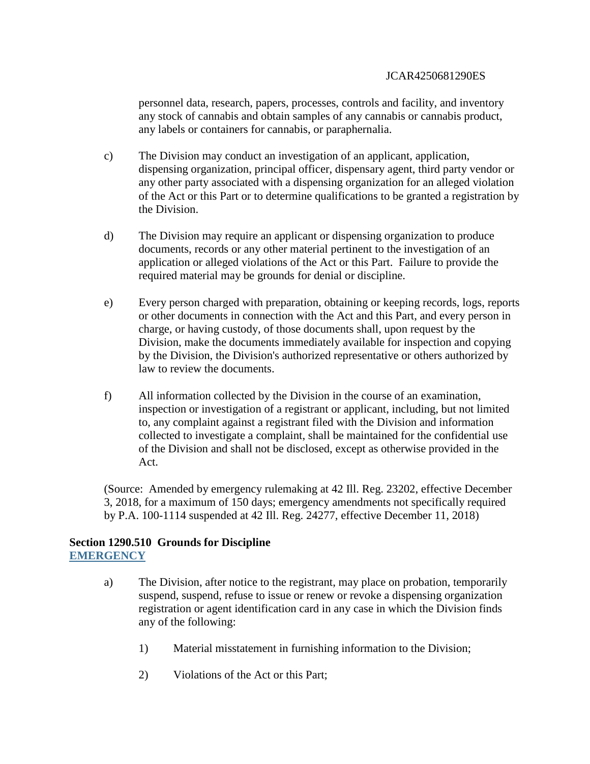personnel data, research, papers, processes, controls and facility, and inventory any stock of cannabis and obtain samples of any cannabis or cannabis product, any labels or containers for cannabis, or paraphernalia.

c) The Division may conduct an investigation of an applicant, application, dispensing organization, principal officer, dispensary agent, third party vendor or any other party associated with a dispensing organization for an alleged violation of the Act or this Part or to determine qualifications to be granted a registration by the Division.

d) The Division may require an applicant or dispensing organization to produce documents, records or any other material pertinent to the investigation of an application or alleged violations of the Act or this Part. Failure to provide the required material may be grounds for denial or discipline.

e) Every person charged with preparation, obtaining or keeping records, logs, reports or other documents in connection with the Act and this Part, and every person in charge, or having custody, of those documents shall, upon request by the Division, make the documents immediately available for inspection and copying by the Division, the Division's authorized representative or others authorized by law to review the documents.

f) All information collected by the Division in the course of an examination, inspection or investigation of a registrant or applicant, including, but not limited to, any complaint against a registrant filed with the Division and information collected to investigate a complaint, shall be maintained for the confidential use of the Division and shall not be disclosed, except as otherwise provided in the Act.

(Source: Amended by emergency rulemaking at 42 Ill. Reg. 23202, effective December 3, 2018, for a maximum of 150 days; emergency amendments not specifically required by P.A. 100-1114 suspended at 42 Ill. Reg. 24277, effective December 11, 2018)

**Section 1290.510 Grounds for Discipline**
**EMERGENCY**

a) The Division, after notice to the registrant, may place on probation, temporarily suspend, suspend, refuse to issue or renew or revoke a dispensing organization registration or agent identification card in any case in which the Division finds any of the following:

1) Material misstatement in furnishing information to the Division;

2) Violations of the Act or this Part;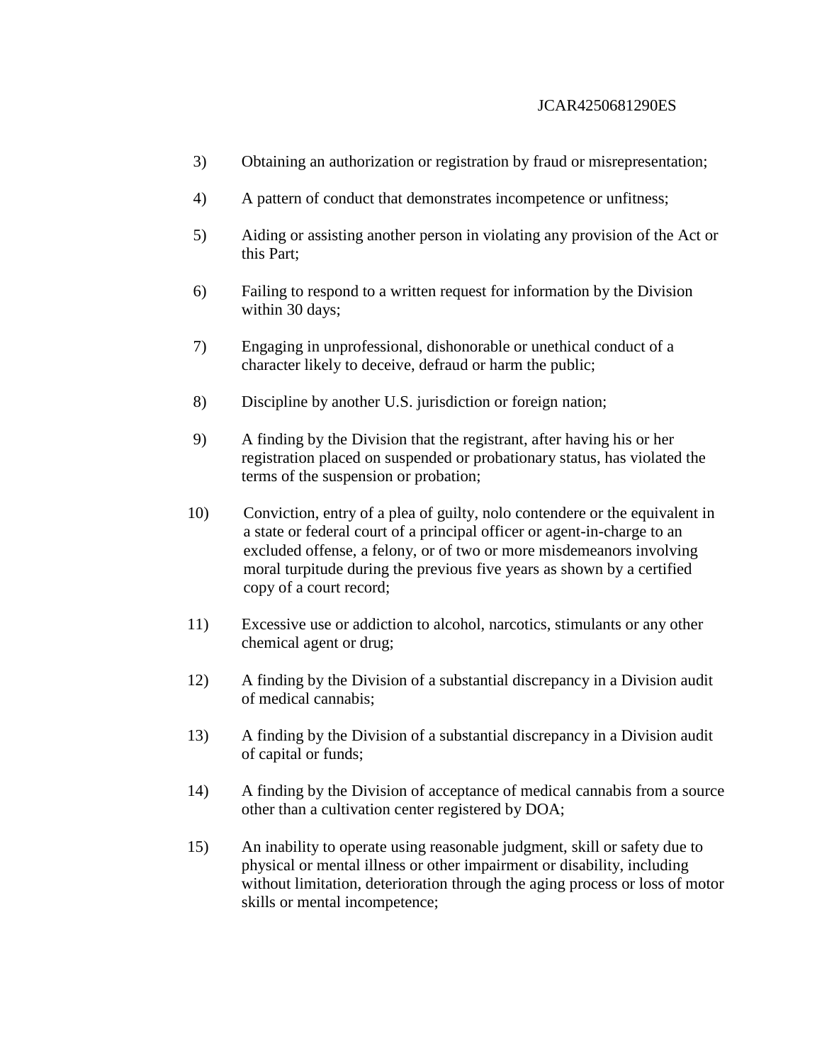3) Obtaining an authorization or registration by fraud or misrepresentation;

4) A pattern of conduct that demonstrates incompetence or unfitness;

5) Aiding or assisting another person in violating any provision of the Act or this Part;

6) Failing to respond to a written request for information by the Division within 30 days;

7) Engaging in unprofessional, dishonorable or unethical conduct of a character likely to deceive, defraud or harm the public;

8) Discipline by another U.S. jurisdiction or foreign nation;

9) A finding by the Division that the registrant, after having his or her registration placed on suspended or probationary status, has violated the terms of the suspension or probation;

10) Conviction, entry of a plea of guilty, nolo contendere or the equivalent in a state or federal court of a principal officer or agent-in-charge to an excluded offense, a felony, or of two or more misdemeanors involving moral turpitude during the previous five years as shown by a certified copy of a court record;

11) Excessive use or addiction to alcohol, narcotics, stimulants or any other chemical agent or drug;

12) A finding by the Division of a substantial discrepancy in a Division audit of medical cannabis;

13) A finding by the Division of a substantial discrepancy in a Division audit of capital or funds;

14) A finding by the Division of acceptance of medical cannabis from a source other than a cultivation center registered by DOA;

15) An inability to operate using reasonable judgment, skill or safety due to physical or mental illness or other impairment or disability, including without limitation, deterioration through the aging process or loss of motor skills or mental incompetence;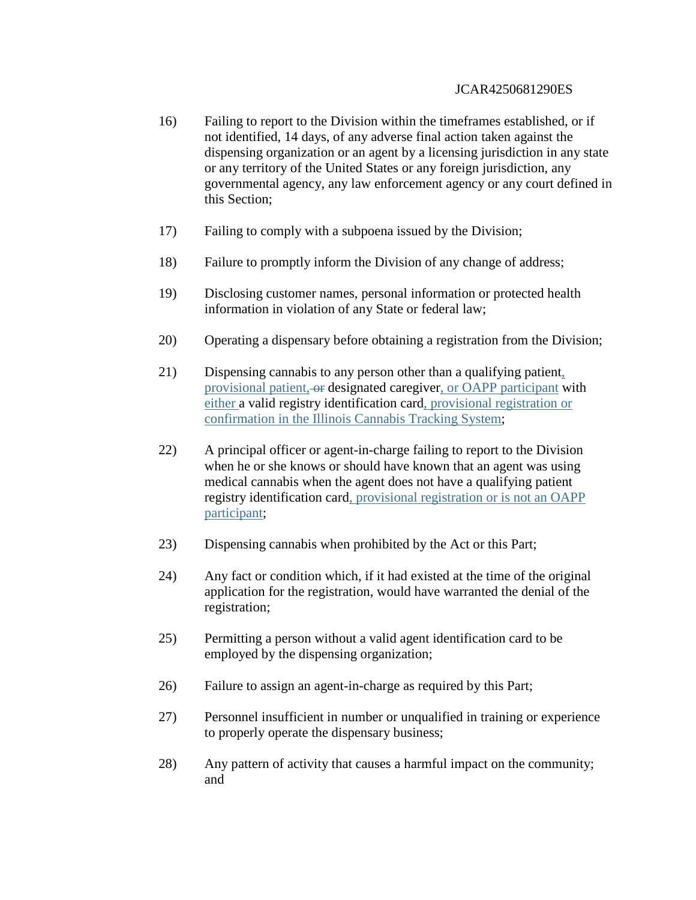16) Failing to report to the Division within the timeframes established, or if not identified, 14 days, of any adverse final action taken against the dispensing organization or an agent by a licensing jurisdiction in any state or any territory of the United States or any foreign jurisdiction, any governmental agency, any law enforcement agency or any court defined in this Section;

17) Failing to comply with a subpoena issued by the Division;

18) Failure to promptly inform the Division of any change of address;

19) Disclosing customer names, personal information or protected health information in violation of any State or federal law;

20) Operating a dispensary before obtaining a registration from the Division;

21) Dispensing cannabis to any person other than a qualifying patient, provisional patient, ~~or~~ designated caregiver, or OAPP participant with either a valid registry identification card, provisional registration or confirmation in the Illinois Cannabis Tracking System;

22) A principal officer or agent-in-charge failing to report to the Division when he or she knows or should have known that an agent was using medical cannabis when the agent does not have a qualifying patient registry identification card, provisional registration or is not an OAPP participant;

23) Dispensing cannabis when prohibited by the Act or this Part;

24) Any fact or condition which, if it had existed at the time of the original application for the registration, would have warranted the denial of the registration;

25) Permitting a person without a valid agent identification card to be employed by the dispensing organization;

26) Failure to assign an agent-in-charge as required by this Part;

27) Personnel insufficient in number or unqualified in training or experience to properly operate the dispensary business;

28) Any pattern of activity that causes a harmful impact on the community; and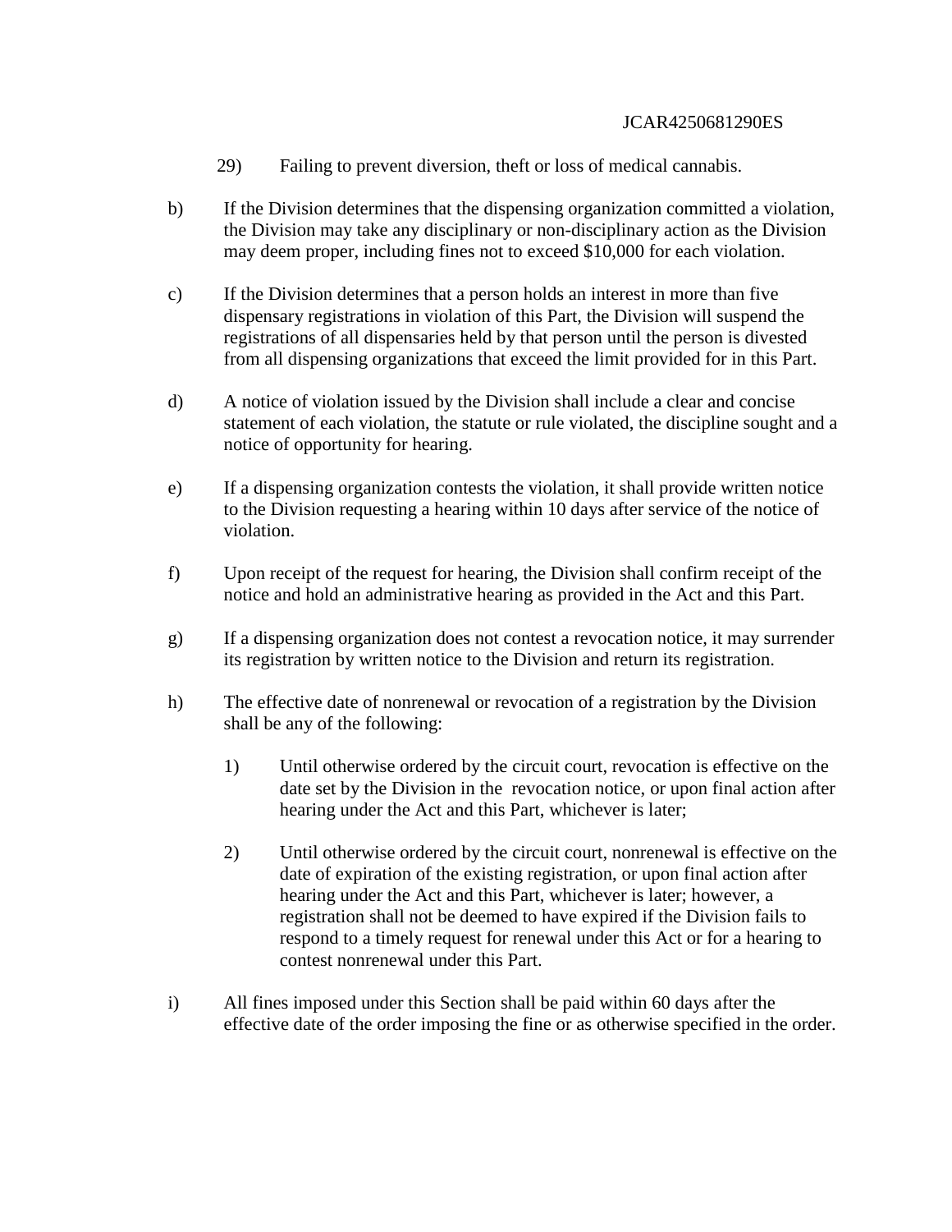29) Failing to prevent diversion, theft or loss of medical cannabis.

b) If the Division determines that the dispensing organization committed a violation, the Division may take any disciplinary or non-disciplinary action as the Division may deem proper, including fines not to exceed $10,000 for each violation.

c) If the Division determines that a person holds an interest in more than five dispensary registrations in violation of this Part, the Division will suspend the registrations of all dispensaries held by that person until the person is divested from all dispensing organizations that exceed the limit provided for in this Part.

d) A notice of violation issued by the Division shall include a clear and concise statement of each violation, the statute or rule violated, the discipline sought and a notice of opportunity for hearing.

e) If a dispensing organization contests the violation, it shall provide written notice to the Division requesting a hearing within 10 days after service of the notice of violation.

f) Upon receipt of the request for hearing, the Division shall confirm receipt of the notice and hold an administrative hearing as provided in the Act and this Part.

g) If a dispensing organization does not contest a revocation notice, it may surrender its registration by written notice to the Division and return its registration.

h) The effective date of nonrenewal or revocation of a registration by the Division shall be any of the following:

1) Until otherwise ordered by the circuit court, revocation is effective on the date set by the Division in the revocation notice, or upon final action after hearing under the Act and this Part, whichever is later;

2) Until otherwise ordered by the circuit court, nonrenewal is effective on the date of expiration of the existing registration, or upon final action after hearing under the Act and this Part, whichever is later; however, a registration shall not be deemed to have expired if the Division fails to respond to a timely request for renewal under this Act or for a hearing to contest nonrenewal under this Part.

i) All fines imposed under this Section shall be paid within 60 days after the effective date of the order imposing the fine or as otherwise specified in the order.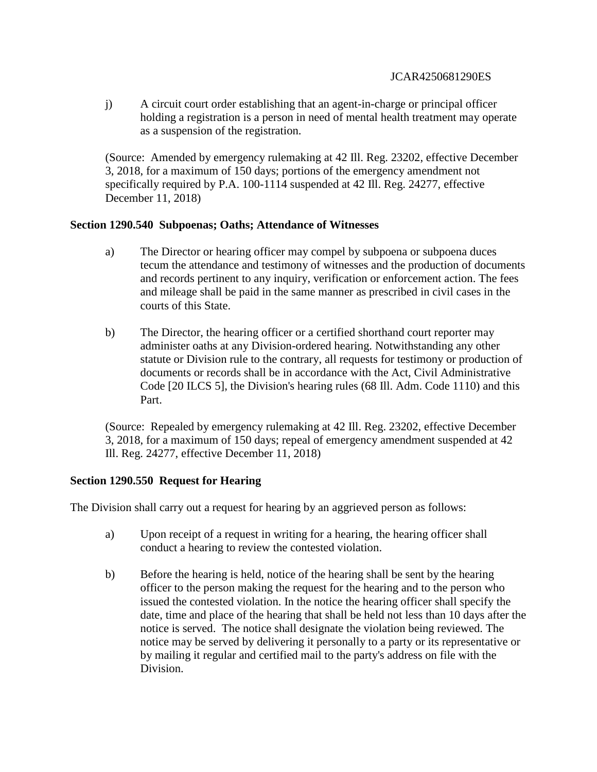j) A circuit court order establishing that an agent-in-charge or principal officer holding a registration is a person in need of mental health treatment may operate as a suspension of the registration.

(Source: Amended by emergency rulemaking at 42 Ill. Reg. 23202, effective December 3, 2018, for a maximum of 150 days; portions of the emergency amendment not specifically required by P.A. 100-1114 suspended at 42 Ill. Reg. 24277, effective December 11, 2018)

**Section 1290.540 Subpoenas; Oaths; Attendance of Witnesses**

a) The Director or hearing officer may compel by subpoena or subpoena duces tecum the attendance and testimony of witnesses and the production of documents and records pertinent to any inquiry, verification or enforcement action. The fees and mileage shall be paid in the same manner as prescribed in civil cases in the courts of this State.

b) The Director, the hearing officer or a certified shorthand court reporter may administer oaths at any Division-ordered hearing. Notwithstanding any other statute or Division rule to the contrary, all requests for testimony or production of documents or records shall be in accordance with the Act, Civil Administrative Code [20 ILCS 5], the Division's hearing rules (68 Ill. Adm. Code 1110) and this Part.

(Source: Repealed by emergency rulemaking at 42 Ill. Reg. 23202, effective December 3, 2018, for a maximum of 150 days; repeal of emergency amendment suspended at 42 Ill. Reg. 24277, effective December 11, 2018)

**Section 1290.550 Request for Hearing**

The Division shall carry out a request for hearing by an aggrieved person as follows:

a) Upon receipt of a request in writing for a hearing, the hearing officer shall conduct a hearing to review the contested violation.

b) Before the hearing is held, notice of the hearing shall be sent by the hearing officer to the person making the request for the hearing and to the person who issued the contested violation. In the notice the hearing officer shall specify the date, time and place of the hearing that shall be held not less than 10 days after the notice is served. The notice shall designate the violation being reviewed. The notice may be served by delivering it personally to a party or its representative or by mailing it regular and certified mail to the party's address on file with the Division.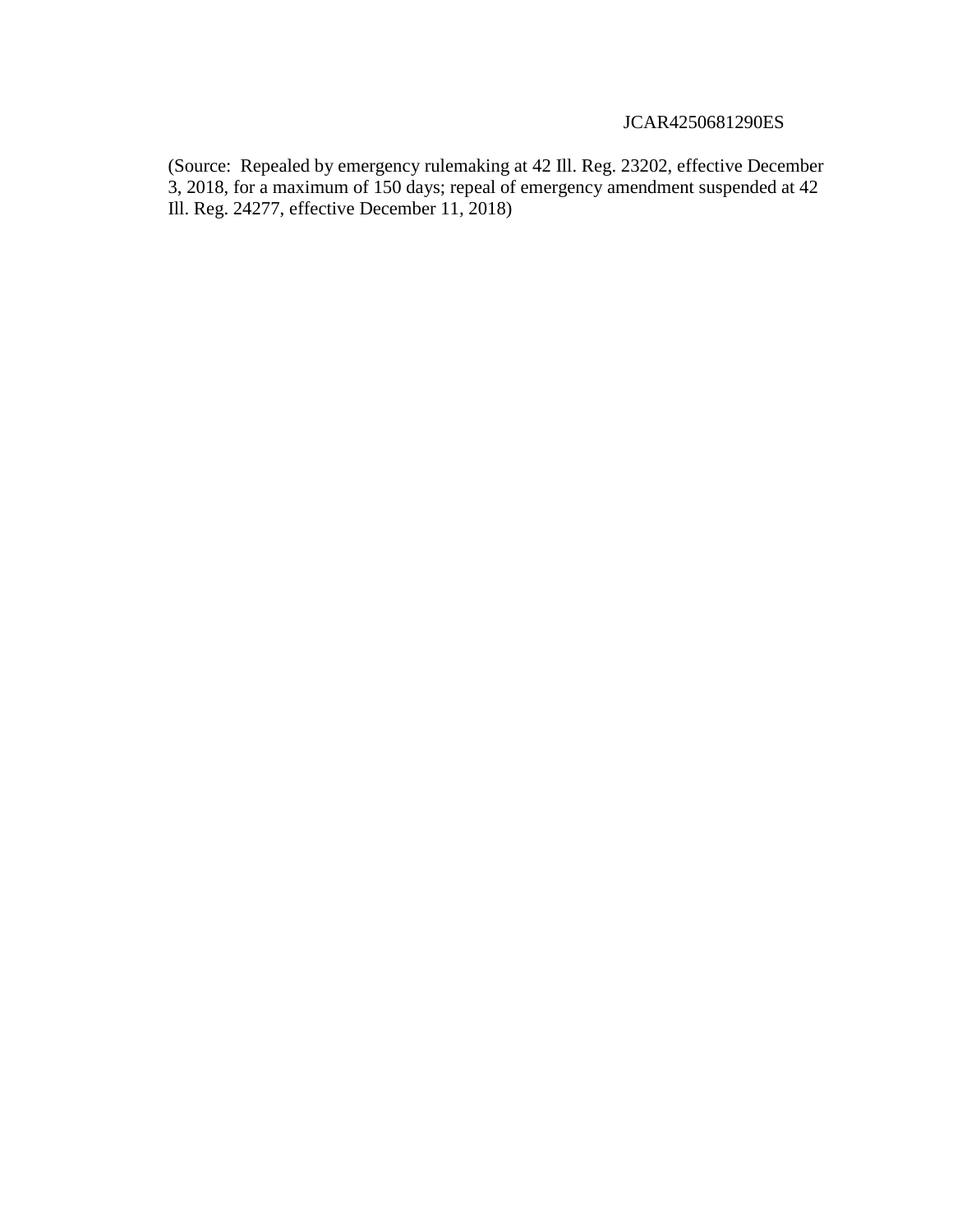(Source: Repealed by emergency rulemaking at 42 Ill. Reg. 23202, effective December 3, 2018, for a maximum of 150 days; repeal of emergency amendment suspended at 42 Ill. Reg. 24277, effective December 11, 2018)